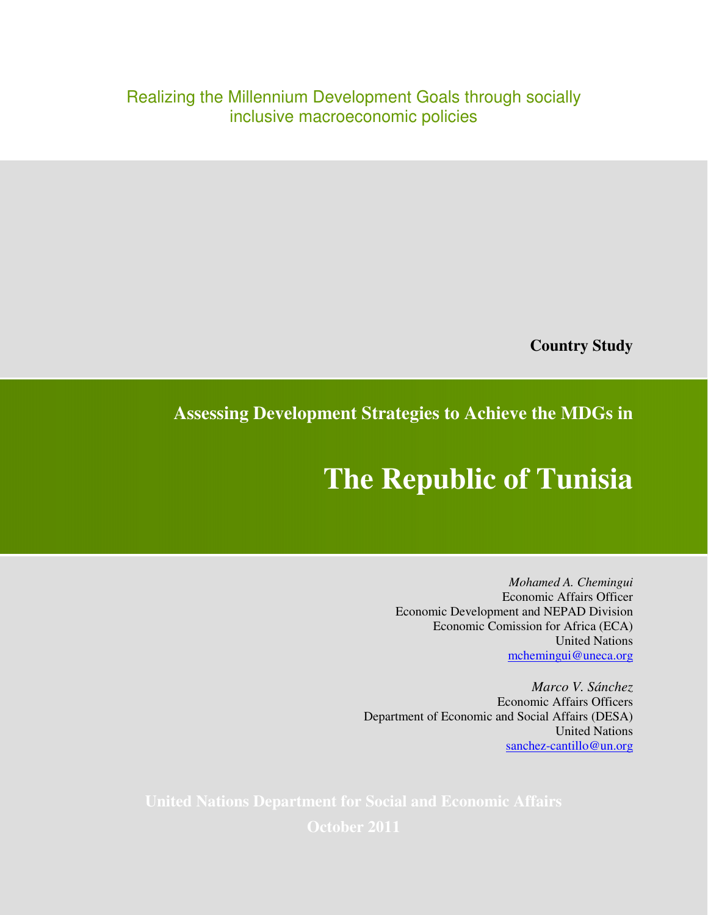Realizing the Millennium Development Goals through socially inclusive macroeconomic policies

**Country Study**

## Assessing Development Strategies to Achieve the MDGs in

# The Republic of Tunisia

*Mohamed A. Chemingui*
Economic Affairs Officer
Economic Development and NEPAD Division
Economic Comission for Africa (ECA)
United Nations
mchemingui@uneca.org

*Marco V. Sánchez*
Economic Affairs Officers
Department of Economic and Social Affairs (DESA)
United Nations
sanchez-cantillo@un.org

**United Nations Department for Social and Economic Affairs**

**October 2011**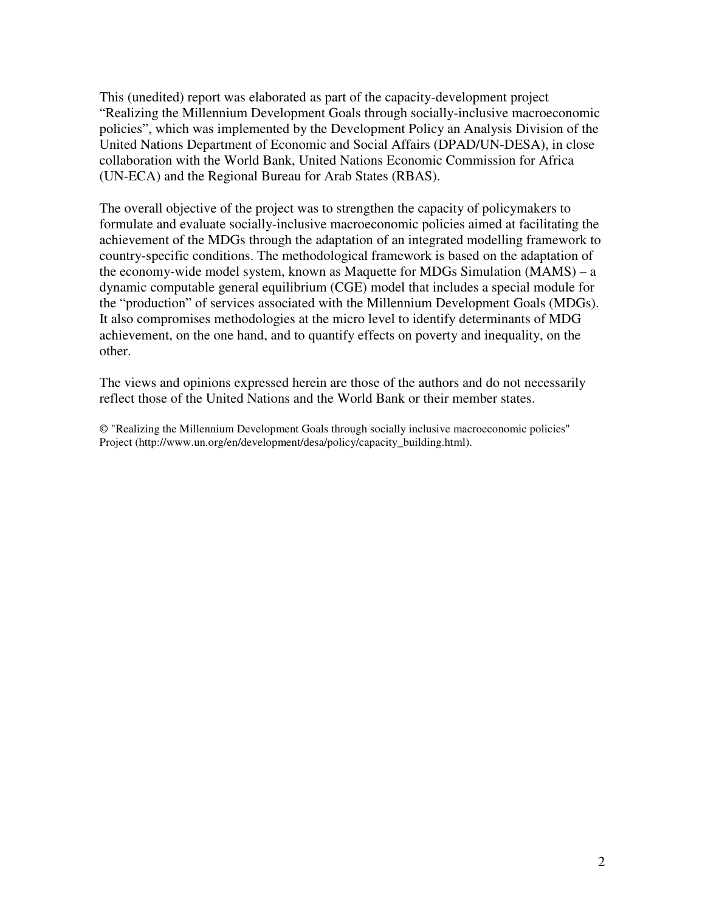This (unedited) report was elaborated as part of the capacity-development project "Realizing the Millennium Development Goals through socially-inclusive macroeconomic policies", which was implemented by the Development Policy an Analysis Division of the United Nations Department of Economic and Social Affairs (DPAD/UN-DESA), in close collaboration with the World Bank, United Nations Economic Commission for Africa (UN-ECA) and the Regional Bureau for Arab States (RBAS).

The overall objective of the project was to strengthen the capacity of policymakers to formulate and evaluate socially-inclusive macroeconomic policies aimed at facilitating the achievement of the MDGs through the adaptation of an integrated modelling framework to country-specific conditions. The methodological framework is based on the adaptation of the economy-wide model system, known as Maquette for MDGs Simulation (MAMS) – a dynamic computable general equilibrium (CGE) model that includes a special module for the "production" of services associated with the Millennium Development Goals (MDGs). It also compromises methodologies at the micro level to identify determinants of MDG achievement, on the one hand, and to quantify effects on poverty and inequality, on the other.

The views and opinions expressed herein are those of the authors and do not necessarily reflect those of the United Nations and the World Bank or their member states.

© "Realizing the Millennium Development Goals through socially inclusive macroeconomic policies" Project (http://www.un.org/en/development/desa/policy/capacity_building.html).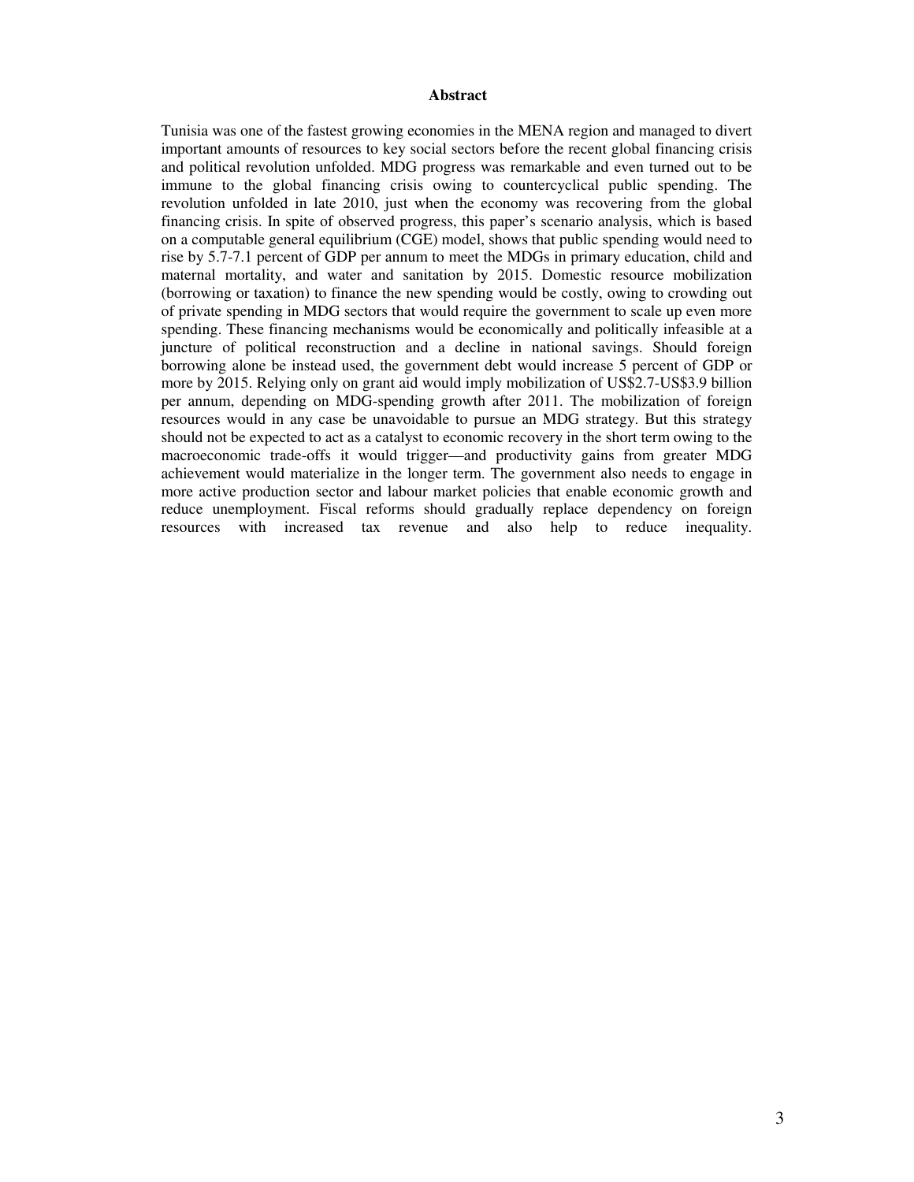## Abstract

Tunisia was one of the fastest growing economies in the MENA region and managed to divert important amounts of resources to key social sectors before the recent global financing crisis and political revolution unfolded. MDG progress was remarkable and even turned out to be immune to the global financing crisis owing to countercyclical public spending. The revolution unfolded in late 2010, just when the economy was recovering from the global financing crisis. In spite of observed progress, this paper's scenario analysis, which is based on a computable general equilibrium (CGE) model, shows that public spending would need to rise by 5.7-7.1 percent of GDP per annum to meet the MDGs in primary education, child and maternal mortality, and water and sanitation by 2015. Domestic resource mobilization (borrowing or taxation) to finance the new spending would be costly, owing to crowding out of private spending in MDG sectors that would require the government to scale up even more spending. These financing mechanisms would be economically and politically infeasible at a juncture of political reconstruction and a decline in national savings. Should foreign borrowing alone be instead used, the government debt would increase 5 percent of GDP or more by 2015. Relying only on grant aid would imply mobilization of US$2.7-US$3.9 billion per annum, depending on MDG-spending growth after 2011. The mobilization of foreign resources would in any case be unavoidable to pursue an MDG strategy. But this strategy should not be expected to act as a catalyst to economic recovery in the short term owing to the macroeconomic trade-offs it would trigger—and productivity gains from greater MDG achievement would materialize in the longer term. The government also needs to engage in more active production sector and labour market policies that enable economic growth and reduce unemployment. Fiscal reforms should gradually replace dependency on foreign resources with increased tax revenue and also help to reduce inequality.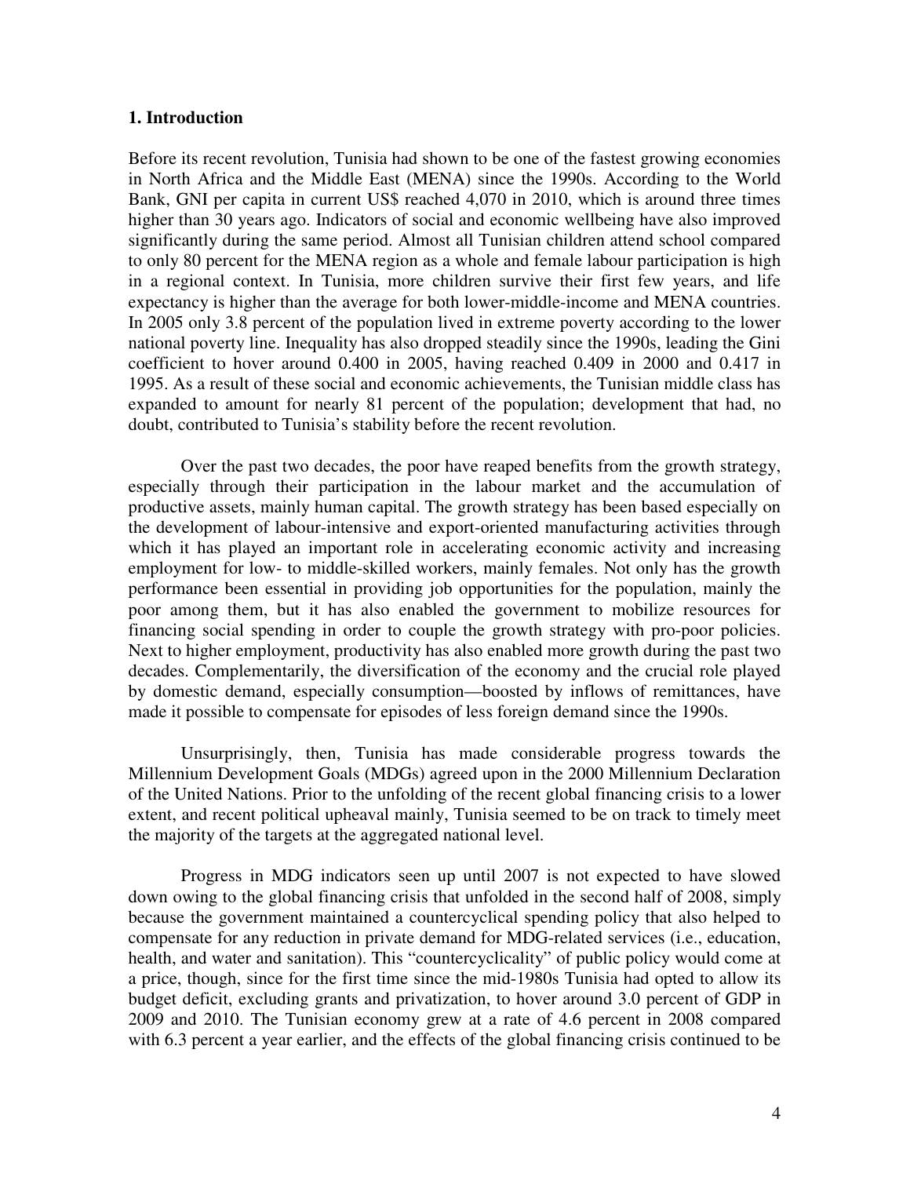## 1. Introduction

Before its recent revolution, Tunisia had shown to be one of the fastest growing economies in North Africa and the Middle East (MENA) since the 1990s. According to the World Bank, GNI per capita in current US$ reached 4,070 in 2010, which is around three times higher than 30 years ago. Indicators of social and economic wellbeing have also improved significantly during the same period. Almost all Tunisian children attend school compared to only 80 percent for the MENA region as a whole and female labour participation is high in a regional context. In Tunisia, more children survive their first few years, and life expectancy is higher than the average for both lower-middle-income and MENA countries. In 2005 only 3.8 percent of the population lived in extreme poverty according to the lower national poverty line. Inequality has also dropped steadily since the 1990s, leading the Gini coefficient to hover around 0.400 in 2005, having reached 0.409 in 2000 and 0.417 in 1995. As a result of these social and economic achievements, the Tunisian middle class has expanded to amount for nearly 81 percent of the population; development that had, no doubt, contributed to Tunisia's stability before the recent revolution.

Over the past two decades, the poor have reaped benefits from the growth strategy, especially through their participation in the labour market and the accumulation of productive assets, mainly human capital. The growth strategy has been based especially on the development of labour-intensive and export-oriented manufacturing activities through which it has played an important role in accelerating economic activity and increasing employment for low- to middle-skilled workers, mainly females. Not only has the growth performance been essential in providing job opportunities for the population, mainly the poor among them, but it has also enabled the government to mobilize resources for financing social spending in order to couple the growth strategy with pro-poor policies. Next to higher employment, productivity has also enabled more growth during the past two decades. Complementarily, the diversification of the economy and the crucial role played by domestic demand, especially consumption—boosted by inflows of remittances, have made it possible to compensate for episodes of less foreign demand since the 1990s.

Unsurprisingly, then, Tunisia has made considerable progress towards the Millennium Development Goals (MDGs) agreed upon in the 2000 Millennium Declaration of the United Nations. Prior to the unfolding of the recent global financing crisis to a lower extent, and recent political upheaval mainly, Tunisia seemed to be on track to timely meet the majority of the targets at the aggregated national level.

Progress in MDG indicators seen up until 2007 is not expected to have slowed down owing to the global financing crisis that unfolded in the second half of 2008, simply because the government maintained a countercyclical spending policy that also helped to compensate for any reduction in private demand for MDG-related services (i.e., education, health, and water and sanitation). This "countercyclicality" of public policy would come at a price, though, since for the first time since the mid-1980s Tunisia had opted to allow its budget deficit, excluding grants and privatization, to hover around 3.0 percent of GDP in 2009 and 2010. The Tunisian economy grew at a rate of 4.6 percent in 2008 compared with 6.3 percent a year earlier, and the effects of the global financing crisis continued to be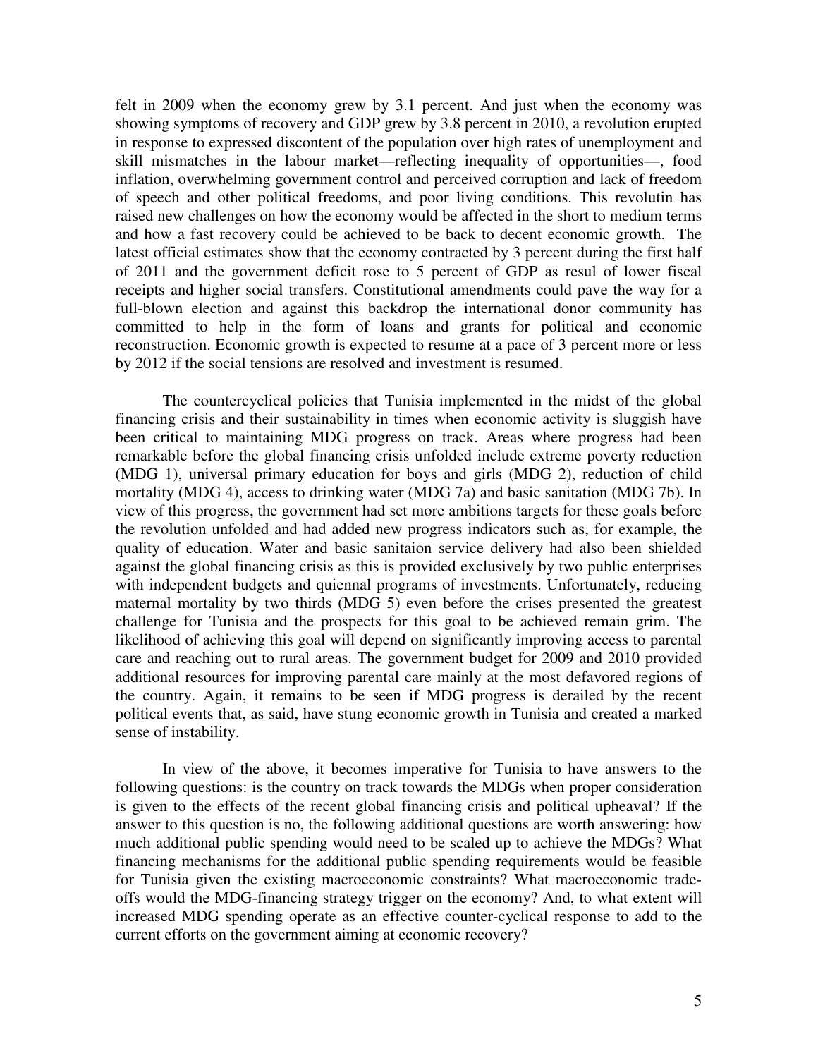felt in 2009 when the economy grew by 3.1 percent. And just when the economy was showing symptoms of recovery and GDP grew by 3.8 percent in 2010, a revolution erupted in response to expressed discontent of the population over high rates of unemployment and skill mismatches in the labour market—reflecting inequality of opportunities—, food inflation, overwhelming government control and perceived corruption and lack of freedom of speech and other political freedoms, and poor living conditions. This revolutin has raised new challenges on how the economy would be affected in the short to medium terms and how a fast recovery could be achieved to be back to decent economic growth. The latest official estimates show that the economy contracted by 3 percent during the first half of 2011 and the government deficit rose to 5 percent of GDP as resul of lower fiscal receipts and higher social transfers. Constitutional amendments could pave the way for a full-blown election and against this backdrop the international donor community has committed to help in the form of loans and grants for political and economic reconstruction. Economic growth is expected to resume at a pace of 3 percent more or less by 2012 if the social tensions are resolved and investment is resumed.

The countercyclical policies that Tunisia implemented in the midst of the global financing crisis and their sustainability in times when economic activity is sluggish have been critical to maintaining MDG progress on track. Areas where progress had been remarkable before the global financing crisis unfolded include extreme poverty reduction (MDG 1), universal primary education for boys and girls (MDG 2), reduction of child mortality (MDG 4), access to drinking water (MDG 7a) and basic sanitation (MDG 7b). In view of this progress, the government had set more ambitions targets for these goals before the revolution unfolded and had added new progress indicators such as, for example, the quality of education. Water and basic sanitaion service delivery had also been shielded against the global financing crisis as this is provided exclusively by two public enterprises with independent budgets and quiennal programs of investments. Unfortunately, reducing maternal mortality by two thirds (MDG 5) even before the crises presented the greatest challenge for Tunisia and the prospects for this goal to be achieved remain grim. The likelihood of achieving this goal will depend on significantly improving access to parental care and reaching out to rural areas. The government budget for 2009 and 2010 provided additional resources for improving parental care mainly at the most defavored regions of the country. Again, it remains to be seen if MDG progress is derailed by the recent political events that, as said, have stung economic growth in Tunisia and created a marked sense of instability.

In view of the above, it becomes imperative for Tunisia to have answers to the following questions: is the country on track towards the MDGs when proper consideration is given to the effects of the recent global financing crisis and political upheaval? If the answer to this question is no, the following additional questions are worth answering: how much additional public spending would need to be scaled up to achieve the MDGs? What financing mechanisms for the additional public spending requirements would be feasible for Tunisia given the existing macroeconomic constraints? What macroeconomic trade-offs would the MDG-financing strategy trigger on the economy? And, to what extent will increased MDG spending operate as an effective counter-cyclical response to add to the current efforts on the government aiming at economic recovery?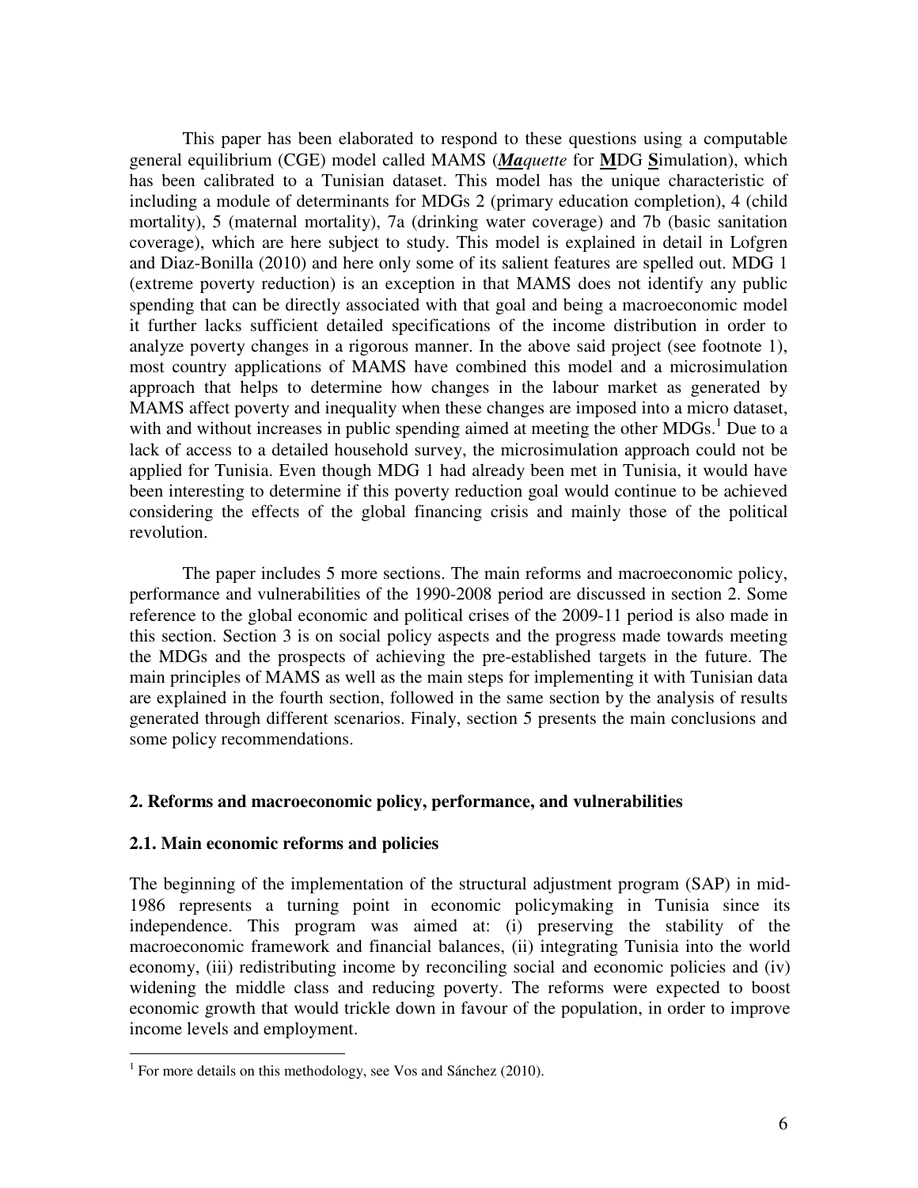This paper has been elaborated to respond to these questions using a computable general equilibrium (CGE) model called MAMS (***Ma****quette* for **M**DG **S**imulation), which has been calibrated to a Tunisian dataset. This model has the unique characteristic of including a module of determinants for MDGs 2 (primary education completion), 4 (child mortality), 5 (maternal mortality), 7a (drinking water coverage) and 7b (basic sanitation coverage), which are here subject to study. This model is explained in detail in Lofgren and Diaz-Bonilla (2010) and here only some of its salient features are spelled out. MDG 1 (extreme poverty reduction) is an exception in that MAMS does not identify any public spending that can be directly associated with that goal and being a macroeconomic model it further lacks sufficient detailed specifications of the income distribution in order to analyze poverty changes in a rigorous manner. In the above said project (see footnote 1), most country applications of MAMS have combined this model and a microsimulation approach that helps to determine how changes in the labour market as generated by MAMS affect poverty and inequality when these changes are imposed into a micro dataset, with and without increases in public spending aimed at meeting the other MDGs.[1] Due to a lack of access to a detailed household survey, the microsimulation approach could not be applied for Tunisia. Even though MDG 1 had already been met in Tunisia, it would have been interesting to determine if this poverty reduction goal would continue to be achieved considering the effects of the global financing crisis and mainly those of the political revolution.

The paper includes 5 more sections. The main reforms and macroeconomic policy, performance and vulnerabilities of the 1990-2008 period are discussed in section 2. Some reference to the global economic and political crises of the 2009-11 period is also made in this section. Section 3 is on social policy aspects and the progress made towards meeting the MDGs and the prospects of achieving the pre-established targets in the future. The main principles of MAMS as well as the main steps for implementing it with Tunisian data are explained in the fourth section, followed in the same section by the analysis of results generated through different scenarios. Finaly, section 5 presents the main conclusions and some policy recommendations.

## 2. Reforms and macroeconomic policy, performance, and vulnerabilities

### 2.1. Main economic reforms and policies

The beginning of the implementation of the structural adjustment program (SAP) in mid-1986 represents a turning point in economic policymaking in Tunisia since its independence. This program was aimed at: (i) preserving the stability of the macroeconomic framework and financial balances, (ii) integrating Tunisia into the world economy, (iii) redistributing income by reconciling social and economic policies and (iv) widening the middle class and reducing poverty. The reforms were expected to boost economic growth that would trickle down in favour of the population, in order to improve income levels and employment.

---

[1] For more details on this methodology, see Vos and Sánchez (2010).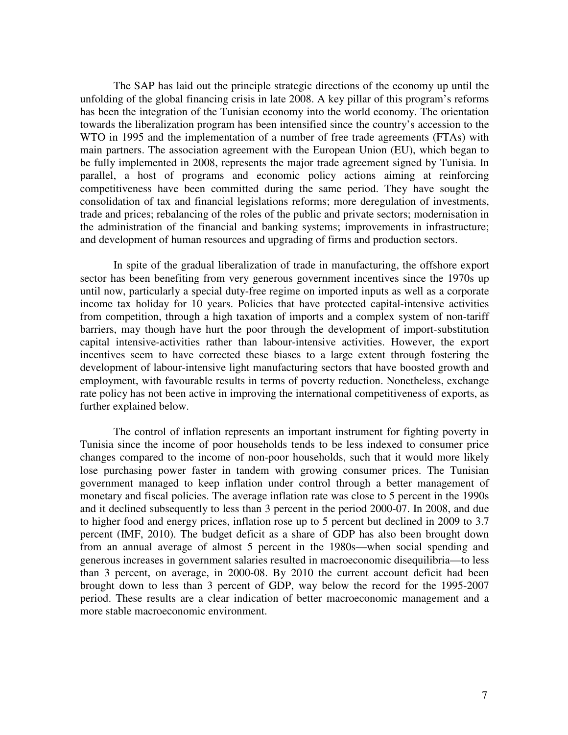The SAP has laid out the principle strategic directions of the economy up until the unfolding of the global financing crisis in late 2008. A key pillar of this program's reforms has been the integration of the Tunisian economy into the world economy. The orientation towards the liberalization program has been intensified since the country's accession to the WTO in 1995 and the implementation of a number of free trade agreements (FTAs) with main partners. The association agreement with the European Union (EU), which began to be fully implemented in 2008, represents the major trade agreement signed by Tunisia. In parallel, a host of programs and economic policy actions aiming at reinforcing competitiveness have been committed during the same period. They have sought the consolidation of tax and financial legislations reforms; more deregulation of investments, trade and prices; rebalancing of the roles of the public and private sectors; modernisation in the administration of the financial and banking systems; improvements in infrastructure; and development of human resources and upgrading of firms and production sectors.

In spite of the gradual liberalization of trade in manufacturing, the offshore export sector has been benefiting from very generous government incentives since the 1970s up until now, particularly a special duty-free regime on imported inputs as well as a corporate income tax holiday for 10 years. Policies that have protected capital-intensive activities from competition, through a high taxation of imports and a complex system of non-tariff barriers, may though have hurt the poor through the development of import-substitution capital intensive-activities rather than labour-intensive activities. However, the export incentives seem to have corrected these biases to a large extent through fostering the development of labour-intensive light manufacturing sectors that have boosted growth and employment, with favourable results in terms of poverty reduction. Nonetheless, exchange rate policy has not been active in improving the international competitiveness of exports, as further explained below.

The control of inflation represents an important instrument for fighting poverty in Tunisia since the income of poor households tends to be less indexed to consumer price changes compared to the income of non-poor households, such that it would more likely lose purchasing power faster in tandem with growing consumer prices. The Tunisian government managed to keep inflation under control through a better management of monetary and fiscal policies. The average inflation rate was close to 5 percent in the 1990s and it declined subsequently to less than 3 percent in the period 2000-07. In 2008, and due to higher food and energy prices, inflation rose up to 5 percent but declined in 2009 to 3.7 percent (IMF, 2010). The budget deficit as a share of GDP has also been brought down from an annual average of almost 5 percent in the 1980s—when social spending and generous increases in government salaries resulted in macroeconomic disequilibria—to less than 3 percent, on average, in 2000-08. By 2010 the current account deficit had been brought down to less than 3 percent of GDP, way below the record for the 1995-2007 period. These results are a clear indication of better macroeconomic management and a more stable macroeconomic environment.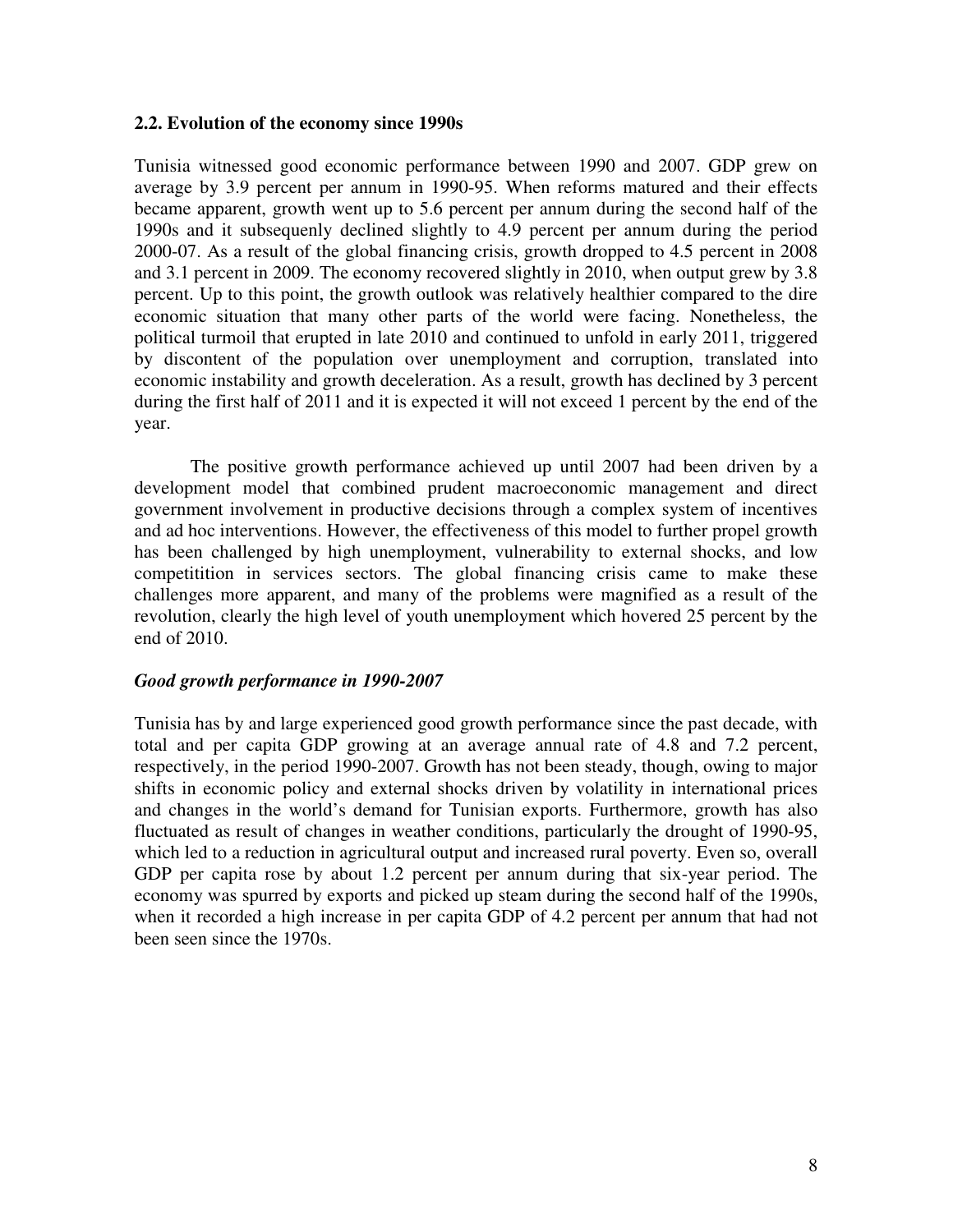## 2.2. Evolution of the economy since 1990s

Tunisia witnessed good economic performance between 1990 and 2007. GDP grew on average by 3.9 percent per annum in 1990-95. When reforms matured and their effects became apparent, growth went up to 5.6 percent per annum during the second half of the 1990s and it subsequenly declined slightly to 4.9 percent per annum during the period 2000-07. As a result of the global financing crisis, growth dropped to 4.5 percent in 2008 and 3.1 percent in 2009. The economy recovered slightly in 2010, when output grew by 3.8 percent. Up to this point, the growth outlook was relatively healthier compared to the dire economic situation that many other parts of the world were facing. Nonetheless, the political turmoil that erupted in late 2010 and continued to unfold in early 2011, triggered by discontent of the population over unemployment and corruption, translated into economic instability and growth deceleration. As a result, growth has declined by 3 percent during the first half of 2011 and it is expected it will not exceed 1 percent by the end of the year.

The positive growth performance achieved up until 2007 had been driven by a development model that combined prudent macroeconomic management and direct government involvement in productive decisions through a complex system of incentives and ad hoc interventions. However, the effectiveness of this model to further propel growth has been challenged by high unemployment, vulnerability to external shocks, and low competitition in services sectors. The global financing crisis came to make these challenges more apparent, and many of the problems were magnified as a result of the revolution, clearly the high level of youth unemployment which hovered 25 percent by the end of 2010.

### *Good growth performance in 1990-2007*

Tunisia has by and large experienced good growth performance since the past decade, with total and per capita GDP growing at an average annual rate of 4.8 and 7.2 percent, respectively, in the period 1990-2007. Growth has not been steady, though, owing to major shifts in economic policy and external shocks driven by volatility in international prices and changes in the world's demand for Tunisian exports. Furthermore, growth has also fluctuated as result of changes in weather conditions, particularly the drought of 1990-95, which led to a reduction in agricultural output and increased rural poverty. Even so, overall GDP per capita rose by about 1.2 percent per annum during that six-year period. The economy was spurred by exports and picked up steam during the second half of the 1990s, when it recorded a high increase in per capita GDP of 4.2 percent per annum that had not been seen since the 1970s.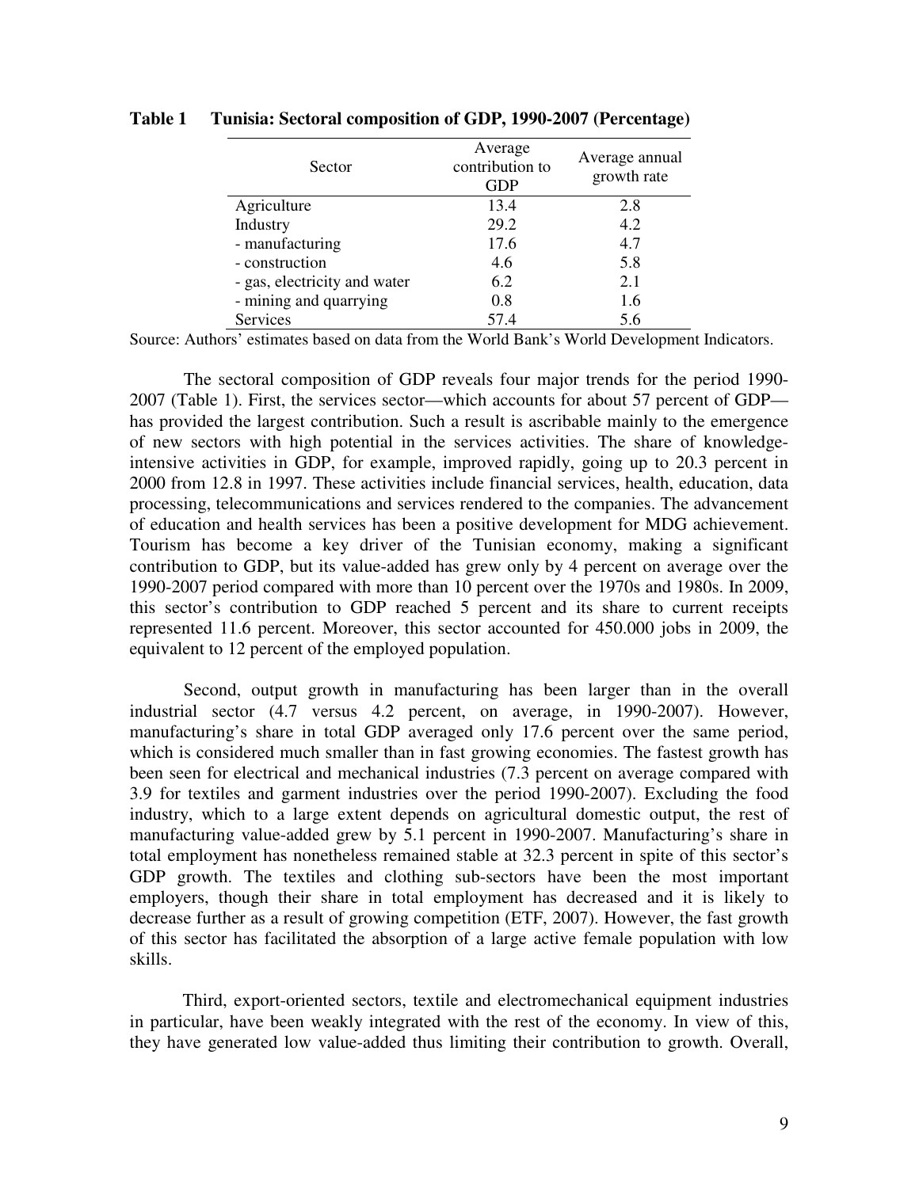**Table 1 Tunisia: Sectoral composition of GDP, 1990-2007 (Percentage)**

| Sector | Average contribution to GDP | Average annual growth rate |
|---|---|---|
| Agriculture | 13.4 | 2.8 |
| Industry | 29.2 | 4.2 |
| - manufacturing | 17.6 | 4.7 |
| - construction | 4.6 | 5.8 |
| - gas, electricity and water | 6.2 | 2.1 |
| - mining and quarrying | 0.8 | 1.6 |
| Services | 57.4 | 5.6 |

Source: Authors' estimates based on data from the World Bank's World Development Indicators.

The sectoral composition of GDP reveals four major trends for the period 1990-2007 (Table 1). First, the services sector—which accounts for about 57 percent of GDP—has provided the largest contribution. Such a result is ascribable mainly to the emergence of new sectors with high potential in the services activities. The share of knowledge-intensive activities in GDP, for example, improved rapidly, going up to 20.3 percent in 2000 from 12.8 in 1997. These activities include financial services, health, education, data processing, telecommunications and services rendered to the companies. The advancement of education and health services has been a positive development for MDG achievement. Tourism has become a key driver of the Tunisian economy, making a significant contribution to GDP, but its value-added has grew only by 4 percent on average over the 1990-2007 period compared with more than 10 percent over the 1970s and 1980s. In 2009, this sector's contribution to GDP reached 5 percent and its share to current receipts represented 11.6 percent. Moreover, this sector accounted for 450.000 jobs in 2009, the equivalent to 12 percent of the employed population.

Second, output growth in manufacturing has been larger than in the overall industrial sector (4.7 versus 4.2 percent, on average, in 1990-2007). However, manufacturing's share in total GDP averaged only 17.6 percent over the same period, which is considered much smaller than in fast growing economies. The fastest growth has been seen for electrical and mechanical industries (7.3 percent on average compared with 3.9 for textiles and garment industries over the period 1990-2007). Excluding the food industry, which to a large extent depends on agricultural domestic output, the rest of manufacturing value-added grew by 5.1 percent in 1990-2007. Manufacturing's share in total employment has nonetheless remained stable at 32.3 percent in spite of this sector's GDP growth. The textiles and clothing sub-sectors have been the most important employers, though their share in total employment has decreased and it is likely to decrease further as a result of growing competition (ETF, 2007). However, the fast growth of this sector has facilitated the absorption of a large active female population with low skills.

Third, export-oriented sectors, textile and electromechanical equipment industries in particular, have been weakly integrated with the rest of the economy. In view of this, they have generated low value-added thus limiting their contribution to growth. Overall,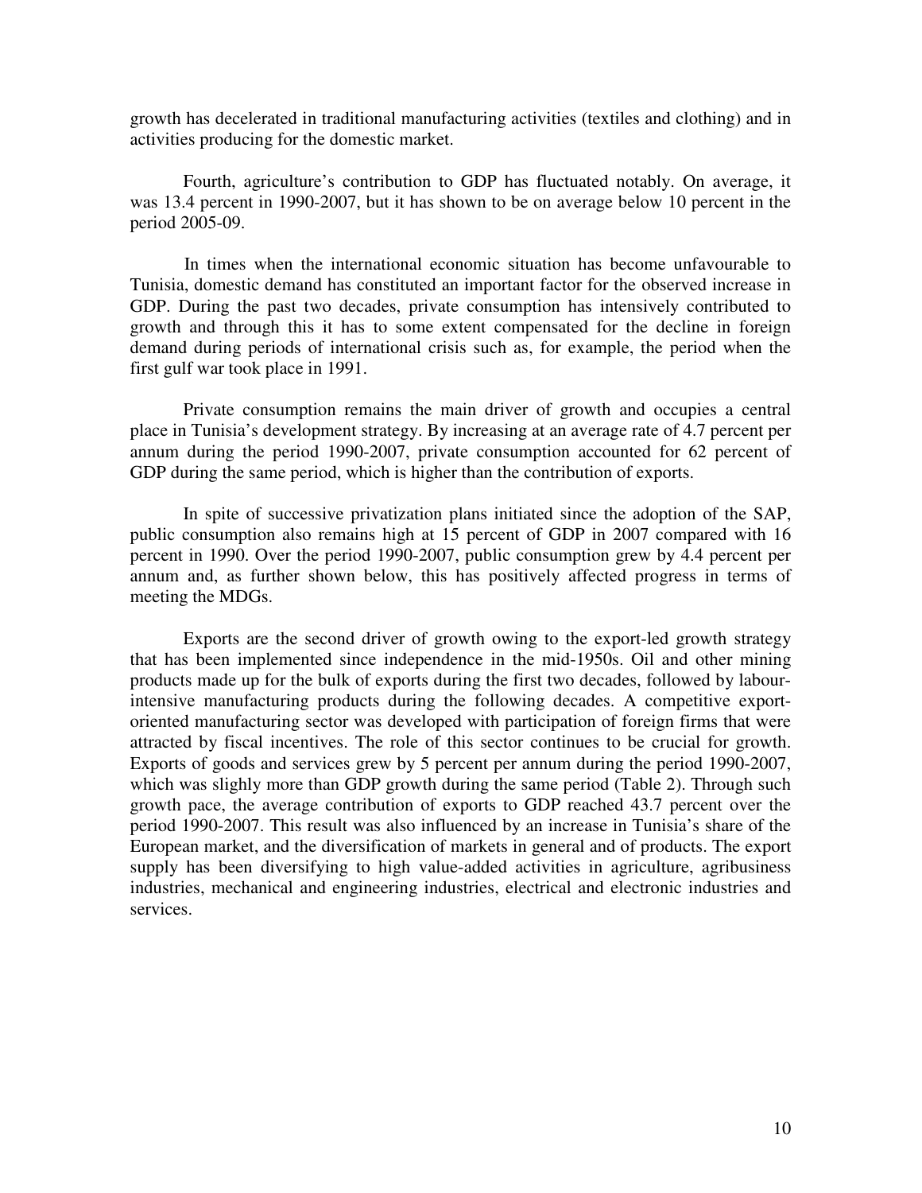growth has decelerated in traditional manufacturing activities (textiles and clothing) and in activities producing for the domestic market.

Fourth, agriculture's contribution to GDP has fluctuated notably. On average, it was 13.4 percent in 1990-2007, but it has shown to be on average below 10 percent in the period 2005-09.

In times when the international economic situation has become unfavourable to Tunisia, domestic demand has constituted an important factor for the observed increase in GDP. During the past two decades, private consumption has intensively contributed to growth and through this it has to some extent compensated for the decline in foreign demand during periods of international crisis such as, for example, the period when the first gulf war took place in 1991.

Private consumption remains the main driver of growth and occupies a central place in Tunisia's development strategy. By increasing at an average rate of 4.7 percent per annum during the period 1990-2007, private consumption accounted for 62 percent of GDP during the same period, which is higher than the contribution of exports.

In spite of successive privatization plans initiated since the adoption of the SAP, public consumption also remains high at 15 percent of GDP in 2007 compared with 16 percent in 1990. Over the period 1990-2007, public consumption grew by 4.4 percent per annum and, as further shown below, this has positively affected progress in terms of meeting the MDGs.

Exports are the second driver of growth owing to the export-led growth strategy that has been implemented since independence in the mid-1950s. Oil and other mining products made up for the bulk of exports during the first two decades, followed by labour-intensive manufacturing products during the following decades. A competitive export-oriented manufacturing sector was developed with participation of foreign firms that were attracted by fiscal incentives. The role of this sector continues to be crucial for growth. Exports of goods and services grew by 5 percent per annum during the period 1990-2007, which was slighly more than GDP growth during the same period (Table 2). Through such growth pace, the average contribution of exports to GDP reached 43.7 percent over the period 1990-2007. This result was also influenced by an increase in Tunisia's share of the European market, and the diversification of markets in general and of products. The export supply has been diversifying to high value-added activities in agriculture, agribusiness industries, mechanical and engineering industries, electrical and electronic industries and services.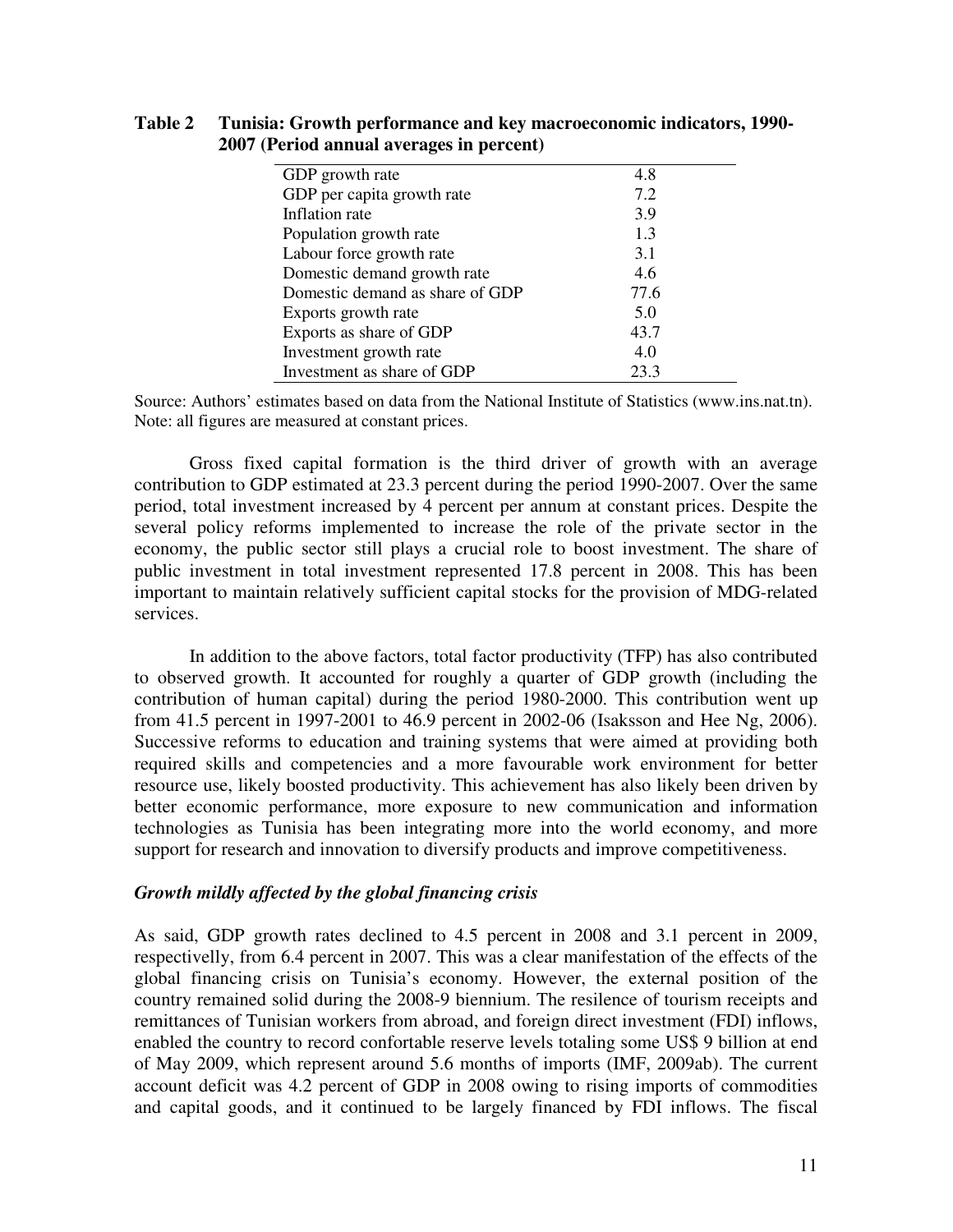**Table 2 Tunisia: Growth performance and key macroeconomic indicators, 1990-2007 (Period annual averages in percent)**

| Indicator | Value |
|---|---|
| GDP growth rate | 4.8 |
| GDP per capita growth rate | 7.2 |
| Inflation rate | 3.9 |
| Population growth rate | 1.3 |
| Labour force growth rate | 3.1 |
| Domestic demand growth rate | 4.6 |
| Domestic demand as share of GDP | 77.6 |
| Exports growth rate | 5.0 |
| Exports as share of GDP | 43.7 |
| Investment growth rate | 4.0 |
| Investment as share of GDP | 23.3 |

Source: Authors' estimates based on data from the National Institute of Statistics (www.ins.nat.tn).
Note: all figures are measured at constant prices.

Gross fixed capital formation is the third driver of growth with an average contribution to GDP estimated at 23.3 percent during the period 1990-2007. Over the same period, total investment increased by 4 percent per annum at constant prices. Despite the several policy reforms implemented to increase the role of the private sector in the economy, the public sector still plays a crucial role to boost investment. The share of public investment in total investment represented 17.8 percent in 2008. This has been important to maintain relatively sufficient capital stocks for the provision of MDG-related services.

In addition to the above factors, total factor productivity (TFP) has also contributed to observed growth. It accounted for roughly a quarter of GDP growth (including the contribution of human capital) during the period 1980-2000. This contribution went up from 41.5 percent in 1997-2001 to 46.9 percent in 2002-06 (Isaksson and Hee Ng, 2006). Successive reforms to education and training systems that were aimed at providing both required skills and competencies and a more favourable work environment for better resource use, likely boosted productivity. This achievement has also likely been driven by better economic performance, more exposure to new communication and information technologies as Tunisia has been integrating more into the world economy, and more support for research and innovation to diversify products and improve competitiveness.

### *Growth mildly affected by the global financing crisis*

As said, GDP growth rates declined to 4.5 percent in 2008 and 3.1 percent in 2009, respectivelly, from 6.4 percent in 2007. This was a clear manifestation of the effects of the global financing crisis on Tunisia's economy. However, the external position of the country remained solid during the 2008-9 biennium. The resilence of tourism receipts and remittances of Tunisian workers from abroad, and foreign direct investment (FDI) inflows, enabled the country to record confortable reserve levels totaling some US$ 9 billion at end of May 2009, which represent around 5.6 months of imports (IMF, 2009ab). The current account deficit was 4.2 percent of GDP in 2008 owing to rising imports of commodities and capital goods, and it continued to be largely financed by FDI inflows. The fiscal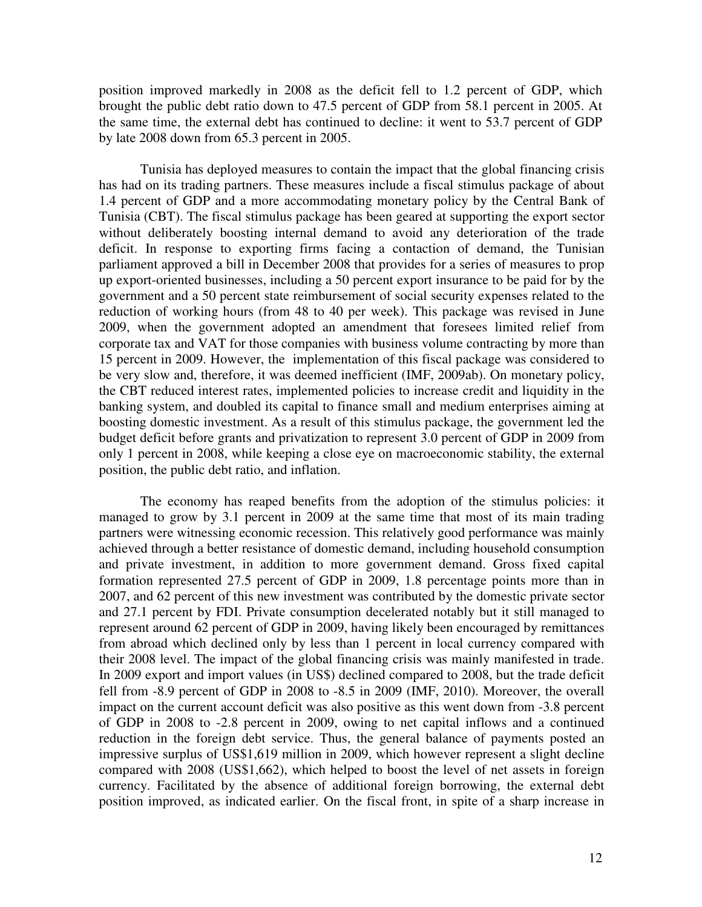position improved markedly in 2008 as the deficit fell to 1.2 percent of GDP, which brought the public debt ratio down to 47.5 percent of GDP from 58.1 percent in 2005. At the same time, the external debt has continued to decline: it went to 53.7 percent of GDP by late 2008 down from 65.3 percent in 2005.

Tunisia has deployed measures to contain the impact that the global financing crisis has had on its trading partners. These measures include a fiscal stimulus package of about 1.4 percent of GDP and a more accommodating monetary policy by the Central Bank of Tunisia (CBT). The fiscal stimulus package has been geared at supporting the export sector without deliberately boosting internal demand to avoid any deterioration of the trade deficit. In response to exporting firms facing a contaction of demand, the Tunisian parliament approved a bill in December 2008 that provides for a series of measures to prop up export-oriented businesses, including a 50 percent export insurance to be paid for by the government and a 50 percent state reimbursement of social security expenses related to the reduction of working hours (from 48 to 40 per week). This package was revised in June 2009, when the government adopted an amendment that foresees limited relief from corporate tax and VAT for those companies with business volume contracting by more than 15 percent in 2009. However, the implementation of this fiscal package was considered to be very slow and, therefore, it was deemed inefficient (IMF, 2009ab). On monetary policy, the CBT reduced interest rates, implemented policies to increase credit and liquidity in the banking system, and doubled its capital to finance small and medium enterprises aiming at boosting domestic investment. As a result of this stimulus package, the government led the budget deficit before grants and privatization to represent 3.0 percent of GDP in 2009 from only 1 percent in 2008, while keeping a close eye on macroeconomic stability, the external position, the public debt ratio, and inflation.

The economy has reaped benefits from the adoption of the stimulus policies: it managed to grow by 3.1 percent in 2009 at the same time that most of its main trading partners were witnessing economic recession. This relatively good performance was mainly achieved through a better resistance of domestic demand, including household consumption and private investment, in addition to more government demand. Gross fixed capital formation represented 27.5 percent of GDP in 2009, 1.8 percentage points more than in 2007, and 62 percent of this new investment was contributed by the domestic private sector and 27.1 percent by FDI. Private consumption decelerated notably but it still managed to represent around 62 percent of GDP in 2009, having likely been encouraged by remittances from abroad which declined only by less than 1 percent in local currency compared with their 2008 level. The impact of the global financing crisis was mainly manifested in trade. In 2009 export and import values (in US$) declined compared to 2008, but the trade deficit fell from -8.9 percent of GDP in 2008 to -8.5 in 2009 (IMF, 2010). Moreover, the overall impact on the current account deficit was also positive as this went down from -3.8 percent of GDP in 2008 to -2.8 percent in 2009, owing to net capital inflows and a continued reduction in the foreign debt service. Thus, the general balance of payments posted an impressive surplus of US$1,619 million in 2009, which however represent a slight decline compared with 2008 (US$1,662), which helped to boost the level of net assets in foreign currency. Facilitated by the absence of additional foreign borrowing, the external debt position improved, as indicated earlier. On the fiscal front, in spite of a sharp increase in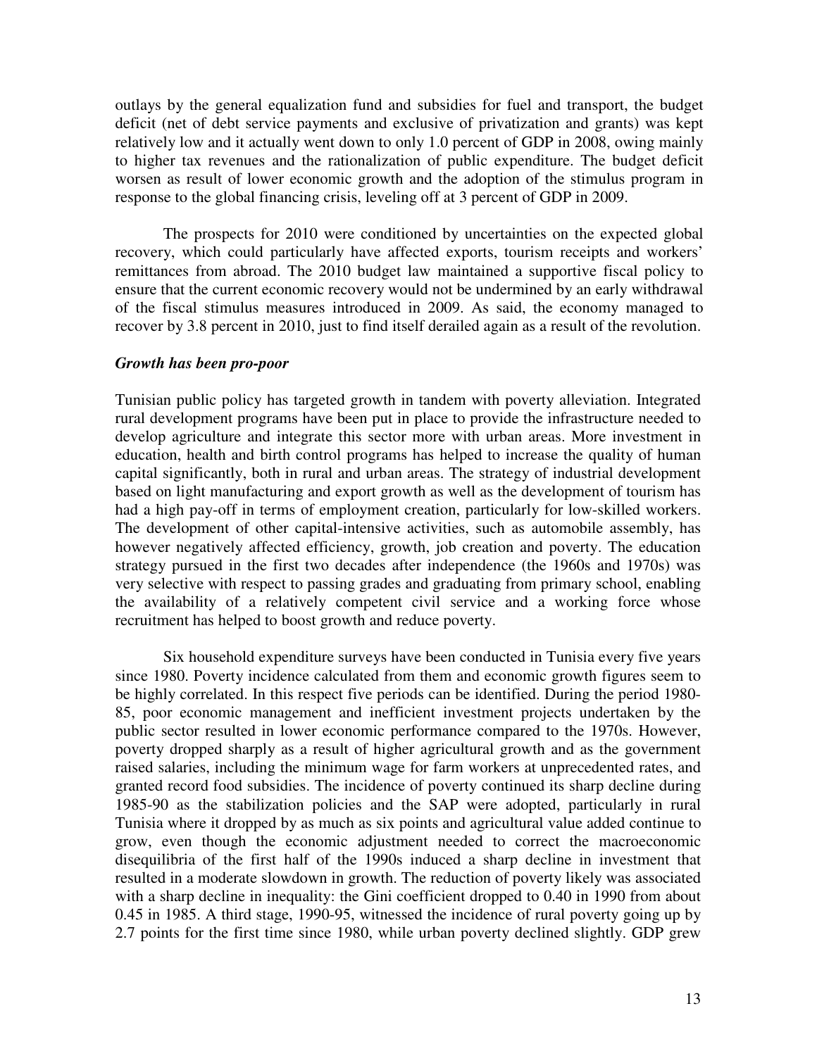outlays by the general equalization fund and subsidies for fuel and transport, the budget deficit (net of debt service payments and exclusive of privatization and grants) was kept relatively low and it actually went down to only 1.0 percent of GDP in 2008, owing mainly to higher tax revenues and the rationalization of public expenditure. The budget deficit worsen as result of lower economic growth and the adoption of the stimulus program in response to the global financing crisis, leveling off at 3 percent of GDP in 2009.

The prospects for 2010 were conditioned by uncertainties on the expected global recovery, which could particularly have affected exports, tourism receipts and workers' remittances from abroad. The 2010 budget law maintained a supportive fiscal policy to ensure that the current economic recovery would not be undermined by an early withdrawal of the fiscal stimulus measures introduced in 2009. As said, the economy managed to recover by 3.8 percent in 2010, just to find itself derailed again as a result of the revolution.

***Growth has been pro-poor***

Tunisian public policy has targeted growth in tandem with poverty alleviation. Integrated rural development programs have been put in place to provide the infrastructure needed to develop agriculture and integrate this sector more with urban areas. More investment in education, health and birth control programs has helped to increase the quality of human capital significantly, both in rural and urban areas. The strategy of industrial development based on light manufacturing and export growth as well as the development of tourism has had a high pay-off in terms of employment creation, particularly for low-skilled workers. The development of other capital-intensive activities, such as automobile assembly, has however negatively affected efficiency, growth, job creation and poverty. The education strategy pursued in the first two decades after independence (the 1960s and 1970s) was very selective with respect to passing grades and graduating from primary school, enabling the availability of a relatively competent civil service and a working force whose recruitment has helped to boost growth and reduce poverty.

Six household expenditure surveys have been conducted in Tunisia every five years since 1980. Poverty incidence calculated from them and economic growth figures seem to be highly correlated. In this respect five periods can be identified. During the period 1980-85, poor economic management and inefficient investment projects undertaken by the public sector resulted in lower economic performance compared to the 1970s. However, poverty dropped sharply as a result of higher agricultural growth and as the government raised salaries, including the minimum wage for farm workers at unprecedented rates, and granted record food subsidies. The incidence of poverty continued its sharp decline during 1985-90 as the stabilization policies and the SAP were adopted, particularly in rural Tunisia where it dropped by as much as six points and agricultural value added continue to grow, even though the economic adjustment needed to correct the macroeconomic disequilibria of the first half of the 1990s induced a sharp decline in investment that resulted in a moderate slowdown in growth. The reduction of poverty likely was associated with a sharp decline in inequality: the Gini coefficient dropped to 0.40 in 1990 from about 0.45 in 1985. A third stage, 1990-95, witnessed the incidence of rural poverty going up by 2.7 points for the first time since 1980, while urban poverty declined slightly. GDP grew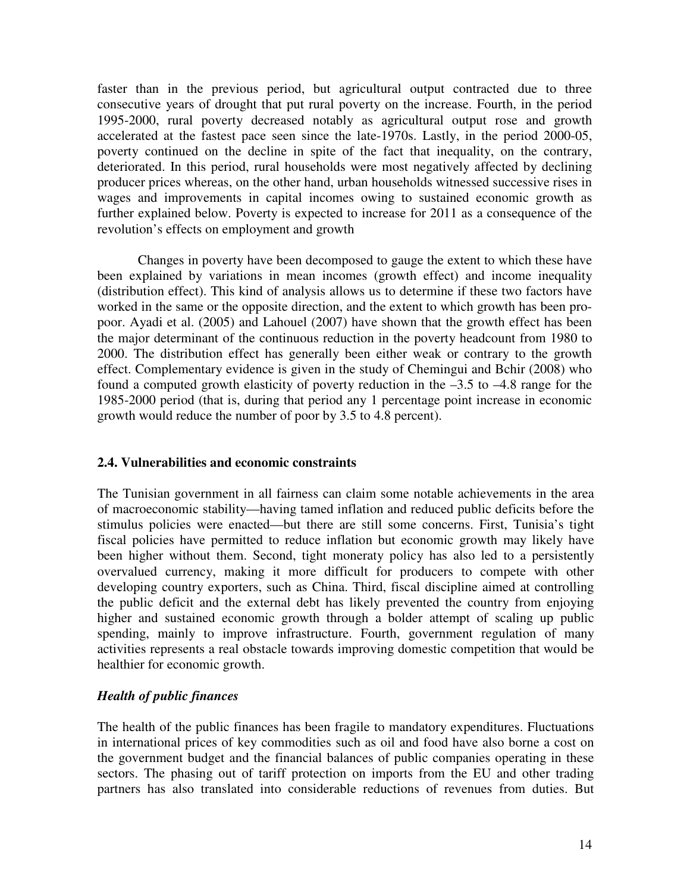faster than in the previous period, but agricultural output contracted due to three consecutive years of drought that put rural poverty on the increase. Fourth, in the period 1995-2000, rural poverty decreased notably as agricultural output rose and growth accelerated at the fastest pace seen since the late-1970s. Lastly, in the period 2000-05, poverty continued on the decline in spite of the fact that inequality, on the contrary, deteriorated. In this period, rural households were most negatively affected by declining producer prices whereas, on the other hand, urban households witnessed successive rises in wages and improvements in capital incomes owing to sustained economic growth as further explained below. Poverty is expected to increase for 2011 as a consequence of the revolution's effects on employment and growth

Changes in poverty have been decomposed to gauge the extent to which these have been explained by variations in mean incomes (growth effect) and income inequality (distribution effect). This kind of analysis allows us to determine if these two factors have worked in the same or the opposite direction, and the extent to which growth has been pro-poor. Ayadi et al. (2005) and Lahouel (2007) have shown that the growth effect has been the major determinant of the continuous reduction in the poverty headcount from 1980 to 2000. The distribution effect has generally been either weak or contrary to the growth effect. Complementary evidence is given in the study of Chemingui and Bchir (2008) who found a computed growth elasticity of poverty reduction in the –3.5 to –4.8 range for the 1985-2000 period (that is, during that period any 1 percentage point increase in economic growth would reduce the number of poor by 3.5 to 4.8 percent).

## 2.4. Vulnerabilities and economic constraints

The Tunisian government in all fairness can claim some notable achievements in the area of macroeconomic stability—having tamed inflation and reduced public deficits before the stimulus policies were enacted—but there are still some concerns. First, Tunisia's tight fiscal policies have permitted to reduce inflation but economic growth may likely have been higher without them. Second, tight moneraty policy has also led to a persistently overvalued currency, making it more difficult for producers to compete with other developing country exporters, such as China. Third, fiscal discipline aimed at controlling the public deficit and the external debt has likely prevented the country from enjoying higher and sustained economic growth through a bolder attempt of scaling up public spending, mainly to improve infrastructure. Fourth, government regulation of many activities represents a real obstacle towards improving domestic competition that would be healthier for economic growth.

### *Health of public finances*

The health of the public finances has been fragile to mandatory expenditures. Fluctuations in international prices of key commodities such as oil and food have also borne a cost on the government budget and the financial balances of public companies operating in these sectors. The phasing out of tariff protection on imports from the EU and other trading partners has also translated into considerable reductions of revenues from duties. But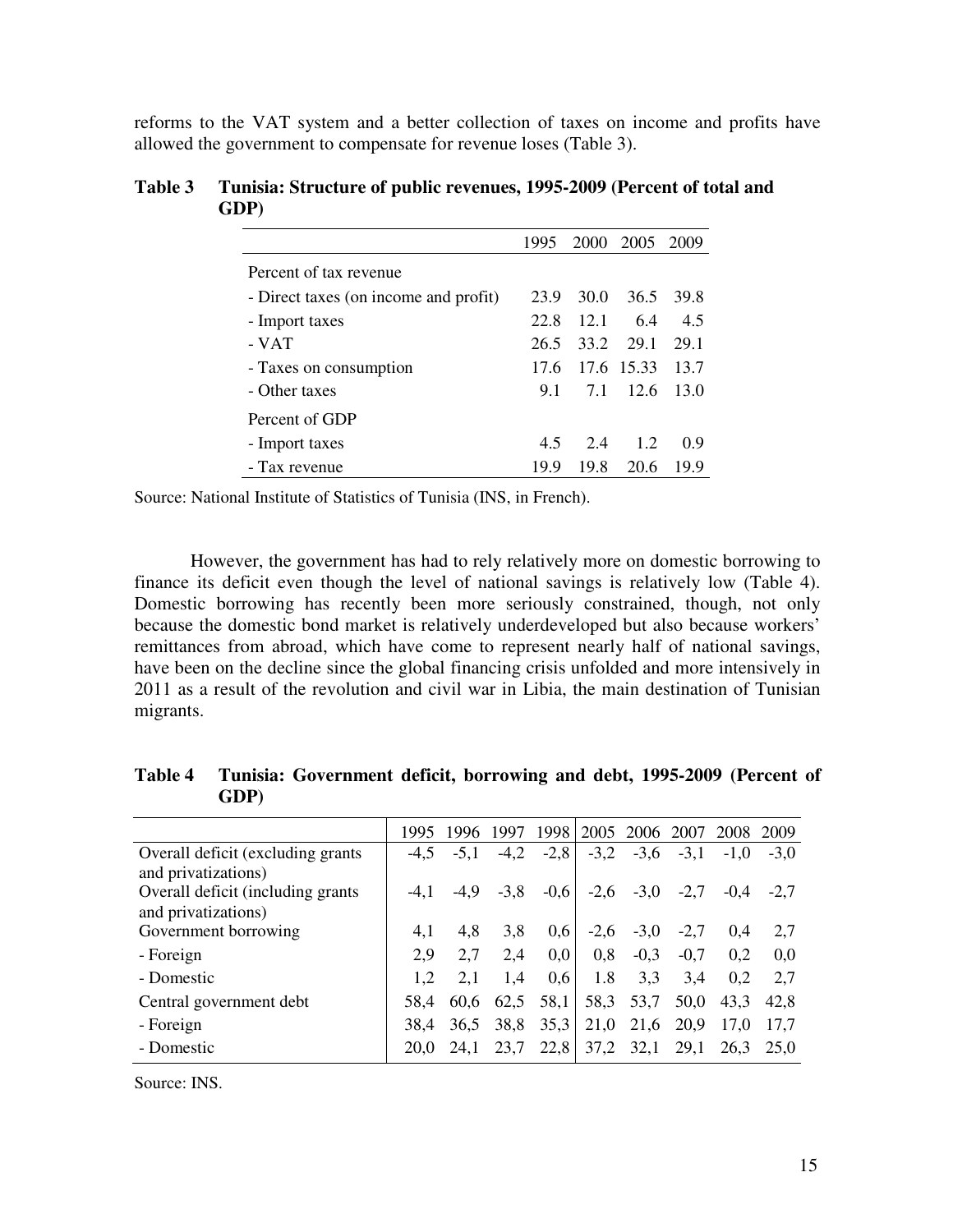reforms to the VAT system and a better collection of taxes on income and profits have allowed the government to compensate for revenue loses (Table 3).

**Table 3 Tunisia: Structure of public revenues, 1995-2009 (Percent of total and GDP)**

| | 1995 | 2000 | 2005 | 2009 |
|---|---|---|---|---|
| Percent of tax revenue | | | | |
| - Direct taxes (on income and profit) | 23.9 | 30.0 | 36.5 | 39.8 |
| - Import taxes | 22.8 | 12.1 | 6.4 | 4.5 |
| - VAT | 26.5 | 33.2 | 29.1 | 29.1 |
| - Taxes on consumption | 17.6 | 17.6 | 15.33 | 13.7 |
| - Other taxes | 9.1 | 7.1 | 12.6 | 13.0 |
| Percent of GDP | | | | |
| - Import taxes | 4.5 | 2.4 | 1.2 | 0.9 |
| - Tax revenue | 19.9 | 19.8 | 20.6 | 19.9 |

Source: National Institute of Statistics of Tunisia (INS, in French).

However, the government has had to rely relatively more on domestic borrowing to finance its deficit even though the level of national savings is relatively low (Table 4). Domestic borrowing has recently been more seriously constrained, though, not only because the domestic bond market is relatively underdeveloped but also because workers' remittances from abroad, which have come to represent nearly half of national savings, have been on the decline since the global financing crisis unfolded and more intensively in 2011 as a result of the revolution and civil war in Libia, the main destination of Tunisian migrants.

**Table 4 Tunisia: Government deficit, borrowing and debt, 1995-2009 (Percent of GDP)**

| | 1995 | 1996 | 1997 | 1998 | 2005 | 2006 | 2007 | 2008 | 2009 |
|---|---|---|---|---|---|---|---|---|---|
| Overall deficit (excluding grants and privatizations) | -4,5 | -5,1 | -4,2 | -2,8 | -3,2 | -3,6 | -3,1 | -1,0 | -3,0 |
| Overall deficit (including grants and privatizations) | -4,1 | -4,9 | -3,8 | -0,6 | -2,6 | -3,0 | -2,7 | -0,4 | -2,7 |
| Government borrowing | 4,1 | 4,8 | 3,8 | 0,6 | -2,6 | -3,0 | -2,7 | 0,4 | 2,7 |
| - Foreign | 2,9 | 2,7 | 2,4 | 0,0 | 0,8 | -0,3 | -0,7 | 0,2 | 0,0 |
| - Domestic | 1,2 | 2,1 | 1,4 | 0,6 | 1.8 | 3,3 | 3,4 | 0,2 | 2,7 |
| Central government debt | 58,4 | 60,6 | 62,5 | 58,1 | 58,3 | 53,7 | 50,0 | 43,3 | 42,8 |
| - Foreign | 38,4 | 36,5 | 38,8 | 35,3 | 21,0 | 21,6 | 20,9 | 17,0 | 17,7 |
| - Domestic | 20,0 | 24,1 | 23,7 | 22,8 | 37,2 | 32,1 | 29,1 | 26,3 | 25,0 |

Source: INS.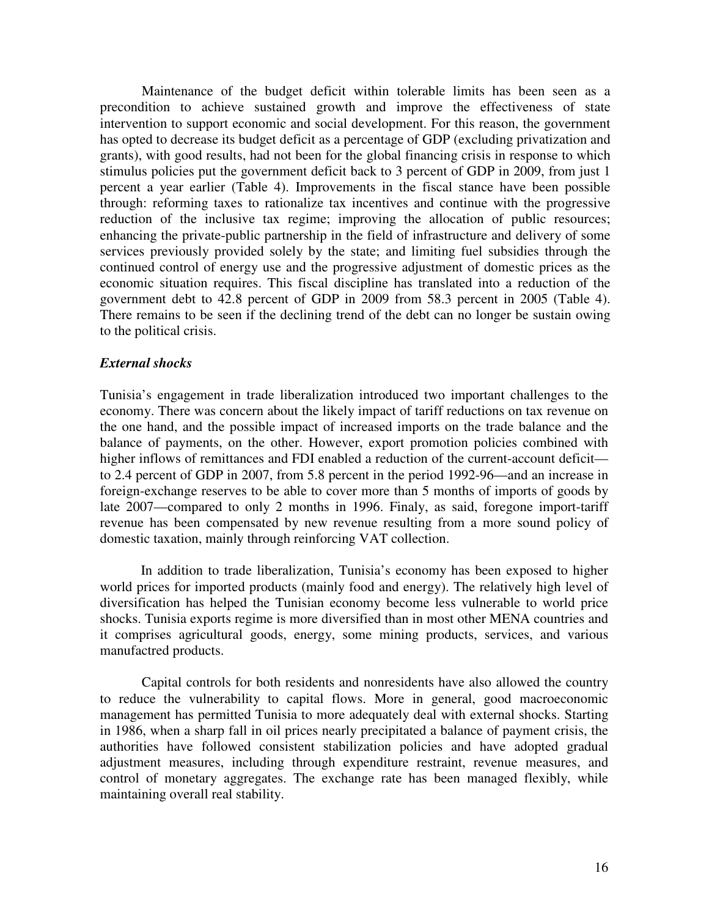Maintenance of the budget deficit within tolerable limits has been seen as a precondition to achieve sustained growth and improve the effectiveness of state intervention to support economic and social development. For this reason, the government has opted to decrease its budget deficit as a percentage of GDP (excluding privatization and grants), with good results, had not been for the global financing crisis in response to which stimulus policies put the government deficit back to 3 percent of GDP in 2009, from just 1 percent a year earlier (Table 4). Improvements in the fiscal stance have been possible through: reforming taxes to rationalize tax incentives and continue with the progressive reduction of the inclusive tax regime; improving the allocation of public resources; enhancing the private-public partnership in the field of infrastructure and delivery of some services previously provided solely by the state; and limiting fuel subsidies through the continued control of energy use and the progressive adjustment of domestic prices as the economic situation requires. This fiscal discipline has translated into a reduction of the government debt to 42.8 percent of GDP in 2009 from 58.3 percent in 2005 (Table 4). There remains to be seen if the declining trend of the debt can no longer be sustain owing to the political crisis.

### *External shocks*

Tunisia's engagement in trade liberalization introduced two important challenges to the economy. There was concern about the likely impact of tariff reductions on tax revenue on the one hand, and the possible impact of increased imports on the trade balance and the balance of payments, on the other. However, export promotion policies combined with higher inflows of remittances and FDI enabled a reduction of the current-account deficit—to 2.4 percent of GDP in 2007, from 5.8 percent in the period 1992-96—and an increase in foreign-exchange reserves to be able to cover more than 5 months of imports of goods by late 2007—compared to only 2 months in 1996. Finaly, as said, foregone import-tariff revenue has been compensated by new revenue resulting from a more sound policy of domestic taxation, mainly through reinforcing VAT collection.

In addition to trade liberalization, Tunisia's economy has been exposed to higher world prices for imported products (mainly food and energy). The relatively high level of diversification has helped the Tunisian economy become less vulnerable to world price shocks. Tunisia exports regime is more diversified than in most other MENA countries and it comprises agricultural goods, energy, some mining products, services, and various manufactred products.

Capital controls for both residents and nonresidents have also allowed the country to reduce the vulnerability to capital flows. More in general, good macroeconomic management has permitted Tunisia to more adequately deal with external shocks. Starting in 1986, when a sharp fall in oil prices nearly precipitated a balance of payment crisis, the authorities have followed consistent stabilization policies and have adopted gradual adjustment measures, including through expenditure restraint, revenue measures, and control of monetary aggregates. The exchange rate has been managed flexibly, while maintaining overall real stability.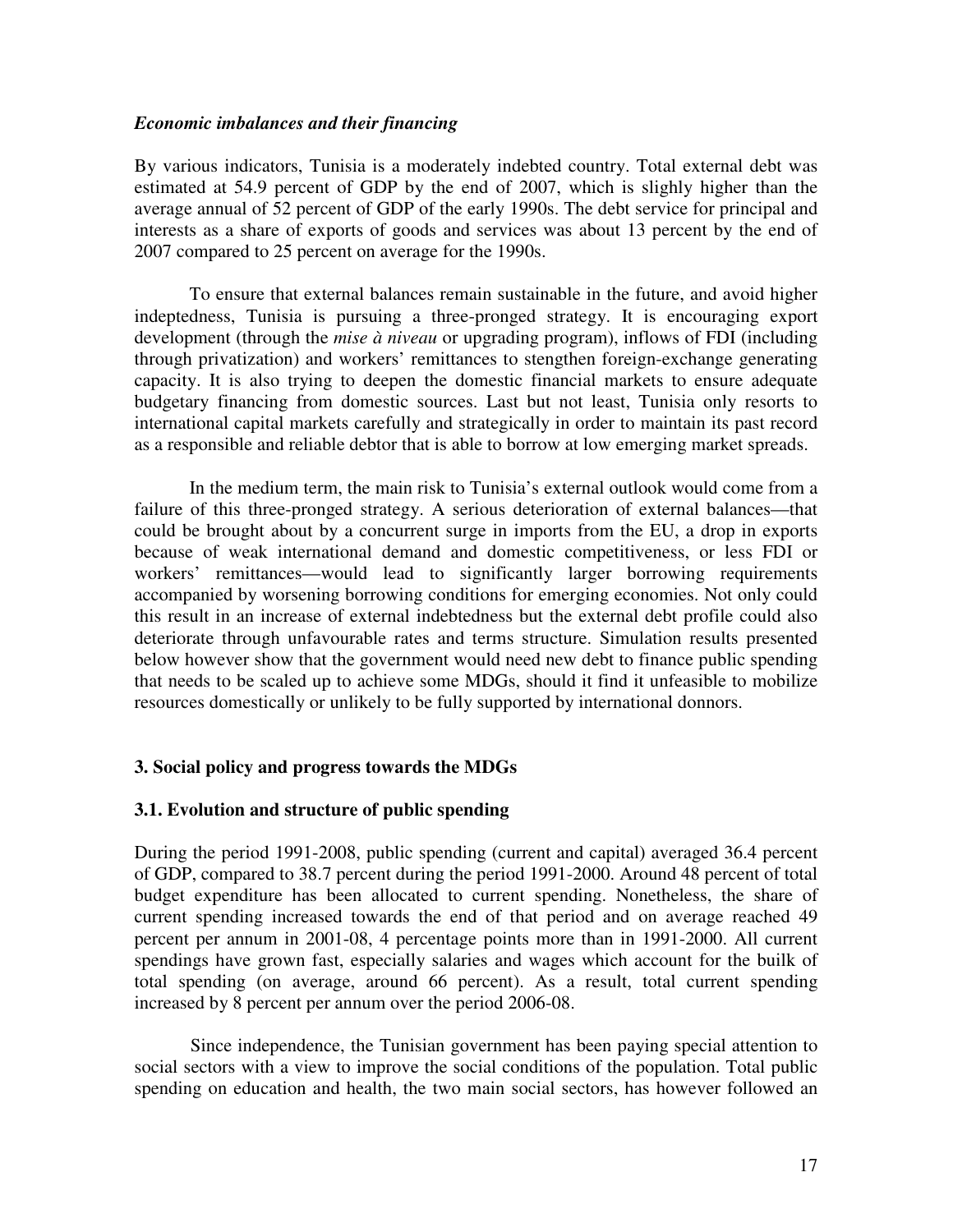*Economic imbalances and their financing*

By various indicators, Tunisia is a moderately indebted country. Total external debt was estimated at 54.9 percent of GDP by the end of 2007, which is slighly higher than the average annual of 52 percent of GDP of the early 1990s. The debt service for principal and interests as a share of exports of goods and services was about 13 percent by the end of 2007 compared to 25 percent on average for the 1990s.

To ensure that external balances remain sustainable in the future, and avoid higher indeptedness, Tunisia is pursuing a three-pronged strategy. It is encouraging export development (through the *mise à niveau* or upgrading program), inflows of FDI (including through privatization) and workers' remittances to stengthen foreign-exchange generating capacity. It is also trying to deepen the domestic financial markets to ensure adequate budgetary financing from domestic sources. Last but not least, Tunisia only resorts to international capital markets carefully and strategically in order to maintain its past record as a responsible and reliable debtor that is able to borrow at low emerging market spreads.

In the medium term, the main risk to Tunisia's external outlook would come from a failure of this three-pronged strategy. A serious deterioration of external balances—that could be brought about by a concurrent surge in imports from the EU, a drop in exports because of weak international demand and domestic competitiveness, or less FDI or workers' remittances—would lead to significantly larger borrowing requirements accompanied by worsening borrowing conditions for emerging economies. Not only could this result in an increase of external indebtedness but the external debt profile could also deteriorate through unfavourable rates and terms structure. Simulation results presented below however show that the government would need new debt to finance public spending that needs to be scaled up to achieve some MDGs, should it find it unfeasible to mobilize resources domestically or unlikely to be fully supported by international donnors.

## 3. Social policy and progress towards the MDGs

### 3.1. Evolution and structure of public spending

During the period 1991-2008, public spending (current and capital) averaged 36.4 percent of GDP, compared to 38.7 percent during the period 1991-2000. Around 48 percent of total budget expenditure has been allocated to current spending. Nonetheless, the share of current spending increased towards the end of that period and on average reached 49 percent per annum in 2001-08, 4 percentage points more than in 1991-2000. All current spendings have grown fast, especially salaries and wages which account for the builk of total spending (on average, around 66 percent). As a result, total current spending increased by 8 percent per annum over the period 2006-08.

Since independence, the Tunisian government has been paying special attention to social sectors with a view to improve the social conditions of the population. Total public spending on education and health, the two main social sectors, has however followed an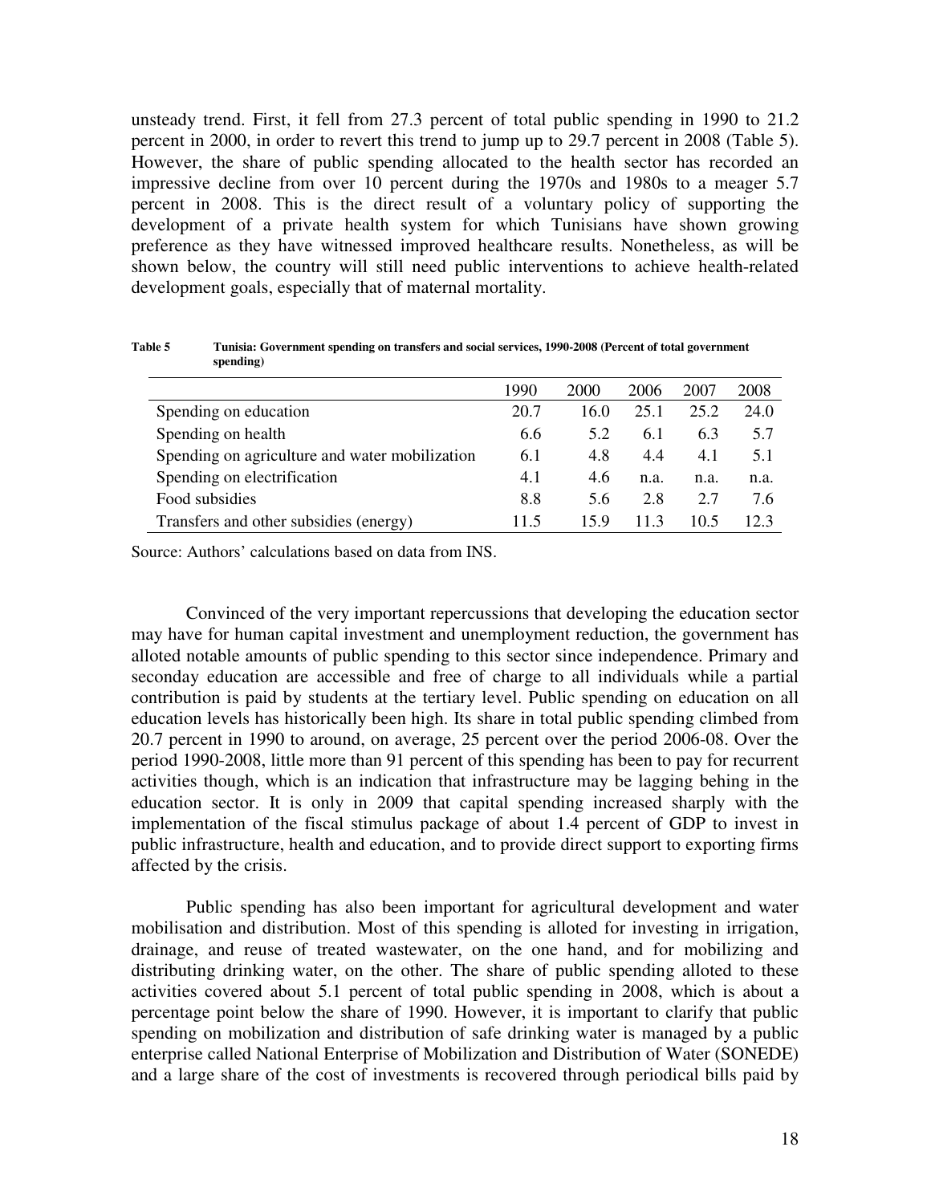unsteady trend. First, it fell from 27.3 percent of total public spending in 1990 to 21.2 percent in 2000, in order to revert this trend to jump up to 29.7 percent in 2008 (Table 5). However, the share of public spending allocated to the health sector has recorded an impressive decline from over 10 percent during the 1970s and 1980s to a meager 5.7 percent in 2008. This is the direct result of a voluntary policy of supporting the development of a private health system for which Tunisians have shown growing preference as they have witnessed improved healthcare results. Nonetheless, as will be shown below, the country will still need public interventions to achieve health-related development goals, especially that of maternal mortality.

**Table 5 Tunisia: Government spending on transfers and social services, 1990-2008 (Percent of total government spending)**

| | 1990 | 2000 | 2006 | 2007 | 2008 |
|---|---|---|---|---|---|
| Spending on education | 20.7 | 16.0 | 25.1 | 25.2 | 24.0 |
| Spending on health | 6.6 | 5.2 | 6.1 | 6.3 | 5.7 |
| Spending on agriculture and water mobilization | 6.1 | 4.8 | 4.4 | 4.1 | 5.1 |
| Spending on electrification | 4.1 | 4.6 | n.a. | n.a. | n.a. |
| Food subsidies | 8.8 | 5.6 | 2.8 | 2.7 | 7.6 |
| Transfers and other subsidies (energy) | 11.5 | 15.9 | 11.3 | 10.5 | 12.3 |

Source: Authors' calculations based on data from INS.

Convinced of the very important repercussions that developing the education sector may have for human capital investment and unemployment reduction, the government has alloted notable amounts of public spending to this sector since independence. Primary and seconday education are accessible and free of charge to all individuals while a partial contribution is paid by students at the tertiary level. Public spending on education on all education levels has historically been high. Its share in total public spending climbed from 20.7 percent in 1990 to around, on average, 25 percent over the period 2006-08. Over the period 1990-2008, little more than 91 percent of this spending has been to pay for recurrent activities though, which is an indication that infrastructure may be lagging behing in the education sector. It is only in 2009 that capital spending increased sharply with the implementation of the fiscal stimulus package of about 1.4 percent of GDP to invest in public infrastructure, health and education, and to provide direct support to exporting firms affected by the crisis.

Public spending has also been important for agricultural development and water mobilisation and distribution. Most of this spending is alloted for investing in irrigation, drainage, and reuse of treated wastewater, on the one hand, and for mobilizing and distributing drinking water, on the other. The share of public spending alloted to these activities covered about 5.1 percent of total public spending in 2008, which is about a percentage point below the share of 1990. However, it is important to clarify that public spending on mobilization and distribution of safe drinking water is managed by a public enterprise called National Enterprise of Mobilization and Distribution of Water (SONEDE) and a large share of the cost of investments is recovered through periodical bills paid by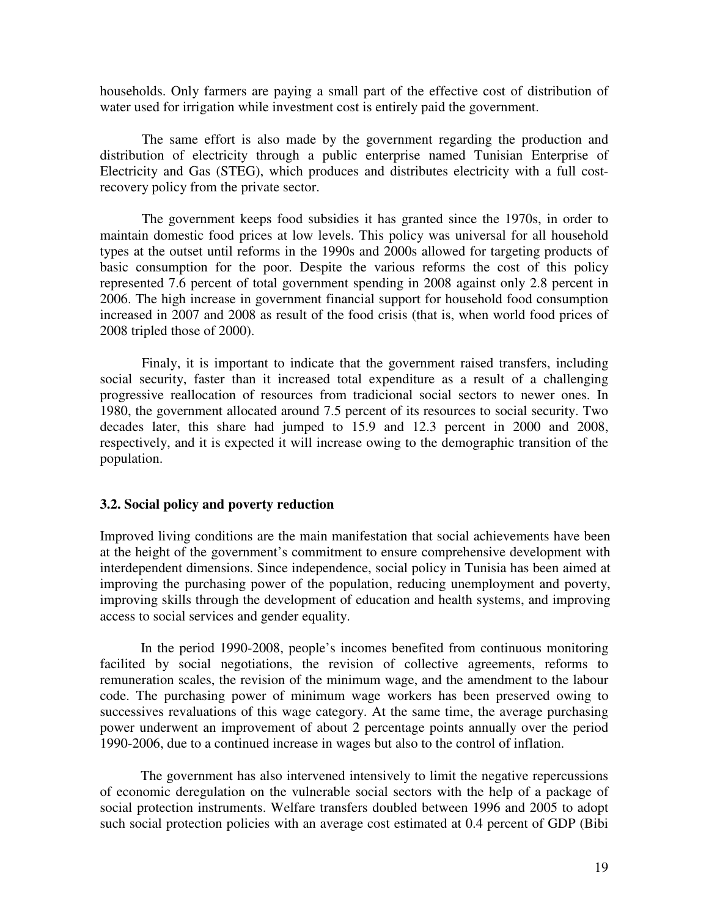households. Only farmers are paying a small part of the effective cost of distribution of water used for irrigation while investment cost is entirely paid the government.

The same effort is also made by the government regarding the production and distribution of electricity through a public enterprise named Tunisian Enterprise of Electricity and Gas (STEG), which produces and distributes electricity with a full cost-recovery policy from the private sector.

The government keeps food subsidies it has granted since the 1970s, in order to maintain domestic food prices at low levels. This policy was universal for all household types at the outset until reforms in the 1990s and 2000s allowed for targeting products of basic consumption for the poor. Despite the various reforms the cost of this policy represented 7.6 percent of total government spending in 2008 against only 2.8 percent in 2006. The high increase in government financial support for household food consumption increased in 2007 and 2008 as result of the food crisis (that is, when world food prices of 2008 tripled those of 2000).

Finaly, it is important to indicate that the government raised transfers, including social security, faster than it increased total expenditure as a result of a challenging progressive reallocation of resources from tradicional social sectors to newer ones. In 1980, the government allocated around 7.5 percent of its resources to social security. Two decades later, this share had jumped to 15.9 and 12.3 percent in 2000 and 2008, respectively, and it is expected it will increase owing to the demographic transition of the population.

### 3.2. Social policy and poverty reduction

Improved living conditions are the main manifestation that social achievements have been at the height of the government's commitment to ensure comprehensive development with interdependent dimensions. Since independence, social policy in Tunisia has been aimed at improving the purchasing power of the population, reducing unemployment and poverty, improving skills through the development of education and health systems, and improving access to social services and gender equality.

In the period 1990-2008, people's incomes benefited from continuous monitoring facilited by social negotiations, the revision of collective agreements, reforms to remuneration scales, the revision of the minimum wage, and the amendment to the labour code. The purchasing power of minimum wage workers has been preserved owing to successives revaluations of this wage category. At the same time, the average purchasing power underwent an improvement of about 2 percentage points annually over the period 1990-2006, due to a continued increase in wages but also to the control of inflation.

The government has also intervened intensively to limit the negative repercussions of economic deregulation on the vulnerable social sectors with the help of a package of social protection instruments. Welfare transfers doubled between 1996 and 2005 to adopt such social protection policies with an average cost estimated at 0.4 percent of GDP (Bibi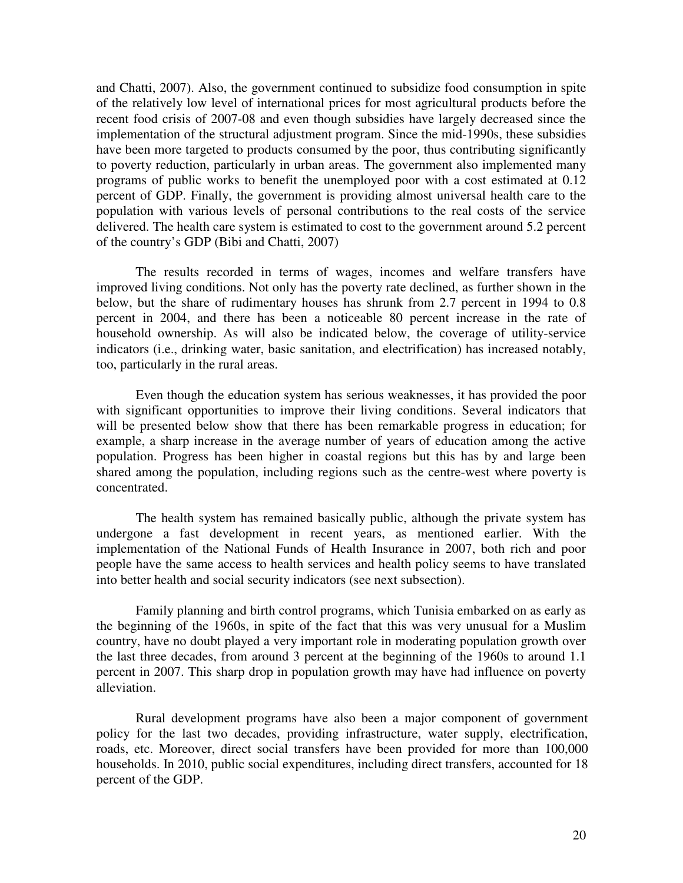and Chatti, 2007). Also, the government continued to subsidize food consumption in spite of the relatively low level of international prices for most agricultural products before the recent food crisis of 2007-08 and even though subsidies have largely decreased since the implementation of the structural adjustment program. Since the mid-1990s, these subsidies have been more targeted to products consumed by the poor, thus contributing significantly to poverty reduction, particularly in urban areas. The government also implemented many programs of public works to benefit the unemployed poor with a cost estimated at 0.12 percent of GDP. Finally, the government is providing almost universal health care to the population with various levels of personal contributions to the real costs of the service delivered. The health care system is estimated to cost to the government around 5.2 percent of the country's GDP (Bibi and Chatti, 2007)

The results recorded in terms of wages, incomes and welfare transfers have improved living conditions. Not only has the poverty rate declined, as further shown in the below, but the share of rudimentary houses has shrunk from 2.7 percent in 1994 to 0.8 percent in 2004, and there has been a noticeable 80 percent increase in the rate of household ownership. As will also be indicated below, the coverage of utility-service indicators (i.e., drinking water, basic sanitation, and electrification) has increased notably, too, particularly in the rural areas.

Even though the education system has serious weaknesses, it has provided the poor with significant opportunities to improve their living conditions. Several indicators that will be presented below show that there has been remarkable progress in education; for example, a sharp increase in the average number of years of education among the active population. Progress has been higher in coastal regions but this has by and large been shared among the population, including regions such as the centre-west where poverty is concentrated.

The health system has remained basically public, although the private system has undergone a fast development in recent years, as mentioned earlier. With the implementation of the National Funds of Health Insurance in 2007, both rich and poor people have the same access to health services and health policy seems to have translated into better health and social security indicators (see next subsection).

Family planning and birth control programs, which Tunisia embarked on as early as the beginning of the 1960s, in spite of the fact that this was very unusual for a Muslim country, have no doubt played a very important role in moderating population growth over the last three decades, from around 3 percent at the beginning of the 1960s to around 1.1 percent in 2007. This sharp drop in population growth may have had influence on poverty alleviation.

Rural development programs have also been a major component of government policy for the last two decades, providing infrastructure, water supply, electrification, roads, etc. Moreover, direct social transfers have been provided for more than 100,000 households. In 2010, public social expenditures, including direct transfers, accounted for 18 percent of the GDP.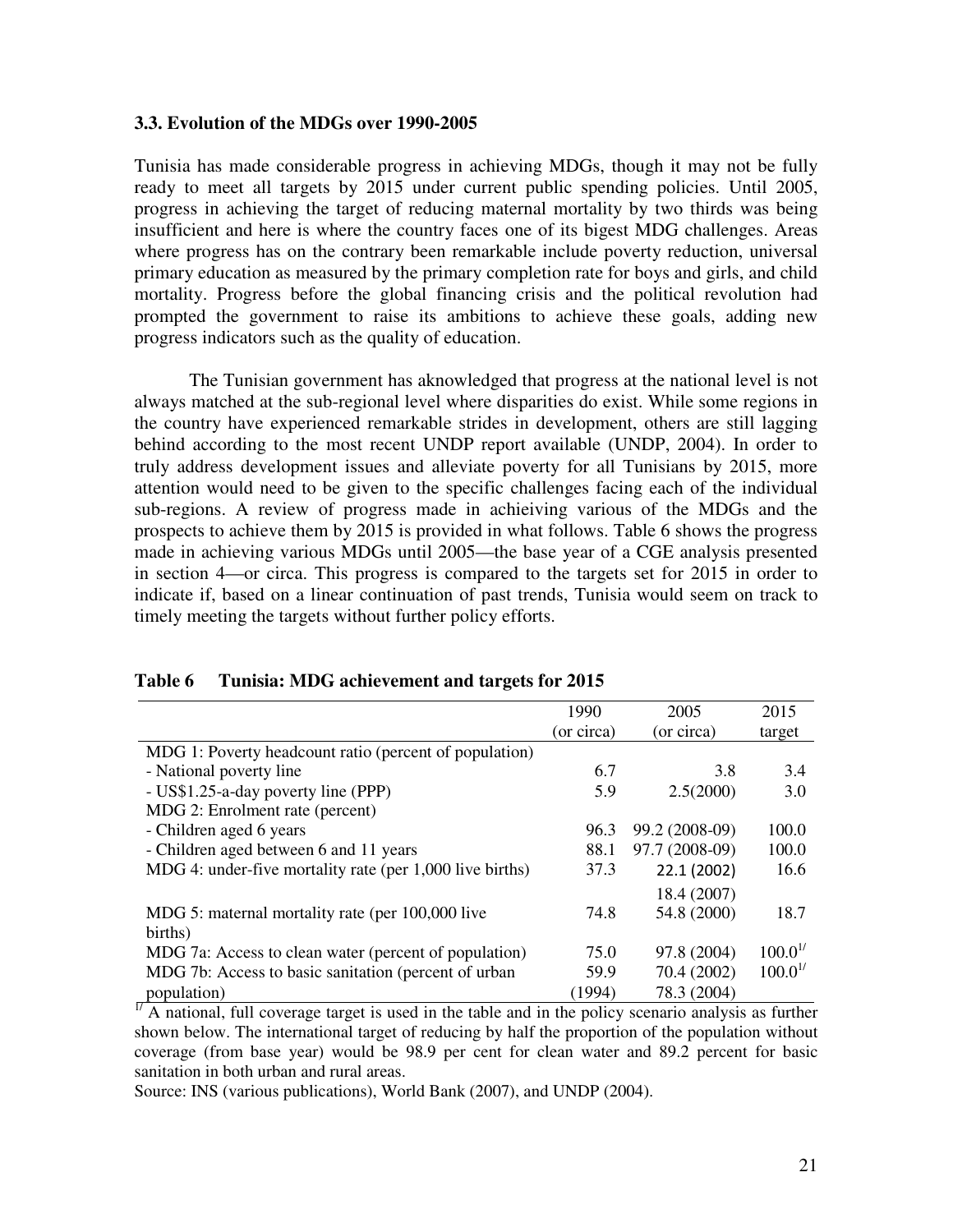### 3.3. Evolution of the MDGs over 1990-2005

Tunisia has made considerable progress in achieving MDGs, though it may not be fully ready to meet all targets by 2015 under current public spending policies. Until 2005, progress in achieving the target of reducing maternal mortality by two thirds was being insufficient and here is where the country faces one of its bigest MDG challenges. Areas where progress has on the contrary been remarkable include poverty reduction, universal primary education as measured by the primary completion rate for boys and girls, and child mortality. Progress before the global financing crisis and the political revolution had prompted the government to raise its ambitions to achieve these goals, adding new progress indicators such as the quality of education.

The Tunisian government has aknowledged that progress at the national level is not always matched at the sub-regional level where disparities do exist. While some regions in the country have experienced remarkable strides in development, others are still lagging behind according to the most recent UNDP report available (UNDP, 2004). In order to truly address development issues and alleviate poverty for all Tunisians by 2015, more attention would need to be given to the specific challenges facing each of the individual sub-regions. A review of progress made in achieiving various of the MDGs and the prospects to achieve them by 2015 is provided in what follows. Table 6 shows the progress made in achieving various MDGs until 2005—the base year of a CGE analysis presented in section 4—or circa. This progress is compared to the targets set for 2015 in order to indicate if, based on a linear continuation of past trends, Tunisia would seem on track to timely meeting the targets without further policy efforts.

**Table 6 Tunisia: MDG achievement and targets for 2015**

| | 1990 (or circa) | 2005 (or circa) | 2015 target |
|---|---|---|---|
| MDG 1: Poverty headcount ratio (percent of population) | | | |
| - National poverty line | 6.7 | 3.8 | 3.4 |
| - US$1.25-a-day poverty line (PPP) | 5.9 | 2.5(2000) | 3.0 |
| MDG 2: Enrolment rate (percent) | | | |
| - Children aged 6 years | 96.3 | 99.2 (2008-09) | 100.0 |
| - Children aged between 6 and 11 years | 88.1 | 97.7 (2008-09) | 100.0 |
| MDG 4: under-five mortality rate (per 1,000 live births) | 37.3 | 22.1 (2002) 18.4 (2007) | 16.6 |
| MDG 5: maternal mortality rate (per 100,000 live births) | 74.8 | 54.8 (2000) | 18.7 |
| MDG 7a: Access to clean water (percent of population) | 75.0 | 97.8 (2004) | 100.0[1/] |
| MDG 7b: Access to basic sanitation (percent of urban population) | 59.9 (1994) | 70.4 (2002) 78.3 (2004) | 100.0[1/] |

[1/] A national, full coverage target is used in the table and in the policy scenario analysis as further shown below. The international target of reducing by half the proportion of the population without coverage (from base year) would be 98.9 per cent for clean water and 89.2 percent for basic sanitation in both urban and rural areas.

Source: INS (various publications), World Bank (2007), and UNDP (2004).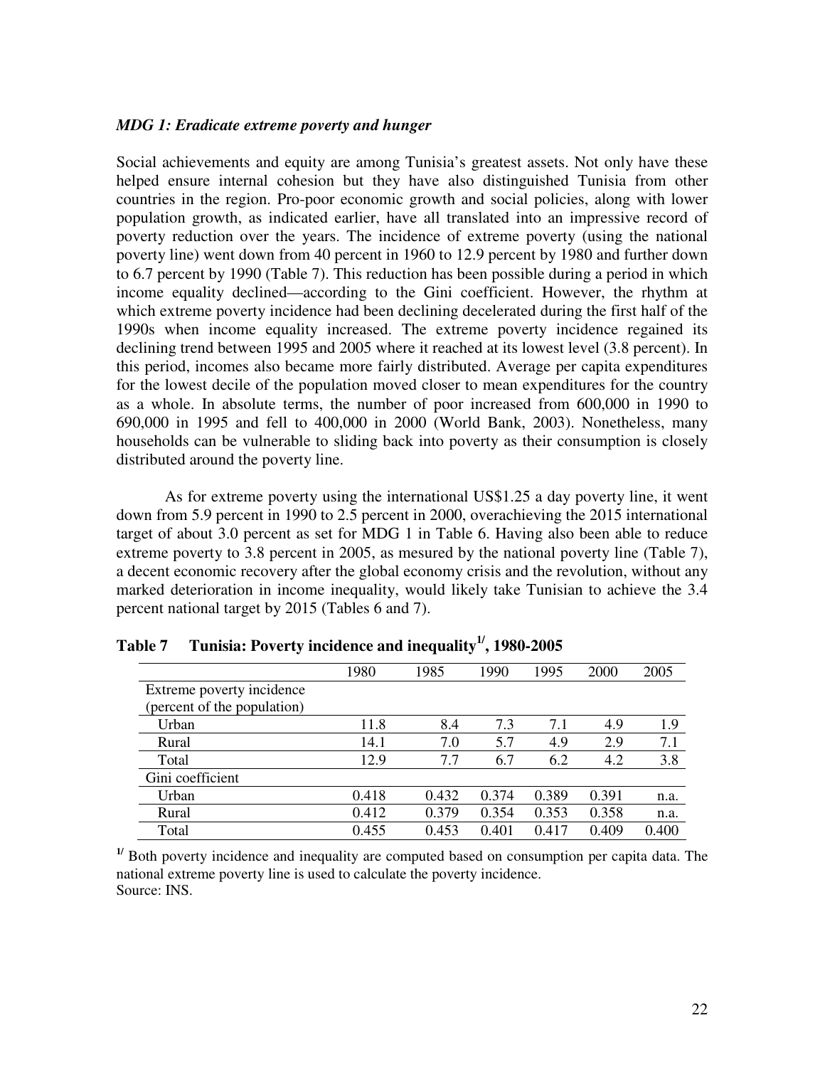*MDG 1: Eradicate extreme poverty and hunger*

Social achievements and equity are among Tunisia's greatest assets. Not only have these helped ensure internal cohesion but they have also distinguished Tunisia from other countries in the region. Pro-poor economic growth and social policies, along with lower population growth, as indicated earlier, have all translated into an impressive record of poverty reduction over the years. The incidence of extreme poverty (using the national poverty line) went down from 40 percent in 1960 to 12.9 percent by 1980 and further down to 6.7 percent by 1990 (Table 7). This reduction has been possible during a period in which income equality declined—according to the Gini coefficient. However, the rhythm at which extreme poverty incidence had been declining decelerated during the first half of the 1990s when income equality increased. The extreme poverty incidence regained its declining trend between 1995 and 2005 where it reached at its lowest level (3.8 percent). In this period, incomes also became more fairly distributed. Average per capita expenditures for the lowest decile of the population moved closer to mean expenditures for the country as a whole. In absolute terms, the number of poor increased from 600,000 in 1990 to 690,000 in 1995 and fell to 400,000 in 2000 (World Bank, 2003). Nonetheless, many households can be vulnerable to sliding back into poverty as their consumption is closely distributed around the poverty line.

As for extreme poverty using the international US$1.25 a day poverty line, it went down from 5.9 percent in 1990 to 2.5 percent in 2000, overachieving the 2015 international target of about 3.0 percent as set for MDG 1 in Table 6. Having also been able to reduce extreme poverty to 3.8 percent in 2005, as mesured by the national poverty line (Table 7), a decent economic recovery after the global economy crisis and the revolution, without any marked deterioration in income inequality, would likely take Tunisian to achieve the 3.4 percent national target by 2015 (Tables 6 and 7).

**Table 7 Tunisia: Poverty incidence and inequality[1/], 1980-2005**

| | 1980 | 1985 | 1990 | 1995 | 2000 | 2005 |
|---|---|---|---|---|---|---|
| Extreme poverty incidence (percent of the population) | | | | | | |
| Urban | 11.8 | 8.4 | 7.3 | 7.1 | 4.9 | 1.9 |
| Rural | 14.1 | 7.0 | 5.7 | 4.9 | 2.9 | 7.1 |
| Total | 12.9 | 7.7 | 6.7 | 6.2 | 4.2 | 3.8 |
| Gini coefficient | | | | | | |
| Urban | 0.418 | 0.432 | 0.374 | 0.389 | 0.391 | n.a. |
| Rural | 0.412 | 0.379 | 0.354 | 0.353 | 0.358 | n.a. |
| Total | 0.455 | 0.453 | 0.401 | 0.417 | 0.409 | 0.400 |

[1/] Both poverty incidence and inequality are computed based on consumption per capita data. The national extreme poverty line is used to calculate the poverty incidence.
Source: INS.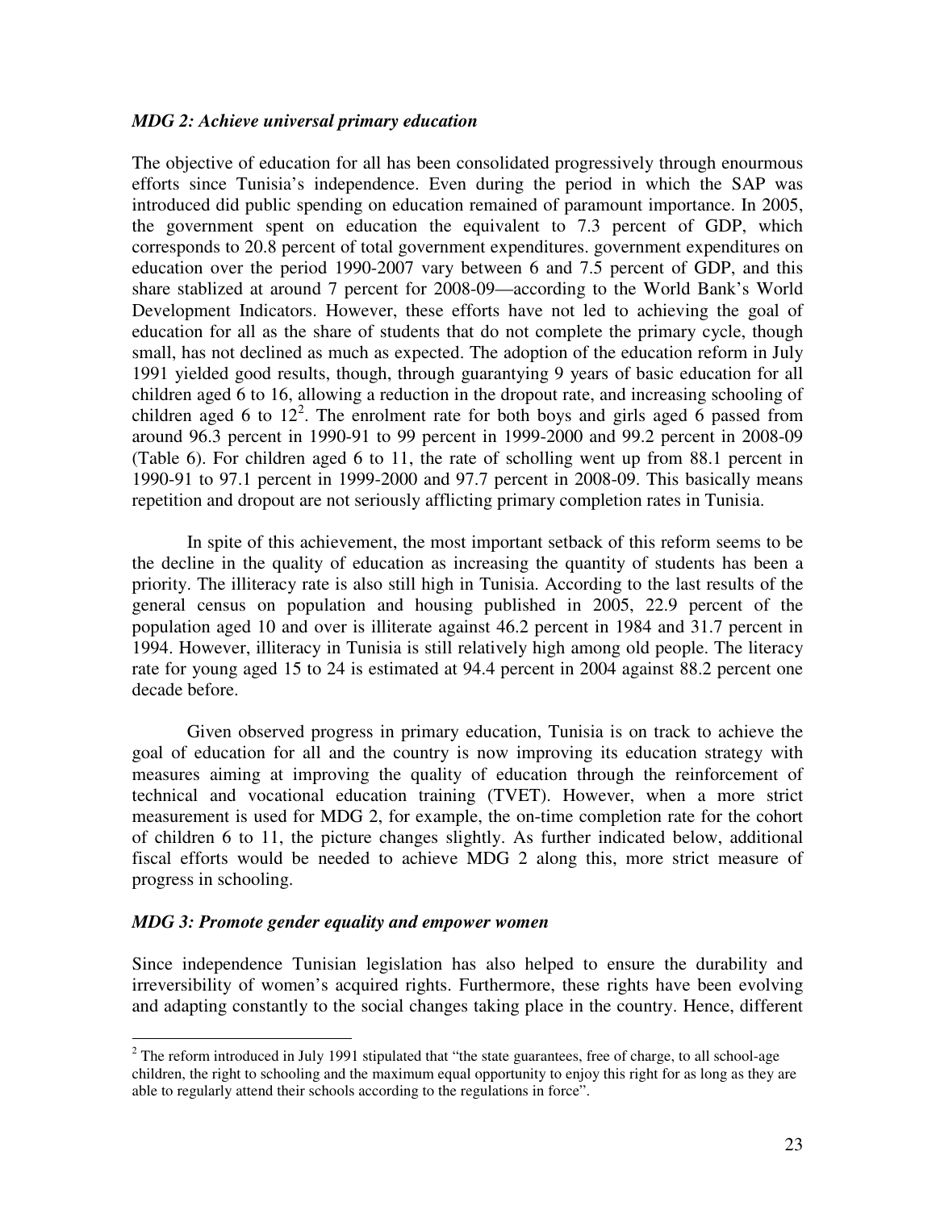### *MDG 2: Achieve universal primary education*

The objective of education for all has been consolidated progressively through enourmous efforts since Tunisia's independence. Even during the period in which the SAP was introduced did public spending on education remained of paramount importance. In 2005, the government spent on education the equivalent to 7.3 percent of GDP, which corresponds to 20.8 percent of total government expenditures. government expenditures on education over the period 1990-2007 vary between 6 and 7.5 percent of GDP, and this share stablized at around 7 percent for 2008-09—according to the World Bank's World Development Indicators. However, these efforts have not led to achieving the goal of education for all as the share of students that do not complete the primary cycle, though small, has not declined as much as expected. The adoption of the education reform in July 1991 yielded good results, though, through guarantying 9 years of basic education for all children aged 6 to 16, allowing a reduction in the dropout rate, and increasing schooling of children aged 6 to 12[2]. The enrolment rate for both boys and girls aged 6 passed from around 96.3 percent in 1990-91 to 99 percent in 1999-2000 and 99.2 percent in 2008-09 (Table 6). For children aged 6 to 11, the rate of scholling went up from 88.1 percent in 1990-91 to 97.1 percent in 1999-2000 and 97.7 percent in 2008-09. This basically means repetition and dropout are not seriously afflicting primary completion rates in Tunisia.

In spite of this achievement, the most important setback of this reform seems to be the decline in the quality of education as increasing the quantity of students has been a priority. The illiteracy rate is also still high in Tunisia. According to the last results of the general census on population and housing published in 2005, 22.9 percent of the population aged 10 and over is illiterate against 46.2 percent in 1984 and 31.7 percent in 1994. However, illiteracy in Tunisia is still relatively high among old people. The literacy rate for young aged 15 to 24 is estimated at 94.4 percent in 2004 against 88.2 percent one decade before.

Given observed progress in primary education, Tunisia is on track to achieve the goal of education for all and the country is now improving its education strategy with measures aiming at improving the quality of education through the reinforcement of technical and vocational education training (TVET). However, when a more strict measurement is used for MDG 2, for example, the on-time completion rate for the cohort of children 6 to 11, the picture changes slightly. As further indicated below, additional fiscal efforts would be needed to achieve MDG 2 along this, more strict measure of progress in schooling.

### *MDG 3: Promote gender equality and empower women*

Since independence Tunisian legislation has also helped to ensure the durability and irreversibility of women's acquired rights. Furthermore, these rights have been evolving and adapting constantly to the social changes taking place in the country. Hence, different

---

[2] The reform introduced in July 1991 stipulated that "the state guarantees, free of charge, to all school-age children, the right to schooling and the maximum equal opportunity to enjoy this right for as long as they are able to regularly attend their schools according to the regulations in force".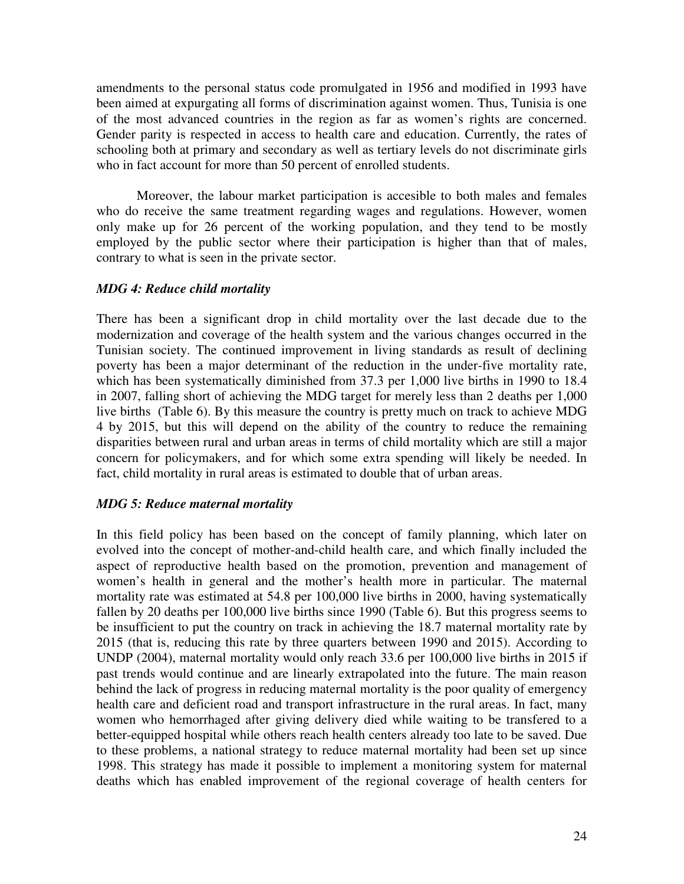amendments to the personal status code promulgated in 1956 and modified in 1993 have been aimed at expurgating all forms of discrimination against women. Thus, Tunisia is one of the most advanced countries in the region as far as women's rights are concerned. Gender parity is respected in access to health care and education. Currently, the rates of schooling both at primary and secondary as well as tertiary levels do not discriminate girls who in fact account for more than 50 percent of enrolled students.

Moreover, the labour market participation is accesible to both males and females who do receive the same treatment regarding wages and regulations. However, women only make up for 26 percent of the working population, and they tend to be mostly employed by the public sector where their participation is higher than that of males, contrary to what is seen in the private sector.

***MDG 4: Reduce child mortality***

There has been a significant drop in child mortality over the last decade due to the modernization and coverage of the health system and the various changes occurred in the Tunisian society. The continued improvement in living standards as result of declining poverty has been a major determinant of the reduction in the under-five mortality rate, which has been systematically diminished from 37.3 per 1,000 live births in 1990 to 18.4 in 2007, falling short of achieving the MDG target for merely less than 2 deaths per 1,000 live births (Table 6). By this measure the country is pretty much on track to achieve MDG 4 by 2015, but this will depend on the ability of the country to reduce the remaining disparities between rural and urban areas in terms of child mortality which are still a major concern for policymakers, and for which some extra spending will likely be needed. In fact, child mortality in rural areas is estimated to double that of urban areas.

***MDG 5: Reduce maternal mortality***

In this field policy has been based on the concept of family planning, which later on evolved into the concept of mother-and-child health care, and which finally included the aspect of reproductive health based on the promotion, prevention and management of women's health in general and the mother's health more in particular. The maternal mortality rate was estimated at 54.8 per 100,000 live births in 2000, having systematically fallen by 20 deaths per 100,000 live births since 1990 (Table 6). But this progress seems to be insufficient to put the country on track in achieving the 18.7 maternal mortality rate by 2015 (that is, reducing this rate by three quarters between 1990 and 2015). According to UNDP (2004), maternal mortality would only reach 33.6 per 100,000 live births in 2015 if past trends would continue and are linearly extrapolated into the future. The main reason behind the lack of progress in reducing maternal mortality is the poor quality of emergency health care and deficient road and transport infrastructure in the rural areas. In fact, many women who hemorrhaged after giving delivery died while waiting to be transfered to a better-equipped hospital while others reach health centers already too late to be saved. Due to these problems, a national strategy to reduce maternal mortality had been set up since 1998. This strategy has made it possible to implement a monitoring system for maternal deaths which has enabled improvement of the regional coverage of health centers for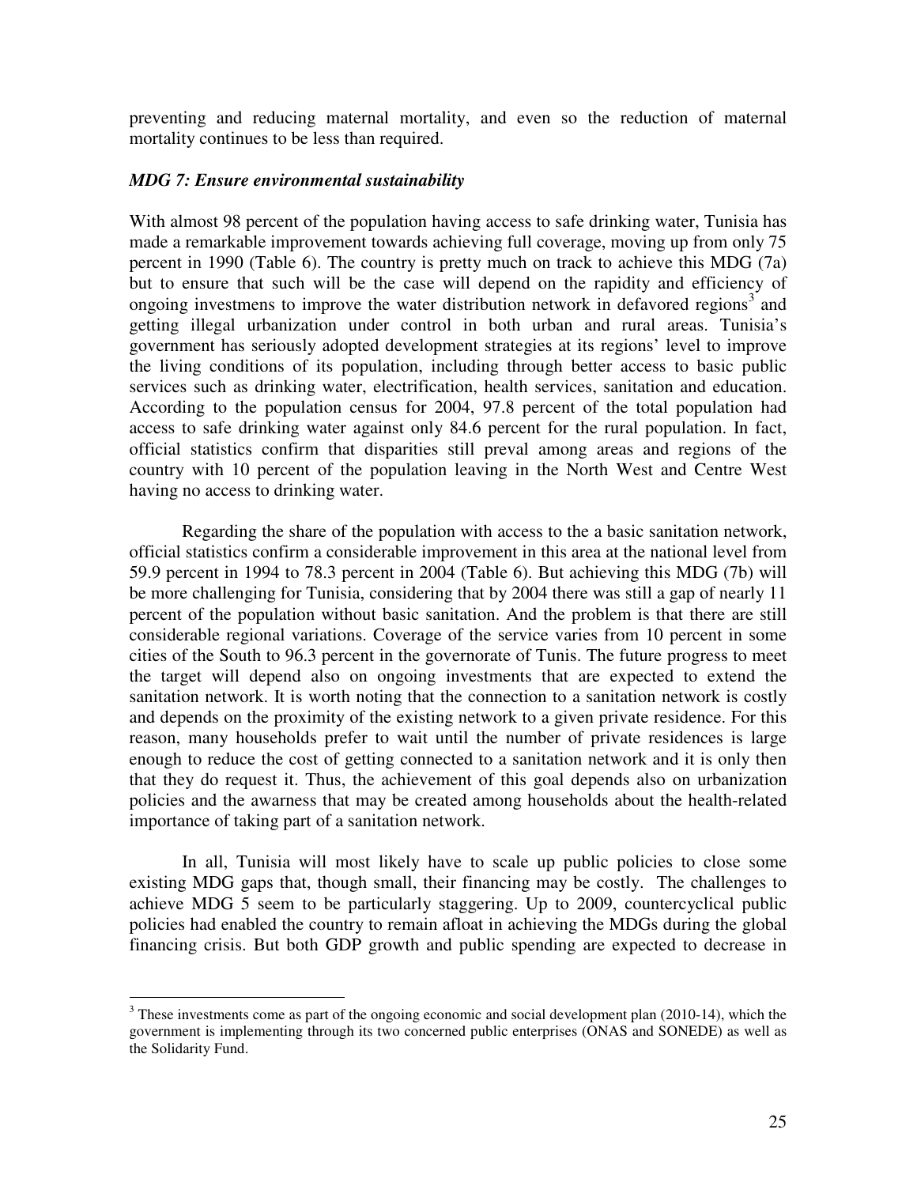preventing and reducing maternal mortality, and even so the reduction of maternal mortality continues to be less than required.

***MDG 7: Ensure environmental sustainability***

With almost 98 percent of the population having access to safe drinking water, Tunisia has made a remarkable improvement towards achieving full coverage, moving up from only 75 percent in 1990 (Table 6). The country is pretty much on track to achieve this MDG (7a) but to ensure that such will be the case will depend on the rapidity and efficiency of ongoing investmens to improve the water distribution network in defavored regions[3] and getting illegal urbanization under control in both urban and rural areas. Tunisia's government has seriously adopted development strategies at its regions' level to improve the living conditions of its population, including through better access to basic public services such as drinking water, electrification, health services, sanitation and education. According to the population census for 2004, 97.8 percent of the total population had access to safe drinking water against only 84.6 percent for the rural population. In fact, official statistics confirm that disparities still preval among areas and regions of the country with 10 percent of the population leaving in the North West and Centre West having no access to drinking water.

Regarding the share of the population with access to the a basic sanitation network, official statistics confirm a considerable improvement in this area at the national level from 59.9 percent in 1994 to 78.3 percent in 2004 (Table 6). But achieving this MDG (7b) will be more challenging for Tunisia, considering that by 2004 there was still a gap of nearly 11 percent of the population without basic sanitation. And the problem is that there are still considerable regional variations. Coverage of the service varies from 10 percent in some cities of the South to 96.3 percent in the governorate of Tunis. The future progress to meet the target will depend also on ongoing investments that are expected to extend the sanitation network. It is worth noting that the connection to a sanitation network is costly and depends on the proximity of the existing network to a given private residence. For this reason, many households prefer to wait until the number of private residences is large enough to reduce the cost of getting connected to a sanitation network and it is only then that they do request it. Thus, the achievement of this goal depends also on urbanization policies and the awarness that may be created among households about the health-related importance of taking part of a sanitation network.

In all, Tunisia will most likely have to scale up public policies to close some existing MDG gaps that, though small, their financing may be costly. The challenges to achieve MDG 5 seem to be particularly staggering. Up to 2009, countercyclical public policies had enabled the country to remain afloat in achieving the MDGs during the global financing crisis. But both GDP growth and public spending are expected to decrease in

[3] These investments come as part of the ongoing economic and social development plan (2010-14), which the government is implementing through its two concerned public enterprises (ONAS and SONEDE) as well as the Solidarity Fund.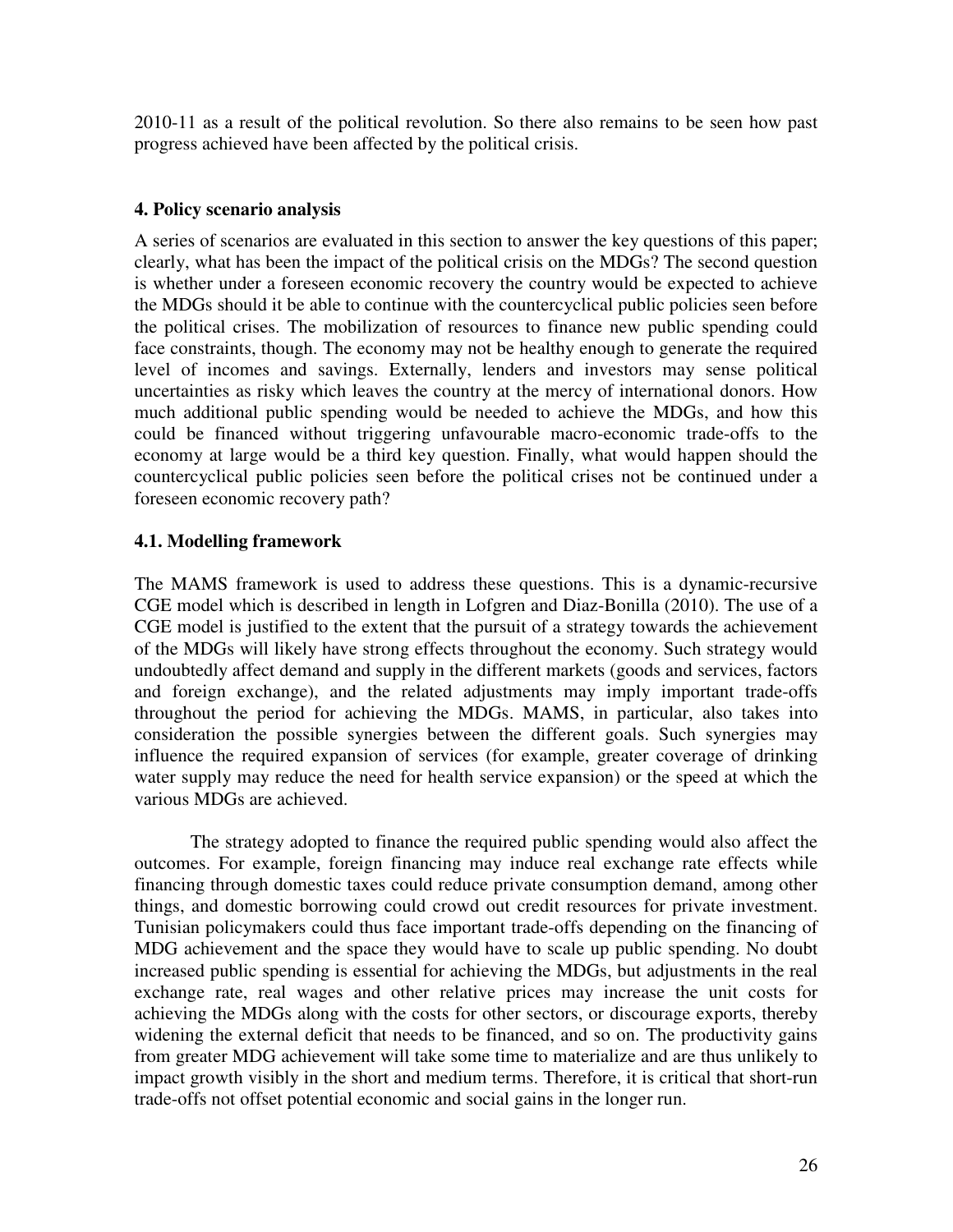2010-11 as a result of the political revolution. So there also remains to be seen how past progress achieved have been affected by the political crisis.

## 4. Policy scenario analysis

A series of scenarios are evaluated in this section to answer the key questions of this paper; clearly, what has been the impact of the political crisis on the MDGs? The second question is whether under a foreseen economic recovery the country would be expected to achieve the MDGs should it be able to continue with the countercyclical public policies seen before the political crises. The mobilization of resources to finance new public spending could face constraints, though. The economy may not be healthy enough to generate the required level of incomes and savings. Externally, lenders and investors may sense political uncertainties as risky which leaves the country at the mercy of international donors. How much additional public spending would be needed to achieve the MDGs, and how this could be financed without triggering unfavourable macro-economic trade-offs to the economy at large would be a third key question. Finally, what would happen should the countercyclical public policies seen before the political crises not be continued under a foreseen economic recovery path?

### 4.1. Modelling framework

The MAMS framework is used to address these questions. This is a dynamic-recursive CGE model which is described in length in Lofgren and Diaz-Bonilla (2010). The use of a CGE model is justified to the extent that the pursuit of a strategy towards the achievement of the MDGs will likely have strong effects throughout the economy. Such strategy would undoubtedly affect demand and supply in the different markets (goods and services, factors and foreign exchange), and the related adjustments may imply important trade-offs throughout the period for achieving the MDGs. MAMS, in particular, also takes into consideration the possible synergies between the different goals. Such synergies may influence the required expansion of services (for example, greater coverage of drinking water supply may reduce the need for health service expansion) or the speed at which the various MDGs are achieved.

The strategy adopted to finance the required public spending would also affect the outcomes. For example, foreign financing may induce real exchange rate effects while financing through domestic taxes could reduce private consumption demand, among other things, and domestic borrowing could crowd out credit resources for private investment. Tunisian policymakers could thus face important trade-offs depending on the financing of MDG achievement and the space they would have to scale up public spending. No doubt increased public spending is essential for achieving the MDGs, but adjustments in the real exchange rate, real wages and other relative prices may increase the unit costs for achieving the MDGs along with the costs for other sectors, or discourage exports, thereby widening the external deficit that needs to be financed, and so on. The productivity gains from greater MDG achievement will take some time to materialize and are thus unlikely to impact growth visibly in the short and medium terms. Therefore, it is critical that short-run trade-offs not offset potential economic and social gains in the longer run.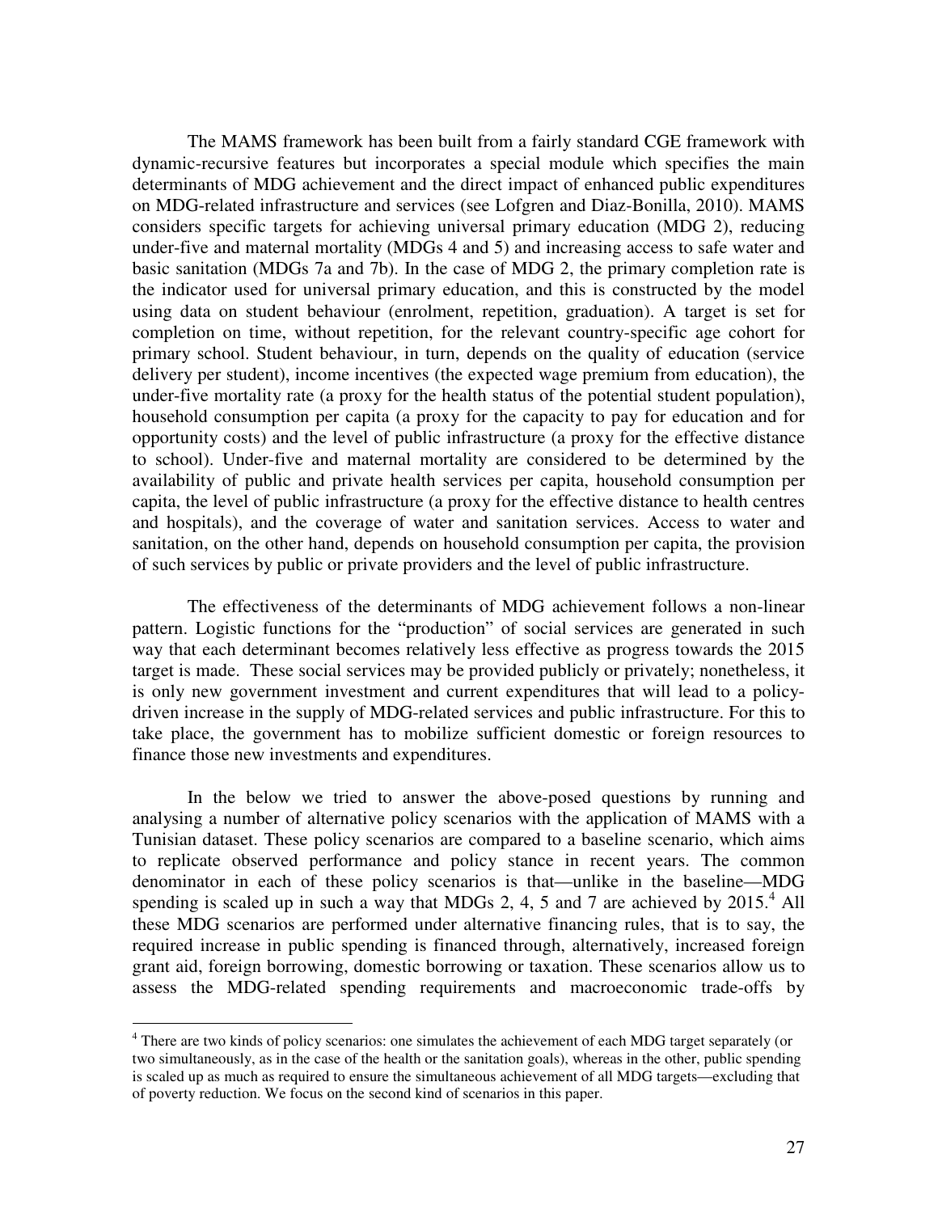The MAMS framework has been built from a fairly standard CGE framework with dynamic-recursive features but incorporates a special module which specifies the main determinants of MDG achievement and the direct impact of enhanced public expenditures on MDG-related infrastructure and services (see Lofgren and Diaz-Bonilla, 2010). MAMS considers specific targets for achieving universal primary education (MDG 2), reducing under-five and maternal mortality (MDGs 4 and 5) and increasing access to safe water and basic sanitation (MDGs 7a and 7b). In the case of MDG 2, the primary completion rate is the indicator used for universal primary education, and this is constructed by the model using data on student behaviour (enrolment, repetition, graduation). A target is set for completion on time, without repetition, for the relevant country-specific age cohort for primary school. Student behaviour, in turn, depends on the quality of education (service delivery per student), income incentives (the expected wage premium from education), the under-five mortality rate (a proxy for the health status of the potential student population), household consumption per capita (a proxy for the capacity to pay for education and for opportunity costs) and the level of public infrastructure (a proxy for the effective distance to school). Under-five and maternal mortality are considered to be determined by the availability of public and private health services per capita, household consumption per capita, the level of public infrastructure (a proxy for the effective distance to health centres and hospitals), and the coverage of water and sanitation services. Access to water and sanitation, on the other hand, depends on household consumption per capita, the provision of such services by public or private providers and the level of public infrastructure.

The effectiveness of the determinants of MDG achievement follows a non-linear pattern. Logistic functions for the "production" of social services are generated in such way that each determinant becomes relatively less effective as progress towards the 2015 target is made. These social services may be provided publicly or privately; nonetheless, it is only new government investment and current expenditures that will lead to a policy-driven increase in the supply of MDG-related services and public infrastructure. For this to take place, the government has to mobilize sufficient domestic or foreign resources to finance those new investments and expenditures.

In the below we tried to answer the above-posed questions by running and analysing a number of alternative policy scenarios with the application of MAMS with a Tunisian dataset. These policy scenarios are compared to a baseline scenario, which aims to replicate observed performance and policy stance in recent years. The common denominator in each of these policy scenarios is that—unlike in the baseline—MDG spending is scaled up in such a way that MDGs 2, 4, 5 and 7 are achieved by 2015.[4] All these MDG scenarios are performed under alternative financing rules, that is to say, the required increase in public spending is financed through, alternatively, increased foreign grant aid, foreign borrowing, domestic borrowing or taxation. These scenarios allow us to assess the MDG-related spending requirements and macroeconomic trade-offs by

[4] There are two kinds of policy scenarios: one simulates the achievement of each MDG target separately (or two simultaneously, as in the case of the health or the sanitation goals), whereas in the other, public spending is scaled up as much as required to ensure the simultaneous achievement of all MDG targets—excluding that of poverty reduction. We focus on the second kind of scenarios in this paper.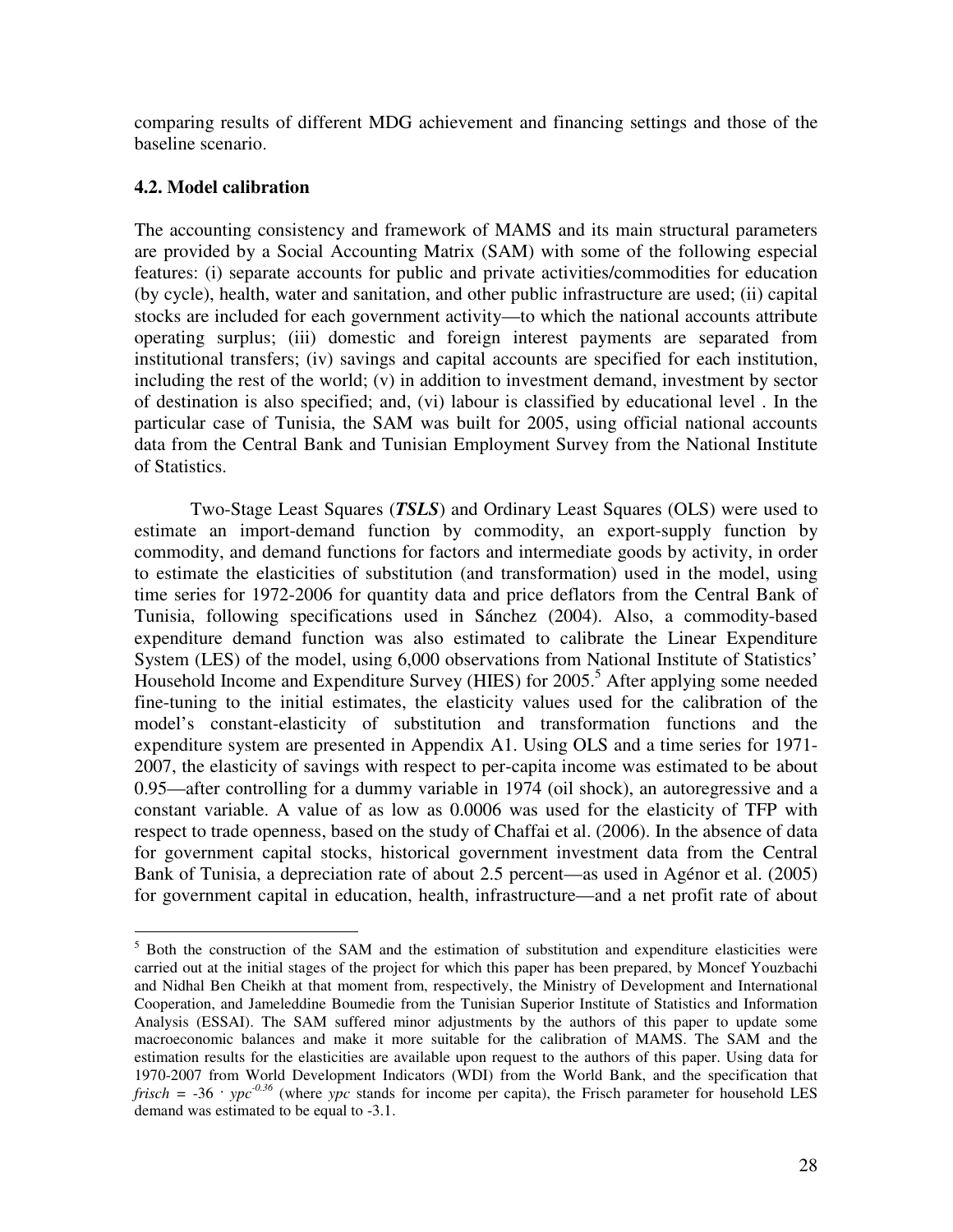comparing results of different MDG achievement and financing settings and those of the baseline scenario.

### 4.2. Model calibration

The accounting consistency and framework of MAMS and its main structural parameters are provided by a Social Accounting Matrix (SAM) with some of the following especial features: (i) separate accounts for public and private activities/commodities for education (by cycle), health, water and sanitation, and other public infrastructure are used; (ii) capital stocks are included for each government activity—to which the national accounts attribute operating surplus; (iii) domestic and foreign interest payments are separated from institutional transfers; (iv) savings and capital accounts are specified for each institution, including the rest of the world; (v) in addition to investment demand, investment by sector of destination is also specified; and, (vi) labour is classified by educational level . In the particular case of Tunisia, the SAM was built for 2005, using official national accounts data from the Central Bank and Tunisian Employment Survey from the National Institute of Statistics.

Two-Stage Least Squares (***TSLS***) and Ordinary Least Squares (OLS) were used to estimate an import-demand function by commodity, an export-supply function by commodity, and demand functions for factors and intermediate goods by activity, in order to estimate the elasticities of substitution (and transformation) used in the model, using time series for 1972-2006 for quantity data and price deflators from the Central Bank of Tunisia, following specifications used in Sánchez (2004). Also, a commodity-based expenditure demand function was also estimated to calibrate the Linear Expenditure System (LES) of the model, using 6,000 observations from National Institute of Statistics' Household Income and Expenditure Survey (HIES) for 2005.[5] After applying some needed fine-tuning to the initial estimates, the elasticity values used for the calibration of the model's constant-elasticity of substitution and transformation functions and the expenditure system are presented in Appendix A1. Using OLS and a time series for 1971-2007, the elasticity of savings with respect to per-capita income was estimated to be about 0.95—after controlling for a dummy variable in 1974 (oil shock), an autoregressive and a constant variable. A value of as low as 0.0006 was used for the elasticity of TFP with respect to trade openness, based on the study of Chaffai et al. (2006). In the absence of data for government capital stocks, historical government investment data from the Central Bank of Tunisia, a depreciation rate of about 2.5 percent—as used in Agénor et al. (2005) for government capital in education, health, infrastructure—and a net profit rate of about

---

[5] Both the construction of the SAM and the estimation of substitution and expenditure elasticities were carried out at the initial stages of the project for which this paper has been prepared, by Moncef Youzbachi and Nidhal Ben Cheikh at that moment from, respectively, the Ministry of Development and International Cooperation, and Jameleddine Boumedie from the Tunisian Superior Institute of Statistics and Information Analysis (ESSAI). The SAM suffered minor adjustments by the authors of this paper to update some macroeconomic balances and make it more suitable for the calibration of MAMS. The SAM and the estimation results for the elasticities are available upon request to the authors of this paper. Using data for 1970-2007 from World Development Indicators (WDI) from the World Bank, and the specification that $frisch = -36 \cdot ypc^{-0.36}$ (where *ypc* stands for income per capita), the Frisch parameter for household LES demand was estimated to be equal to -3.1.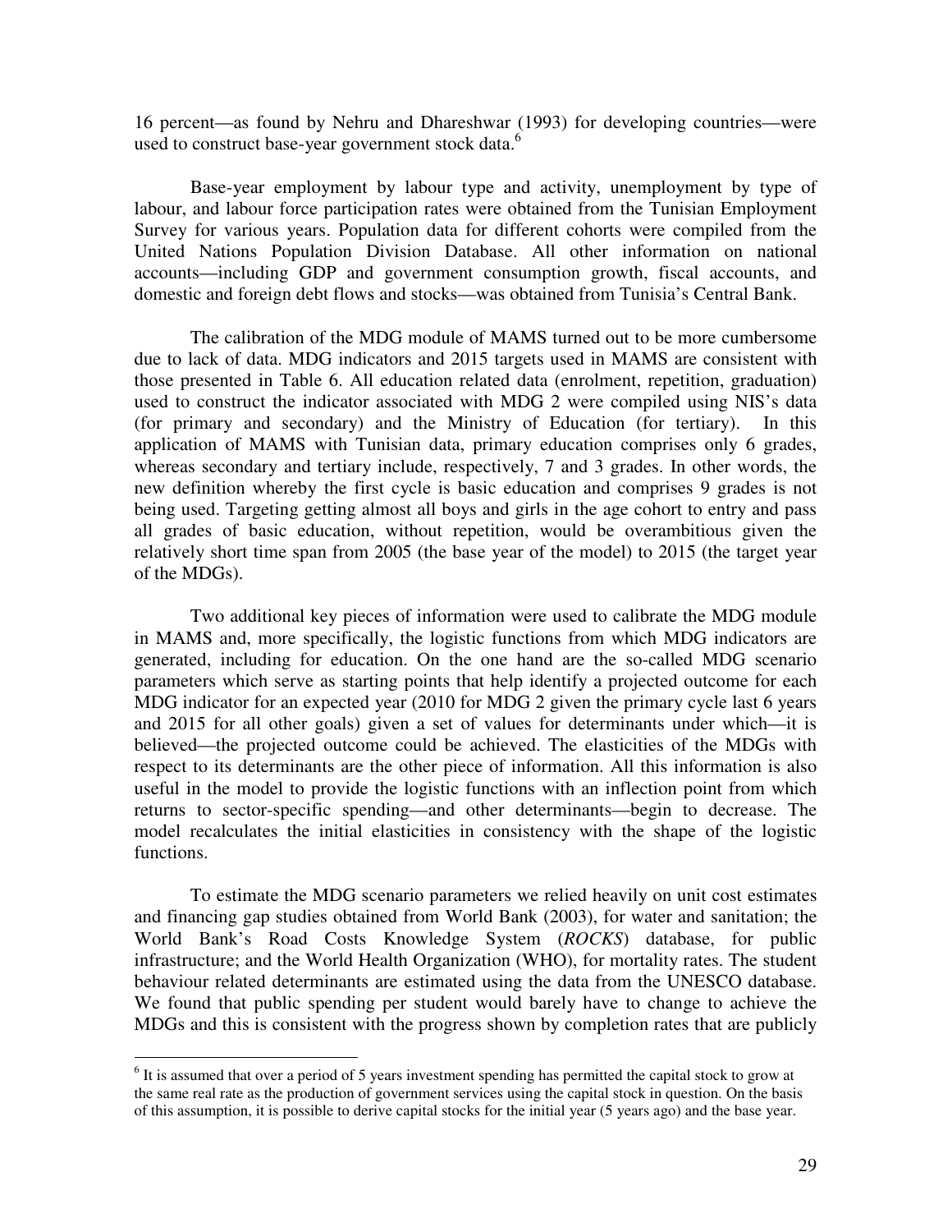16 percent—as found by Nehru and Dhareshwar (1993) for developing countries—were used to construct base-year government stock data.[6]

Base-year employment by labour type and activity, unemployment by type of labour, and labour force participation rates were obtained from the Tunisian Employment Survey for various years. Population data for different cohorts were compiled from the United Nations Population Division Database. All other information on national accounts—including GDP and government consumption growth, fiscal accounts, and domestic and foreign debt flows and stocks—was obtained from Tunisia's Central Bank.

The calibration of the MDG module of MAMS turned out to be more cumbersome due to lack of data. MDG indicators and 2015 targets used in MAMS are consistent with those presented in Table 6. All education related data (enrolment, repetition, graduation) used to construct the indicator associated with MDG 2 were compiled using NIS's data (for primary and secondary) and the Ministry of Education (for tertiary). In this application of MAMS with Tunisian data, primary education comprises only 6 grades, whereas secondary and tertiary include, respectively, 7 and 3 grades. In other words, the new definition whereby the first cycle is basic education and comprises 9 grades is not being used. Targeting getting almost all boys and girls in the age cohort to entry and pass all grades of basic education, without repetition, would be overambitious given the relatively short time span from 2005 (the base year of the model) to 2015 (the target year of the MDGs).

Two additional key pieces of information were used to calibrate the MDG module in MAMS and, more specifically, the logistic functions from which MDG indicators are generated, including for education. On the one hand are the so-called MDG scenario parameters which serve as starting points that help identify a projected outcome for each MDG indicator for an expected year (2010 for MDG 2 given the primary cycle last 6 years and 2015 for all other goals) given a set of values for determinants under which—it is believed—the projected outcome could be achieved. The elasticities of the MDGs with respect to its determinants are the other piece of information. All this information is also useful in the model to provide the logistic functions with an inflection point from which returns to sector-specific spending—and other determinants—begin to decrease. The model recalculates the initial elasticities in consistency with the shape of the logistic functions.

To estimate the MDG scenario parameters we relied heavily on unit cost estimates and financing gap studies obtained from World Bank (2003), for water and sanitation; the World Bank's Road Costs Knowledge System (*ROCKS*) database, for public infrastructure; and the World Health Organization (WHO), for mortality rates. The student behaviour related determinants are estimated using the data from the UNESCO database. We found that public spending per student would barely have to change to achieve the MDGs and this is consistent with the progress shown by completion rates that are publicly

---

[6] It is assumed that over a period of 5 years investment spending has permitted the capital stock to grow at the same real rate as the production of government services using the capital stock in question. On the basis of this assumption, it is possible to derive capital stocks for the initial year (5 years ago) and the base year.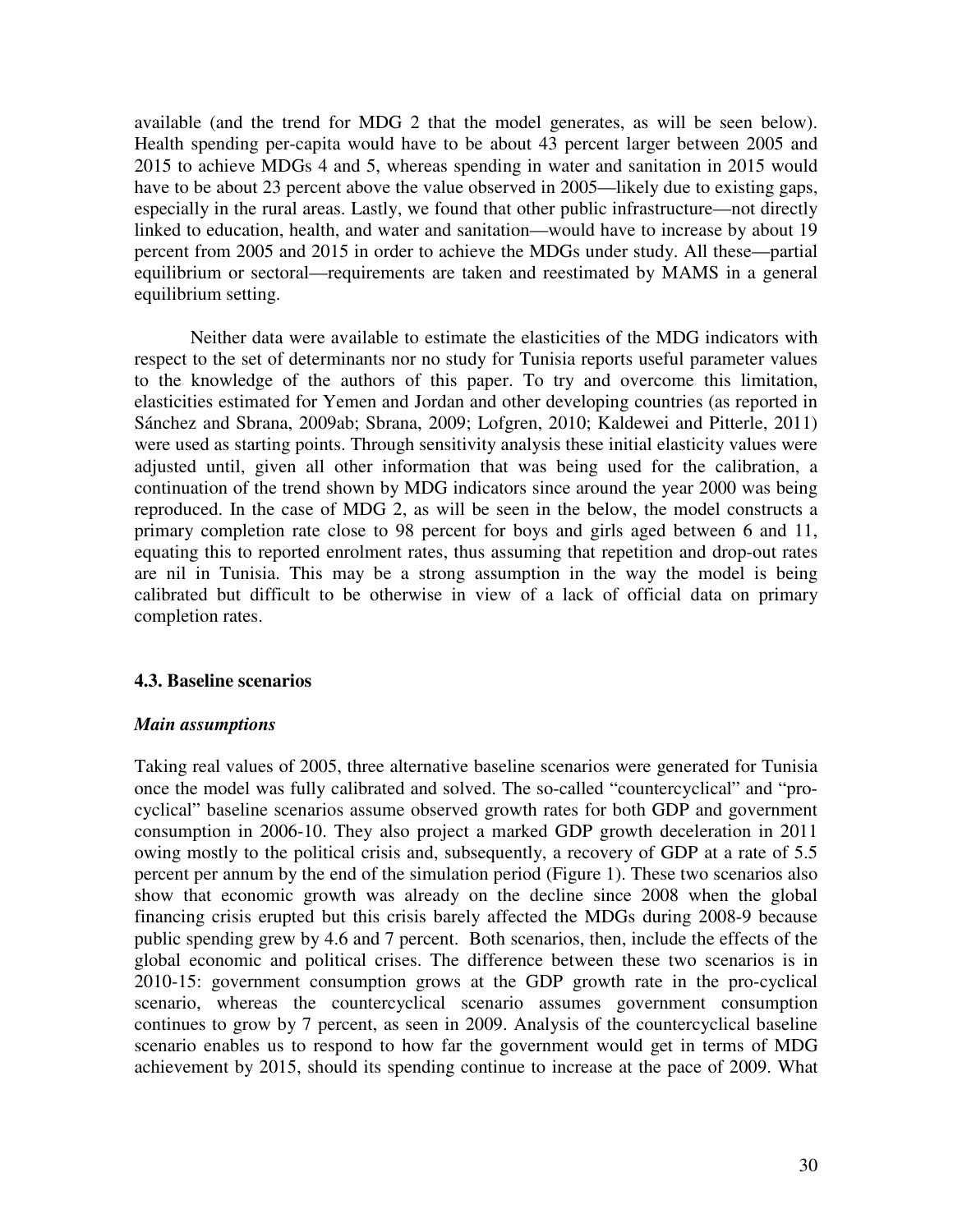available (and the trend for MDG 2 that the model generates, as will be seen below). Health spending per-capita would have to be about 43 percent larger between 2005 and 2015 to achieve MDGs 4 and 5, whereas spending in water and sanitation in 2015 would have to be about 23 percent above the value observed in 2005—likely due to existing gaps, especially in the rural areas. Lastly, we found that other public infrastructure—not directly linked to education, health, and water and sanitation—would have to increase by about 19 percent from 2005 and 2015 in order to achieve the MDGs under study. All these—partial equilibrium or sectoral—requirements are taken and reestimated by MAMS in a general equilibrium setting.

Neither data were available to estimate the elasticities of the MDG indicators with respect to the set of determinants nor no study for Tunisia reports useful parameter values to the knowledge of the authors of this paper. To try and overcome this limitation, elasticities estimated for Yemen and Jordan and other developing countries (as reported in Sánchez and Sbrana, 2009ab; Sbrana, 2009; Lofgren, 2010; Kaldewei and Pitterle, 2011) were used as starting points. Through sensitivity analysis these initial elasticity values were adjusted until, given all other information that was being used for the calibration, a continuation of the trend shown by MDG indicators since around the year 2000 was being reproduced. In the case of MDG 2, as will be seen in the below, the model constructs a primary completion rate close to 98 percent for boys and girls aged between 6 and 11, equating this to reported enrolment rates, thus assuming that repetition and drop-out rates are nil in Tunisia. This may be a strong assumption in the way the model is being calibrated but difficult to be otherwise in view of a lack of official data on primary completion rates.

### 4.3. Baseline scenarios

#### *Main assumptions*

Taking real values of 2005, three alternative baseline scenarios were generated for Tunisia once the model was fully calibrated and solved. The so-called "countercyclical" and "pro-cyclical" baseline scenarios assume observed growth rates for both GDP and government consumption in 2006-10. They also project a marked GDP growth deceleration in 2011 owing mostly to the political crisis and, subsequently, a recovery of GDP at a rate of 5.5 percent per annum by the end of the simulation period (Figure 1). These two scenarios also show that economic growth was already on the decline since 2008 when the global financing crisis erupted but this crisis barely affected the MDGs during 2008-9 because public spending grew by 4.6 and 7 percent. Both scenarios, then, include the effects of the global economic and political crises. The difference between these two scenarios is in 2010-15: government consumption grows at the GDP growth rate in the pro-cyclical scenario, whereas the countercyclical scenario assumes government consumption continues to grow by 7 percent, as seen in 2009. Analysis of the countercyclical baseline scenario enables us to respond to how far the government would get in terms of MDG achievement by 2015, should its spending continue to increase at the pace of 2009. What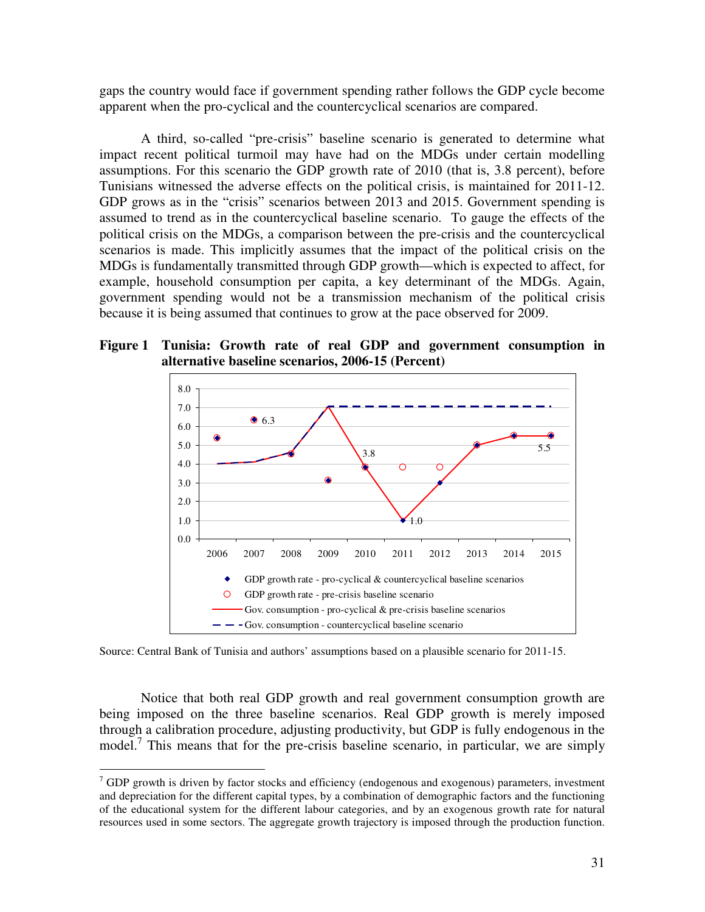gaps the country would face if government spending rather follows the GDP cycle become apparent when the pro-cyclical and the countercyclical scenarios are compared.

A third, so-called "pre-crisis" baseline scenario is generated to determine what impact recent political turmoil may have had on the MDGs under certain modelling assumptions. For this scenario the GDP growth rate of 2010 (that is, 3.8 percent), before Tunisians witnessed the adverse effects on the political crisis, is maintained for 2011-12. GDP grows as in the "crisis" scenarios between 2013 and 2015. Government spending is assumed to trend as in the countercyclical baseline scenario. To gauge the effects of the political crisis on the MDGs, a comparison between the pre-crisis and the countercyclical scenarios is made. This implicitly assumes that the impact of the political crisis on the MDGs is fundamentally transmitted through GDP growth—which is expected to affect, for example, household consumption per capita, a key determinant of the MDGs. Again, government spending would not be a transmission mechanism of the political crisis because it is being assumed that continues to grow at the pace observed for 2009.

**Figure 1 Tunisia: Growth rate of real GDP and government consumption in alternative baseline scenarios, 2006-15 (Percent)**

Source: Central Bank of Tunisia and authors' assumptions based on a plausible scenario for 2011-15.

Notice that both real GDP growth and real government consumption growth are being imposed on the three baseline scenarios. Real GDP growth is merely imposed through a calibration procedure, adjusting productivity, but GDP is fully endogenous in the model.[7] This means that for the pre-crisis baseline scenario, in particular, we are simply

[7] GDP growth is driven by factor stocks and efficiency (endogenous and exogenous) parameters, investment and depreciation for the different capital types, by a combination of demographic factors and the functioning of the educational system for the different labour categories, and by an exogenous growth rate for natural resources used in some sectors. The aggregate growth trajectory is imposed through the production function.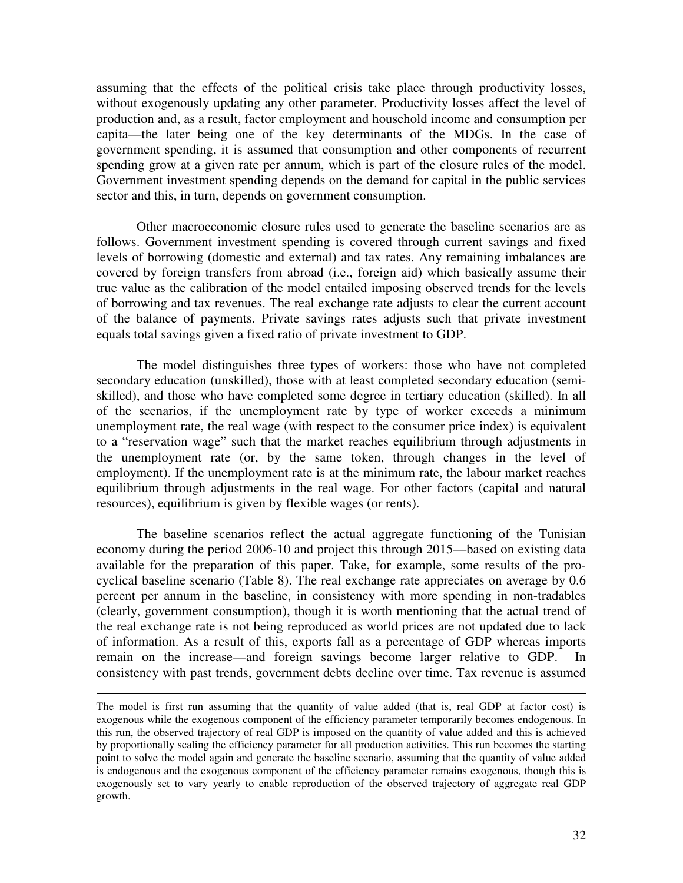assuming that the effects of the political crisis take place through productivity losses, without exogenously updating any other parameter. Productivity losses affect the level of production and, as a result, factor employment and household income and consumption per capita—the later being one of the key determinants of the MDGs. In the case of government spending, it is assumed that consumption and other components of recurrent spending grow at a given rate per annum, which is part of the closure rules of the model. Government investment spending depends on the demand for capital in the public services sector and this, in turn, depends on government consumption.

Other macroeconomic closure rules used to generate the baseline scenarios are as follows. Government investment spending is covered through current savings and fixed levels of borrowing (domestic and external) and tax rates. Any remaining imbalances are covered by foreign transfers from abroad (i.e., foreign aid) which basically assume their true value as the calibration of the model entailed imposing observed trends for the levels of borrowing and tax revenues. The real exchange rate adjusts to clear the current account of the balance of payments. Private savings rates adjusts such that private investment equals total savings given a fixed ratio of private investment to GDP.

The model distinguishes three types of workers: those who have not completed secondary education (unskilled), those with at least completed secondary education (semi-skilled), and those who have completed some degree in tertiary education (skilled). In all of the scenarios, if the unemployment rate by type of worker exceeds a minimum unemployment rate, the real wage (with respect to the consumer price index) is equivalent to a "reservation wage" such that the market reaches equilibrium through adjustments in the unemployment rate (or, by the same token, through changes in the level of employment). If the unemployment rate is at the minimum rate, the labour market reaches equilibrium through adjustments in the real wage. For other factors (capital and natural resources), equilibrium is given by flexible wages (or rents).

The baseline scenarios reflect the actual aggregate functioning of the Tunisian economy during the period 2006-10 and project this through 2015—based on existing data available for the preparation of this paper. Take, for example, some results of the pro-cyclical baseline scenario (Table 8). The real exchange rate appreciates on average by 0.6 percent per annum in the baseline, in consistency with more spending in non-tradables (clearly, government consumption), though it is worth mentioning that the actual trend of the real exchange rate is not being reproduced as world prices are not updated due to lack of information. As a result of this, exports fall as a percentage of GDP whereas imports remain on the increase—and foreign savings become larger relative to GDP. In consistency with past trends, government debts decline over time. Tax revenue is assumed

---

The model is first run assuming that the quantity of value added (that is, real GDP at factor cost) is exogenous while the exogenous component of the efficiency parameter temporarily becomes endogenous. In this run, the observed trajectory of real GDP is imposed on the quantity of value added and this is achieved by proportionally scaling the efficiency parameter for all production activities. This run becomes the starting point to solve the model again and generate the baseline scenario, assuming that the quantity of value added is endogenous and the exogenous component of the efficiency parameter remains exogenous, though this is exogenously set to vary yearly to enable reproduction of the observed trajectory of aggregate real GDP growth.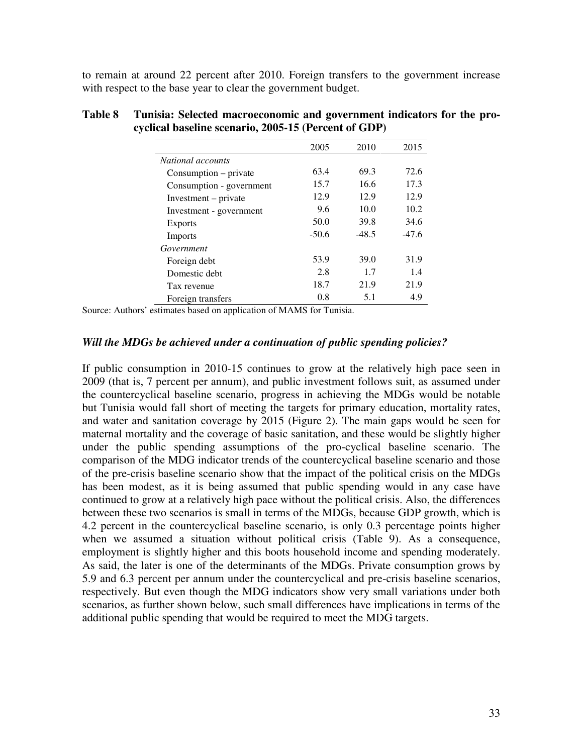to remain at around 22 percent after 2010. Foreign transfers to the government increase with respect to the base year to clear the government budget.

**Table 8 Tunisia: Selected macroeconomic and government indicators for the pro-cyclical baseline scenario, 2005-15 (Percent of GDP)**

| | 2005 | 2010 | 2015 |
|---|---|---|---|
| *National accounts* | | | |
| Consumption – private | 63.4 | 69.3 | 72.6 |
| Consumption - government | 15.7 | 16.6 | 17.3 |
| Investment – private | 12.9 | 12.9 | 12.9 |
| Investment - government | 9.6 | 10.0 | 10.2 |
| Exports | 50.0 | 39.8 | 34.6 |
| Imports | -50.6 | -48.5 | -47.6 |
| *Government* | | | |
| Foreign debt | 53.9 | 39.0 | 31.9 |
| Domestic debt | 2.8 | 1.7 | 1.4 |
| Tax revenue | 18.7 | 21.9 | 21.9 |
| Foreign transfers | 0.8 | 5.1 | 4.9 |

Source: Authors' estimates based on application of MAMS for Tunisia.

***Will the MDGs be achieved under a continuation of public spending policies?***

If public consumption in 2010-15 continues to grow at the relatively high pace seen in 2009 (that is, 7 percent per annum), and public investment follows suit, as assumed under the countercyclical baseline scenario, progress in achieving the MDGs would be notable but Tunisia would fall short of meeting the targets for primary education, mortality rates, and water and sanitation coverage by 2015 (Figure 2). The main gaps would be seen for maternal mortality and the coverage of basic sanitation, and these would be slightly higher under the public spending assumptions of the pro-cyclical baseline scenario. The comparison of the MDG indicator trends of the countercyclical baseline scenario and those of the pre-crisis baseline scenario show that the impact of the political crisis on the MDGs has been modest, as it is being assumed that public spending would in any case have continued to grow at a relatively high pace without the political crisis. Also, the differences between these two scenarios is small in terms of the MDGs, because GDP growth, which is 4.2 percent in the countercyclical baseline scenario, is only 0.3 percentage points higher when we assumed a situation without political crisis (Table 9). As a consequence, employment is slightly higher and this boots household income and spending moderately. As said, the later is one of the determinants of the MDGs. Private consumption grows by 5.9 and 6.3 percent per annum under the countercyclical and pre-crisis baseline scenarios, respectively. But even though the MDG indicators show very small variations under both scenarios, as further shown below, such small differences have implications in terms of the additional public spending that would be required to meet the MDG targets.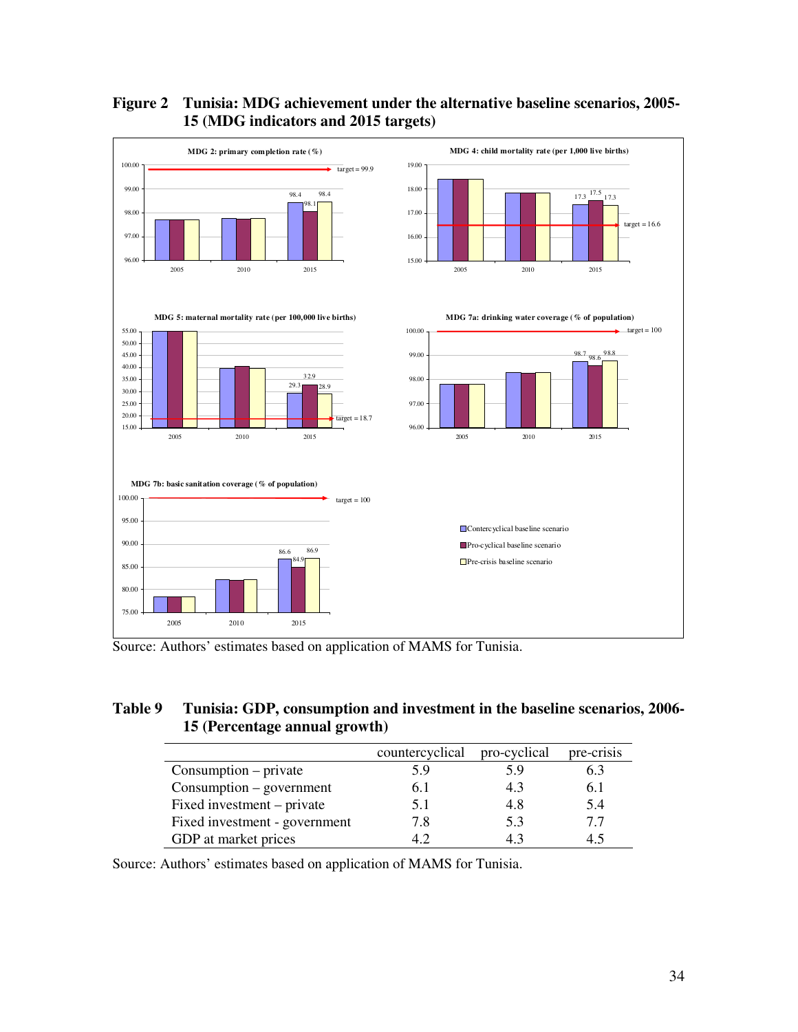**Figure 2 Tunisia: MDG achievement under the alternative baseline scenarios, 2005-15 (MDG indicators and 2015 targets)**

Source: Authors' estimates based on application of MAMS for Tunisia.

**Table 9 Tunisia: GDP, consumption and investment in the baseline scenarios, 2006-15 (Percentage annual growth)**

| | countercyclical | pro-cyclical | pre-crisis |
|---|---|---|---|
| Consumption – private | 5.9 | 5.9 | 6.3 |
| Consumption – government | 6.1 | 4.3 | 6.1 |
| Fixed investment – private | 5.1 | 4.8 | 5.4 |
| Fixed investment - government | 7.8 | 5.3 | 7.7 |
| GDP at market prices | 4.2 | 4.3 | 4.5 |

Source: Authors' estimates based on application of MAMS for Tunisia.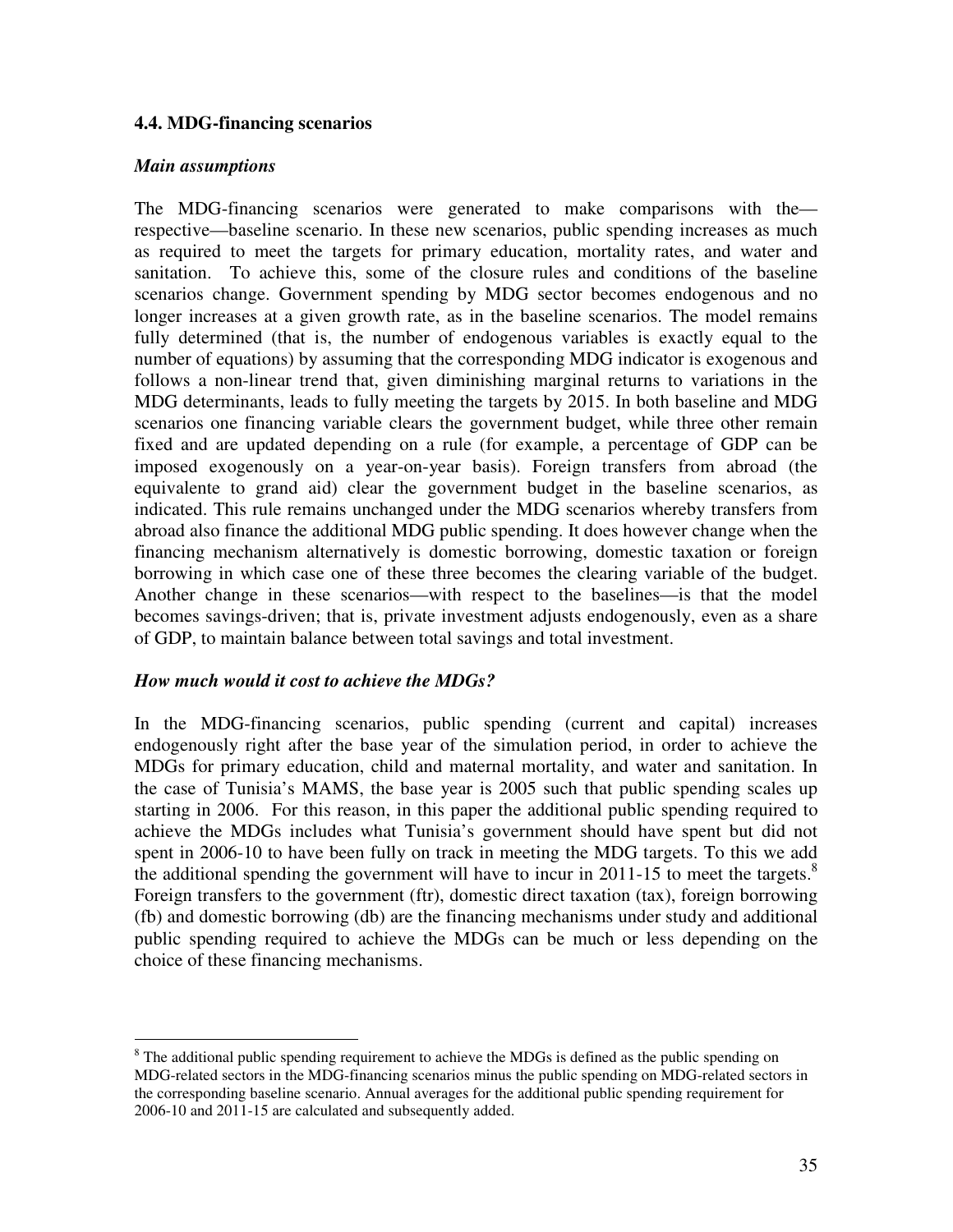### 4.4. MDG-financing scenarios

***Main assumptions***

The MDG-financing scenarios were generated to make comparisons with the—respective—baseline scenario. In these new scenarios, public spending increases as much as required to meet the targets for primary education, mortality rates, and water and sanitation. To achieve this, some of the closure rules and conditions of the baseline scenarios change. Government spending by MDG sector becomes endogenous and no longer increases at a given growth rate, as in the baseline scenarios. The model remains fully determined (that is, the number of endogenous variables is exactly equal to the number of equations) by assuming that the corresponding MDG indicator is exogenous and follows a non-linear trend that, given diminishing marginal returns to variations in the MDG determinants, leads to fully meeting the targets by 2015. In both baseline and MDG scenarios one financing variable clears the government budget, while three other remain fixed and are updated depending on a rule (for example, a percentage of GDP can be imposed exogenously on a year-on-year basis). Foreign transfers from abroad (the equivalente to grand aid) clear the government budget in the baseline scenarios, as indicated. This rule remains unchanged under the MDG scenarios whereby transfers from abroad also finance the additional MDG public spending. It does however change when the financing mechanism alternatively is domestic borrowing, domestic taxation or foreign borrowing in which case one of these three becomes the clearing variable of the budget. Another change in these scenarios—with respect to the baselines—is that the model becomes savings-driven; that is, private investment adjusts endogenously, even as a share of GDP, to maintain balance between total savings and total investment.

***How much would it cost to achieve the MDGs?***

In the MDG-financing scenarios, public spending (current and capital) increases endogenously right after the base year of the simulation period, in order to achieve the MDGs for primary education, child and maternal mortality, and water and sanitation. In the case of Tunisia's MAMS, the base year is 2005 such that public spending scales up starting in 2006. For this reason, in this paper the additional public spending required to achieve the MDGs includes what Tunisia's government should have spent but did not spent in 2006-10 to have been fully on track in meeting the MDG targets. To this we add the additional spending the government will have to incur in 2011-15 to meet the targets.[8] Foreign transfers to the government (ftr), domestic direct taxation (tax), foreign borrowing (fb) and domestic borrowing (db) are the financing mechanisms under study and additional public spending required to achieve the MDGs can be much or less depending on the choice of these financing mechanisms.

---

[8] The additional public spending requirement to achieve the MDGs is defined as the public spending on MDG-related sectors in the MDG-financing scenarios minus the public spending on MDG-related sectors in the corresponding baseline scenario. Annual averages for the additional public spending requirement for 2006-10 and 2011-15 are calculated and subsequently added.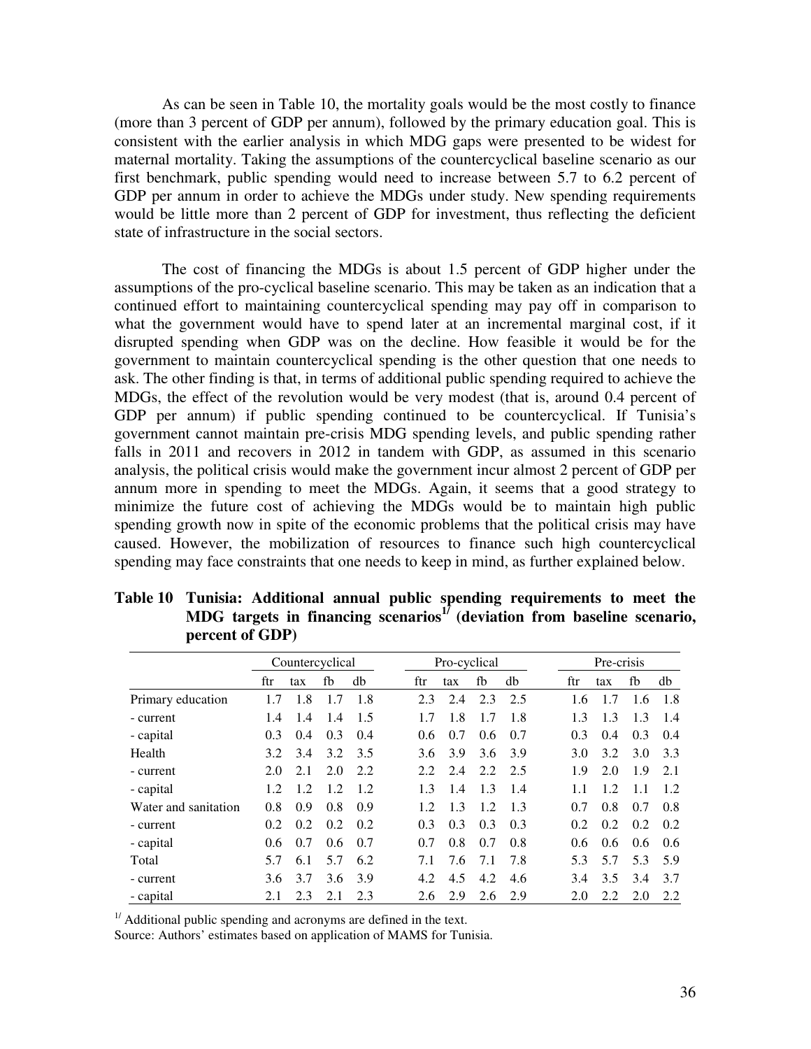As can be seen in Table 10, the mortality goals would be the most costly to finance (more than 3 percent of GDP per annum), followed by the primary education goal. This is consistent with the earlier analysis in which MDG gaps were presented to be widest for maternal mortality. Taking the assumptions of the countercyclical baseline scenario as our first benchmark, public spending would need to increase between 5.7 to 6.2 percent of GDP per annum in order to achieve the MDGs under study. New spending requirements would be little more than 2 percent of GDP for investment, thus reflecting the deficient state of infrastructure in the social sectors.

The cost of financing the MDGs is about 1.5 percent of GDP higher under the assumptions of the pro-cyclical baseline scenario. This may be taken as an indication that a continued effort to maintaining countercyclical spending may pay off in comparison to what the government would have to spend later at an incremental marginal cost, if it disrupted spending when GDP was on the decline. How feasible it would be for the government to maintain countercyclical spending is the other question that one needs to ask. The other finding is that, in terms of additional public spending required to achieve the MDGs, the effect of the revolution would be very modest (that is, around 0.4 percent of GDP per annum) if public spending continued to be countercyclical. If Tunisia's government cannot maintain pre-crisis MDG spending levels, and public spending rather falls in 2011 and recovers in 2012 in tandem with GDP, as assumed in this scenario analysis, the political crisis would make the government incur almost 2 percent of GDP per annum more in spending to meet the MDGs. Again, it seems that a good strategy to minimize the future cost of achieving the MDGs would be to maintain high public spending growth now in spite of the economic problems that the political crisis may have caused. However, the mobilization of resources to finance such high countercyclical spending may face constraints that one needs to keep in mind, as further explained below.

**Table 10 Tunisia: Additional annual public spending requirements to meet the MDG targets in financing scenarios[1/] (deviation from baseline scenario, percent of GDP)**

| | Countercyclical | | | | Pro-cyclical | | | | Pre-crisis | | | |
|---|---|---|---|---|---|---|---|---|---|---|---|---|
| | ftr | tax | fb | db | ftr | tax | fb | db | ftr | tax | fb | db |
| Primary education | 1.7 | 1.8 | 1.7 | 1.8 | 2.3 | 2.4 | 2.3 | 2.5 | 1.6 | 1.7 | 1.6 | 1.8 |
| - current | 1.4 | 1.4 | 1.4 | 1.5 | 1.7 | 1.8 | 1.7 | 1.8 | 1.3 | 1.3 | 1.3 | 1.4 |
| - capital | 0.3 | 0.4 | 0.3 | 0.4 | 0.6 | 0.7 | 0.6 | 0.7 | 0.3 | 0.4 | 0.3 | 0.4 |
| Health | 3.2 | 3.4 | 3.2 | 3.5 | 3.6 | 3.9 | 3.6 | 3.9 | 3.0 | 3.2 | 3.0 | 3.3 |
| - current | 2.0 | 2.1 | 2.0 | 2.2 | 2.2 | 2.4 | 2.2 | 2.5 | 1.9 | 2.0 | 1.9 | 2.1 |
| - capital | 1.2 | 1.2 | 1.2 | 1.2 | 1.3 | 1.4 | 1.3 | 1.4 | 1.1 | 1.2 | 1.1 | 1.2 |
| Water and sanitation | 0.8 | 0.9 | 0.8 | 0.9 | 1.2 | 1.3 | 1.2 | 1.3 | 0.7 | 0.8 | 0.7 | 0.8 |
| - current | 0.2 | 0.2 | 0.2 | 0.2 | 0.3 | 0.3 | 0.3 | 0.3 | 0.2 | 0.2 | 0.2 | 0.2 |
| - capital | 0.6 | 0.7 | 0.6 | 0.7 | 0.7 | 0.8 | 0.7 | 0.8 | 0.6 | 0.6 | 0.6 | 0.6 |
| Total | 5.7 | 6.1 | 5.7 | 6.2 | 7.1 | 7.6 | 7.1 | 7.8 | 5.3 | 5.7 | 5.3 | 5.9 |
| - current | 3.6 | 3.7 | 3.6 | 3.9 | 4.2 | 4.5 | 4.2 | 4.6 | 3.4 | 3.5 | 3.4 | 3.7 |
| - capital | 2.1 | 2.3 | 2.1 | 2.3 | 2.6 | 2.9 | 2.6 | 2.9 | 2.0 | 2.2 | 2.0 | 2.2 |

[1/] Additional public spending and acronyms are defined in the text.

Source: Authors' estimates based on application of MAMS for Tunisia.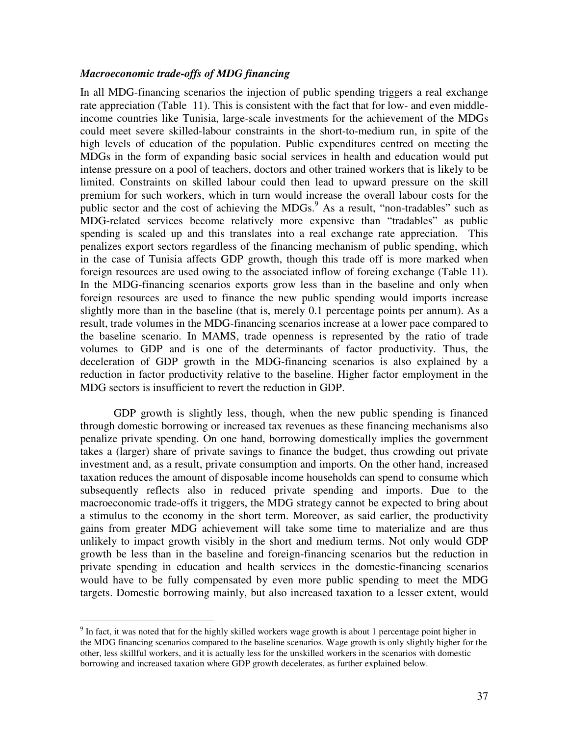***Macroeconomic trade-offs of MDG financing***

In all MDG-financing scenarios the injection of public spending triggers a real exchange rate appreciation (Table 11). This is consistent with the fact that for low- and even middle-income countries like Tunisia, large-scale investments for the achievement of the MDGs could meet severe skilled-labour constraints in the short-to-medium run, in spite of the high levels of education of the population. Public expenditures centred on meeting the MDGs in the form of expanding basic social services in health and education would put intense pressure on a pool of teachers, doctors and other trained workers that is likely to be limited. Constraints on skilled labour could then lead to upward pressure on the skill premium for such workers, which in turn would increase the overall labour costs for the public sector and the cost of achieving the MDGs.[9] As a result, "non-tradables" such as MDG-related services become relatively more expensive than "tradables" as public spending is scaled up and this translates into a real exchange rate appreciation. This penalizes export sectors regardless of the financing mechanism of public spending, which in the case of Tunisia affects GDP growth, though this trade off is more marked when foreign resources are used owing to the associated inflow of foreing exchange (Table 11). In the MDG-financing scenarios exports grow less than in the baseline and only when foreign resources are used to finance the new public spending would imports increase slightly more than in the baseline (that is, merely 0.1 percentage points per annum). As a result, trade volumes in the MDG-financing scenarios increase at a lower pace compared to the baseline scenario. In MAMS, trade openness is represented by the ratio of trade volumes to GDP and is one of the determinants of factor productivity. Thus, the deceleration of GDP growth in the MDG-financing scenarios is also explained by a reduction in factor productivity relative to the baseline. Higher factor employment in the MDG sectors is insufficient to revert the reduction in GDP.

GDP growth is slightly less, though, when the new public spending is financed through domestic borrowing or increased tax revenues as these financing mechanisms also penalize private spending. On one hand, borrowing domestically implies the government takes a (larger) share of private savings to finance the budget, thus crowding out private investment and, as a result, private consumption and imports. On the other hand, increased taxation reduces the amount of disposable income households can spend to consume which subsequently reflects also in reduced private spending and imports. Due to the macroeconomic trade-offs it triggers, the MDG strategy cannot be expected to bring about a stimulus to the economy in the short term. Moreover, as said earlier, the productivity gains from greater MDG achievement will take some time to materialize and are thus unlikely to impact growth visibly in the short and medium terms. Not only would GDP growth be less than in the baseline and foreign-financing scenarios but the reduction in private spending in education and health services in the domestic-financing scenarios would have to be fully compensated by even more public spending to meet the MDG targets. Domestic borrowing mainly, but also increased taxation to a lesser extent, would

---

[9] In fact, it was noted that for the highly skilled workers wage growth is about 1 percentage point higher in the MDG financing scenarios compared to the baseline scenarios. Wage growth is only slightly higher for the other, less skillful workers, and it is actually less for the unskilled workers in the scenarios with domestic borrowing and increased taxation where GDP growth decelerates, as further explained below.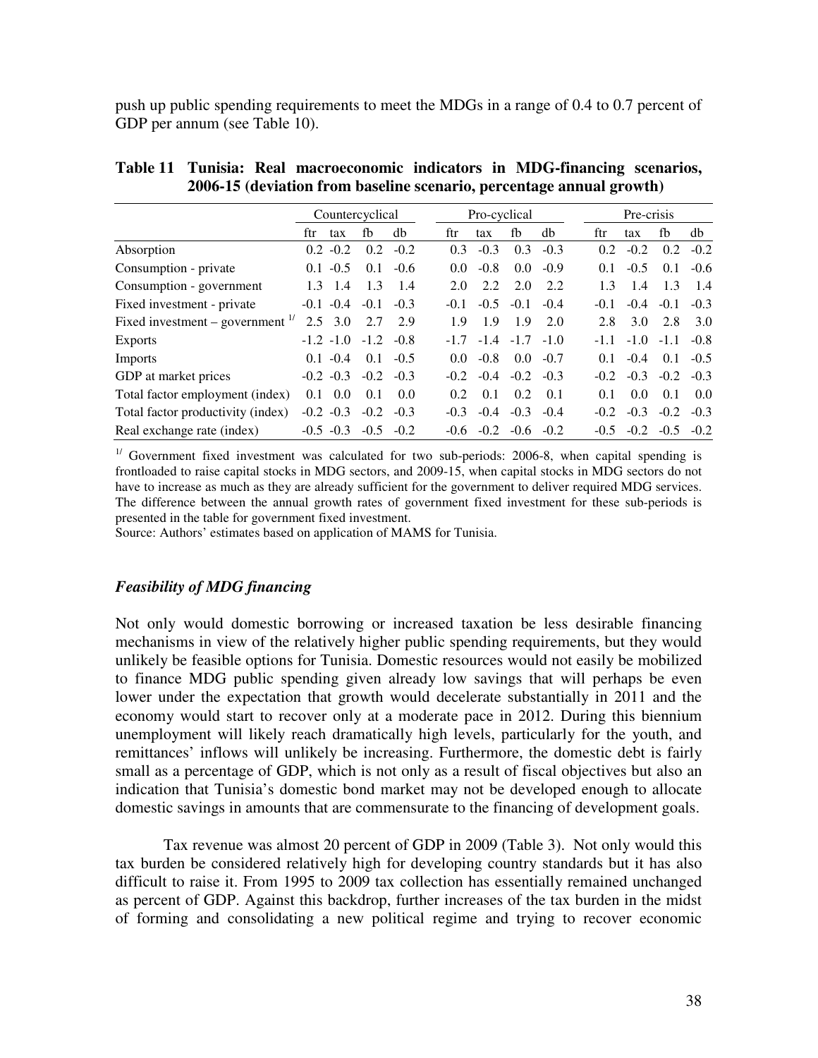push up public spending requirements to meet the MDGs in a range of 0.4 to 0.7 percent of GDP per annum (see Table 10).

**Table 11 Tunisia: Real macroeconomic indicators in MDG-financing scenarios, 2006-15 (deviation from baseline scenario, percentage annual growth)**

| | Countercyclical | | | | Pro-cyclical | | | | Pre-crisis | | | |
|---|---|---|---|---|---|---|---|---|---|---|---|---|
| | ftr | tax | fb | db | ftr | tax | fb | db | ftr | tax | fb | db |
| Absorption | 0.2 | -0.2 | 0.2 | -0.2 | 0.3 | -0.3 | 0.3 | -0.3 | 0.2 | -0.2 | 0.2 | -0.2 |
| Consumption - private | 0.1 | -0.5 | 0.1 | -0.6 | 0.0 | -0.8 | 0.0 | -0.9 | 0.1 | -0.5 | 0.1 | -0.6 |
| Consumption - government | 1.3 | 1.4 | 1.3 | 1.4 | 2.0 | 2.2 | 2.0 | 2.2 | 1.3 | 1.4 | 1.3 | 1.4 |
| Fixed investment - private | -0.1 | -0.4 | -0.1 | -0.3 | -0.1 | -0.5 | -0.1 | -0.4 | -0.1 | -0.4 | -0.1 | -0.3 |
| Fixed investment – government [1/] | 2.5 | 3.0 | 2.7 | 2.9 | 1.9 | 1.9 | 1.9 | 2.0 | 2.8 | 3.0 | 2.8 | 3.0 |
| Exports | -1.2 | -1.0 | -1.2 | -0.8 | -1.7 | -1.4 | -1.7 | -1.0 | -1.1 | -1.0 | -1.1 | -0.8 |
| Imports | 0.1 | -0.4 | 0.1 | -0.5 | 0.0 | -0.8 | 0.0 | -0.7 | 0.1 | -0.4 | 0.1 | -0.5 |
| GDP at market prices | -0.2 | -0.3 | -0.2 | -0.3 | -0.2 | -0.4 | -0.2 | -0.3 | -0.2 | -0.3 | -0.2 | -0.3 |
| Total factor employment (index) | 0.1 | 0.0 | 0.1 | 0.0 | 0.2 | 0.1 | 0.2 | 0.1 | 0.1 | 0.0 | 0.1 | 0.0 |
| Total factor productivity (index) | -0.2 | -0.3 | -0.2 | -0.3 | -0.3 | -0.4 | -0.3 | -0.4 | -0.2 | -0.3 | -0.2 | -0.3 |
| Real exchange rate (index) | -0.5 | -0.3 | -0.5 | -0.2 | -0.6 | -0.2 | -0.6 | -0.2 | -0.5 | -0.2 | -0.5 | -0.2 |

[1/] Government fixed investment was calculated for two sub-periods: 2006-8, when capital spending is frontloaded to raise capital stocks in MDG sectors, and 2009-15, when capital stocks in MDG sectors do not have to increase as much as they are already sufficient for the government to deliver required MDG services. The difference between the annual growth rates of government fixed investment for these sub-periods is presented in the table for government fixed investment.

Source: Authors' estimates based on application of MAMS for Tunisia.

### *Feasibility of MDG financing*

Not only would domestic borrowing or increased taxation be less desirable financing mechanisms in view of the relatively higher public spending requirements, but they would unlikely be feasible options for Tunisia. Domestic resources would not easily be mobilized to finance MDG public spending given already low savings that will perhaps be even lower under the expectation that growth would decelerate substantially in 2011 and the economy would start to recover only at a moderate pace in 2012. During this biennium unemployment will likely reach dramatically high levels, particularly for the youth, and remittances' inflows will unlikely be increasing. Furthermore, the domestic debt is fairly small as a percentage of GDP, which is not only as a result of fiscal objectives but also an indication that Tunisia's domestic bond market may not be developed enough to allocate domestic savings in amounts that are commensurate to the financing of development goals.

Tax revenue was almost 20 percent of GDP in 2009 (Table 3). Not only would this tax burden be considered relatively high for developing country standards but it has also difficult to raise it. From 1995 to 2009 tax collection has essentially remained unchanged as percent of GDP. Against this backdrop, further increases of the tax burden in the midst of forming and consolidating a new political regime and trying to recover economic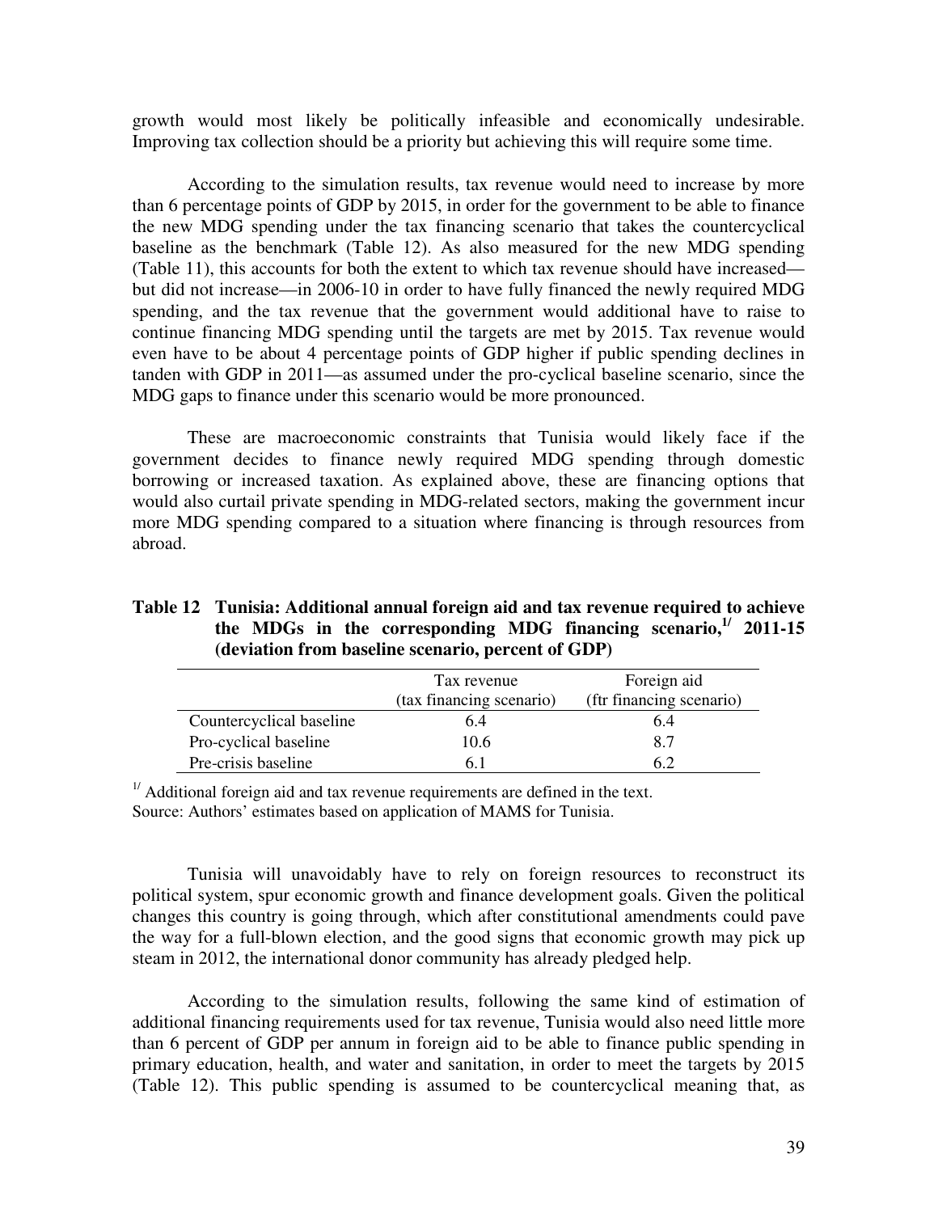growth would most likely be politically infeasible and economically undesirable. Improving tax collection should be a priority but achieving this will require some time.

According to the simulation results, tax revenue would need to increase by more than 6 percentage points of GDP by 2015, in order for the government to be able to finance the new MDG spending under the tax financing scenario that takes the countercyclical baseline as the benchmark (Table 12). As also measured for the new MDG spending (Table 11), this accounts for both the extent to which tax revenue should have increased—but did not increase—in 2006-10 in order to have fully financed the newly required MDG spending, and the tax revenue that the government would additional have to raise to continue financing MDG spending until the targets are met by 2015. Tax revenue would even have to be about 4 percentage points of GDP higher if public spending declines in tanden with GDP in 2011—as assumed under the pro-cyclical baseline scenario, since the MDG gaps to finance under this scenario would be more pronounced.

These are macroeconomic constraints that Tunisia would likely face if the government decides to finance newly required MDG spending through domestic borrowing or increased taxation. As explained above, these are financing options that would also curtail private spending in MDG-related sectors, making the government incur more MDG spending compared to a situation where financing is through resources from abroad.

**Table 12 Tunisia: Additional annual foreign aid and tax revenue required to achieve the MDGs in the corresponding MDG financing scenario,[1/] 2011-15 (deviation from baseline scenario, percent of GDP)**

| | Tax revenue (tax financing scenario) | Foreign aid (ftr financing scenario) |
|---|---|---|
| Countercyclical baseline | 6.4 | 6.4 |
| Pro-cyclical baseline | 10.6 | 8.7 |
| Pre-crisis baseline | 6.1 | 6.2 |

[1/] Additional foreign aid and tax revenue requirements are defined in the text.
Source: Authors' estimates based on application of MAMS for Tunisia.

Tunisia will unavoidably have to rely on foreign resources to reconstruct its political system, spur economic growth and finance development goals. Given the political changes this country is going through, which after constitutional amendments could pave the way for a full-blown election, and the good signs that economic growth may pick up steam in 2012, the international donor community has already pledged help.

According to the simulation results, following the same kind of estimation of additional financing requirements used for tax revenue, Tunisia would also need little more than 6 percent of GDP per annum in foreign aid to be able to finance public spending in primary education, health, and water and sanitation, in order to meet the targets by 2015 (Table 12). This public spending is assumed to be countercyclical meaning that, as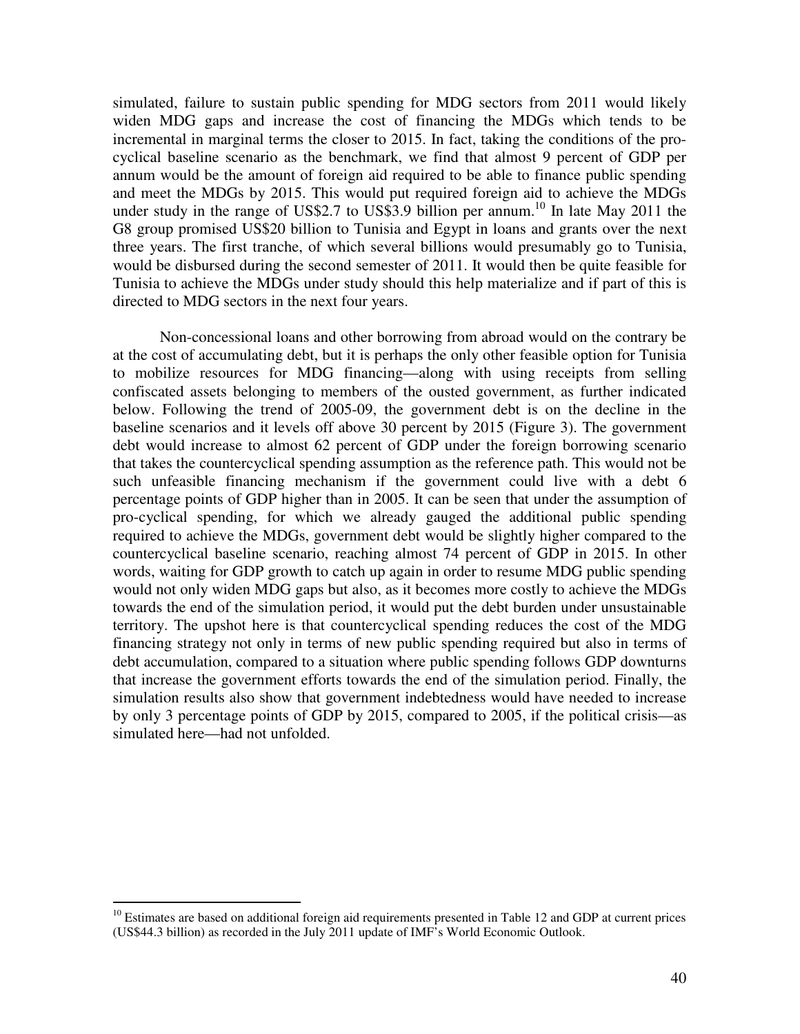simulated, failure to sustain public spending for MDG sectors from 2011 would likely widen MDG gaps and increase the cost of financing the MDGs which tends to be incremental in marginal terms the closer to 2015. In fact, taking the conditions of the pro-cyclical baseline scenario as the benchmark, we find that almost 9 percent of GDP per annum would be the amount of foreign aid required to be able to finance public spending and meet the MDGs by 2015. This would put required foreign aid to achieve the MDGs under study in the range of US$2.7 to US$3.9 billion per annum.[10] In late May 2011 the G8 group promised US$20 billion to Tunisia and Egypt in loans and grants over the next three years. The first tranche, of which several billions would presumably go to Tunisia, would be disbursed during the second semester of 2011. It would then be quite feasible for Tunisia to achieve the MDGs under study should this help materialize and if part of this is directed to MDG sectors in the next four years.

Non-concessional loans and other borrowing from abroad would on the contrary be at the cost of accumulating debt, but it is perhaps the only other feasible option for Tunisia to mobilize resources for MDG financing—along with using receipts from selling confiscated assets belonging to members of the ousted government, as further indicated below. Following the trend of 2005-09, the government debt is on the decline in the baseline scenarios and it levels off above 30 percent by 2015 (Figure 3). The government debt would increase to almost 62 percent of GDP under the foreign borrowing scenario that takes the countercyclical spending assumption as the reference path. This would not be such unfeasible financing mechanism if the government could live with a debt 6 percentage points of GDP higher than in 2005. It can be seen that under the assumption of pro-cyclical spending, for which we already gauged the additional public spending required to achieve the MDGs, government debt would be slightly higher compared to the countercyclical baseline scenario, reaching almost 74 percent of GDP in 2015. In other words, waiting for GDP growth to catch up again in order to resume MDG public spending would not only widen MDG gaps but also, as it becomes more costly to achieve the MDGs towards the end of the simulation period, it would put the debt burden under unsustainable territory. The upshot here is that countercyclical spending reduces the cost of the MDG financing strategy not only in terms of new public spending required but also in terms of debt accumulation, compared to a situation where public spending follows GDP downturns that increase the government efforts towards the end of the simulation period. Finally, the simulation results also show that government indebtedness would have needed to increase by only 3 percentage points of GDP by 2015, compared to 2005, if the political crisis—as simulated here—had not unfolded.

[10] Estimates are based on additional foreign aid requirements presented in Table 12 and GDP at current prices (US$44.3 billion) as recorded in the July 2011 update of IMF's World Economic Outlook.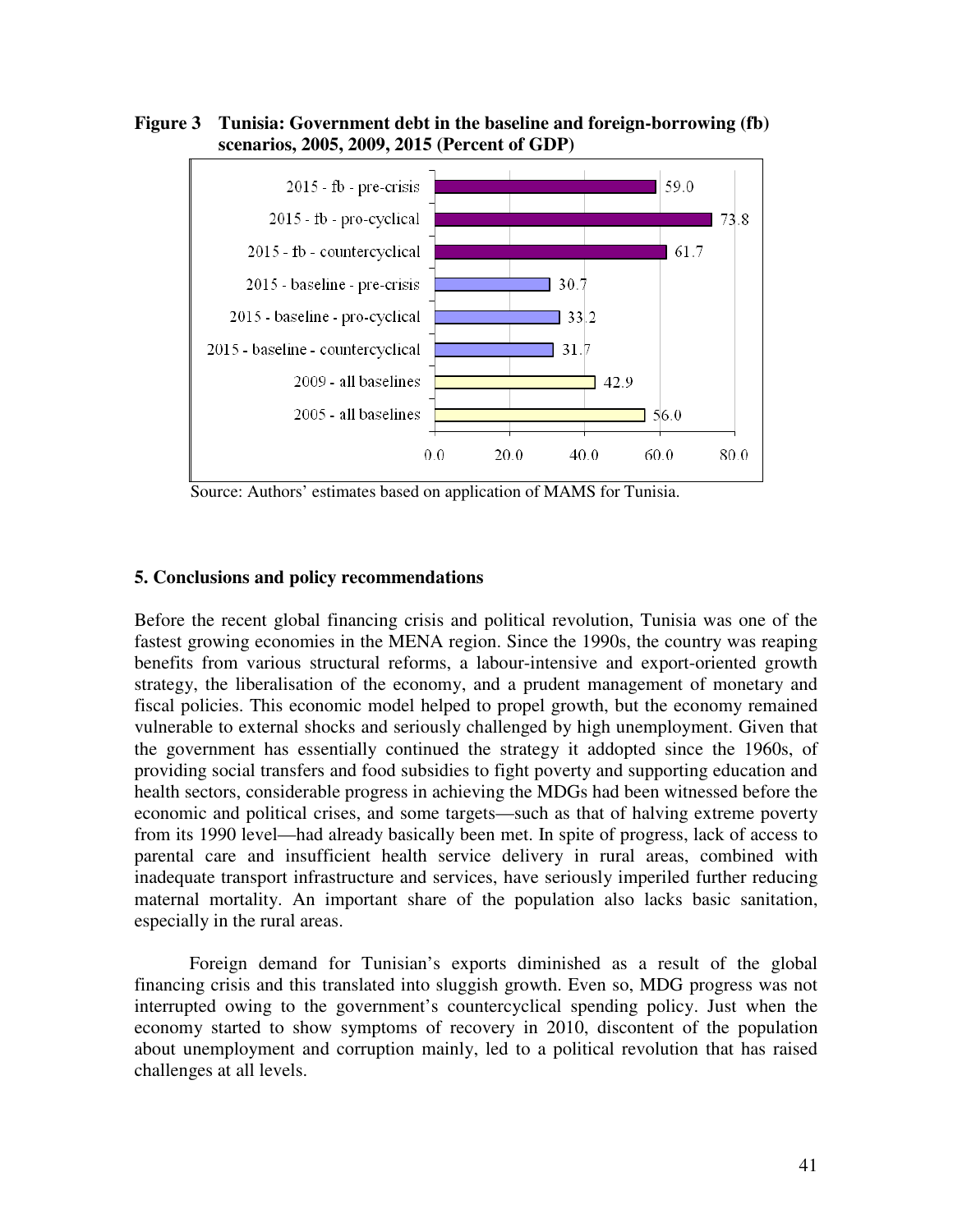**Figure 3 Tunisia: Government debt in the baseline and foreign-borrowing (fb) scenarios, 2005, 2009, 2015 (Percent of GDP)**

| Scenario | Percent of GDP |
|---|---|
| 2015 - fb - pre-crisis | 59.0 |
| 2015 - fb - pro-cyclical | 73.8 |
| 2015 - fb - countercyclical | 61.7 |
| 2015 - baseline - pre-crisis | 30.7 |
| 2015 - baseline - pro-cyclical | 33.2 |
| 2015 - baseline - countercyclical | 31.7 |
| 2009 - all baselines | 42.9 |
| 2005 - all baselines | 56.0 |

Source: Authors' estimates based on application of MAMS for Tunisia.

## 5. Conclusions and policy recommendations

Before the recent global financing crisis and political revolution, Tunisia was one of the fastest growing economies in the MENA region. Since the 1990s, the country was reaping benefits from various structural reforms, a labour-intensive and export-oriented growth strategy, the liberalisation of the economy, and a prudent management of monetary and fiscal policies. This economic model helped to propel growth, but the economy remained vulnerable to external shocks and seriously challenged by high unemployment. Given that the government has essentially continued the strategy it addopted since the 1960s, of providing social transfers and food subsidies to fight poverty and supporting education and health sectors, considerable progress in achieving the MDGs had been witnessed before the economic and political crises, and some targets—such as that of halving extreme poverty from its 1990 level—had already basically been met. In spite of progress, lack of access to parental care and insufficient health service delivery in rural areas, combined with inadequate transport infrastructure and services, have seriously imperiled further reducing maternal mortality. An important share of the population also lacks basic sanitation, especially in the rural areas.

Foreign demand for Tunisian's exports diminished as a result of the global financing crisis and this translated into sluggish growth. Even so, MDG progress was not interrupted owing to the government's countercyclical spending policy. Just when the economy started to show symptoms of recovery in 2010, discontent of the population about unemployment and corruption mainly, led to a political revolution that has raised challenges at all levels.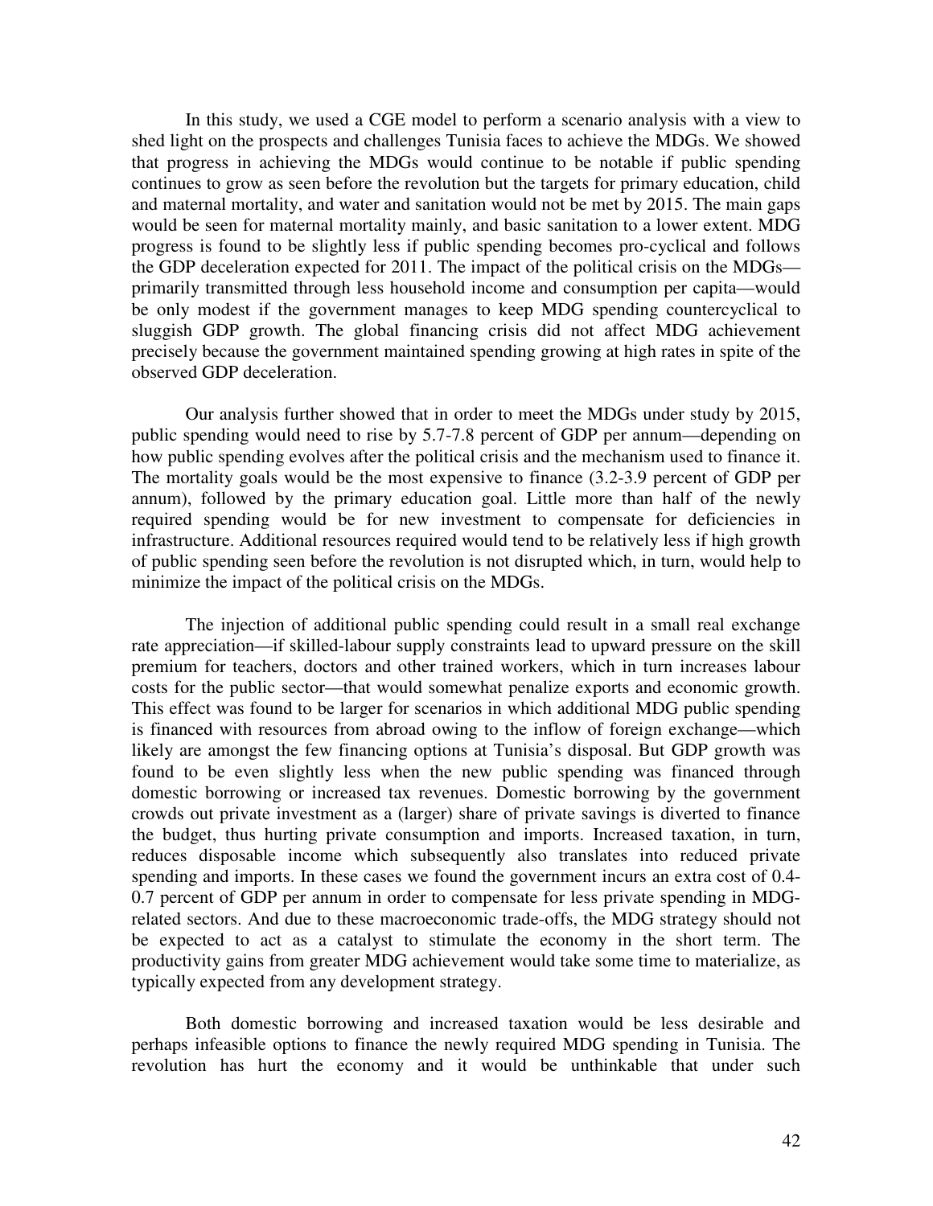In this study, we used a CGE model to perform a scenario analysis with a view to shed light on the prospects and challenges Tunisia faces to achieve the MDGs. We showed that progress in achieving the MDGs would continue to be notable if public spending continues to grow as seen before the revolution but the targets for primary education, child and maternal mortality, and water and sanitation would not be met by 2015. The main gaps would be seen for maternal mortality mainly, and basic sanitation to a lower extent. MDG progress is found to be slightly less if public spending becomes pro-cyclical and follows the GDP deceleration expected for 2011. The impact of the political crisis on the MDGs—primarily transmitted through less household income and consumption per capita—would be only modest if the government manages to keep MDG spending countercyclical to sluggish GDP growth. The global financing crisis did not affect MDG achievement precisely because the government maintained spending growing at high rates in spite of the observed GDP deceleration.

Our analysis further showed that in order to meet the MDGs under study by 2015, public spending would need to rise by 5.7-7.8 percent of GDP per annum—depending on how public spending evolves after the political crisis and the mechanism used to finance it. The mortality goals would be the most expensive to finance (3.2-3.9 percent of GDP per annum), followed by the primary education goal. Little more than half of the newly required spending would be for new investment to compensate for deficiencies in infrastructure. Additional resources required would tend to be relatively less if high growth of public spending seen before the revolution is not disrupted which, in turn, would help to minimize the impact of the political crisis on the MDGs.

The injection of additional public spending could result in a small real exchange rate appreciation—if skilled-labour supply constraints lead to upward pressure on the skill premium for teachers, doctors and other trained workers, which in turn increases labour costs for the public sector—that would somewhat penalize exports and economic growth. This effect was found to be larger for scenarios in which additional MDG public spending is financed with resources from abroad owing to the inflow of foreign exchange—which likely are amongst the few financing options at Tunisia's disposal. But GDP growth was found to be even slightly less when the new public spending was financed through domestic borrowing or increased tax revenues. Domestic borrowing by the government crowds out private investment as a (larger) share of private savings is diverted to finance the budget, thus hurting private consumption and imports. Increased taxation, in turn, reduces disposable income which subsequently also translates into reduced private spending and imports. In these cases we found the government incurs an extra cost of 0.4-0.7 percent of GDP per annum in order to compensate for less private spending in MDG-related sectors. And due to these macroeconomic trade-offs, the MDG strategy should not be expected to act as a catalyst to stimulate the economy in the short term. The productivity gains from greater MDG achievement would take some time to materialize, as typically expected from any development strategy.

Both domestic borrowing and increased taxation would be less desirable and perhaps infeasible options to finance the newly required MDG spending in Tunisia. The revolution has hurt the economy and it would be unthinkable that under such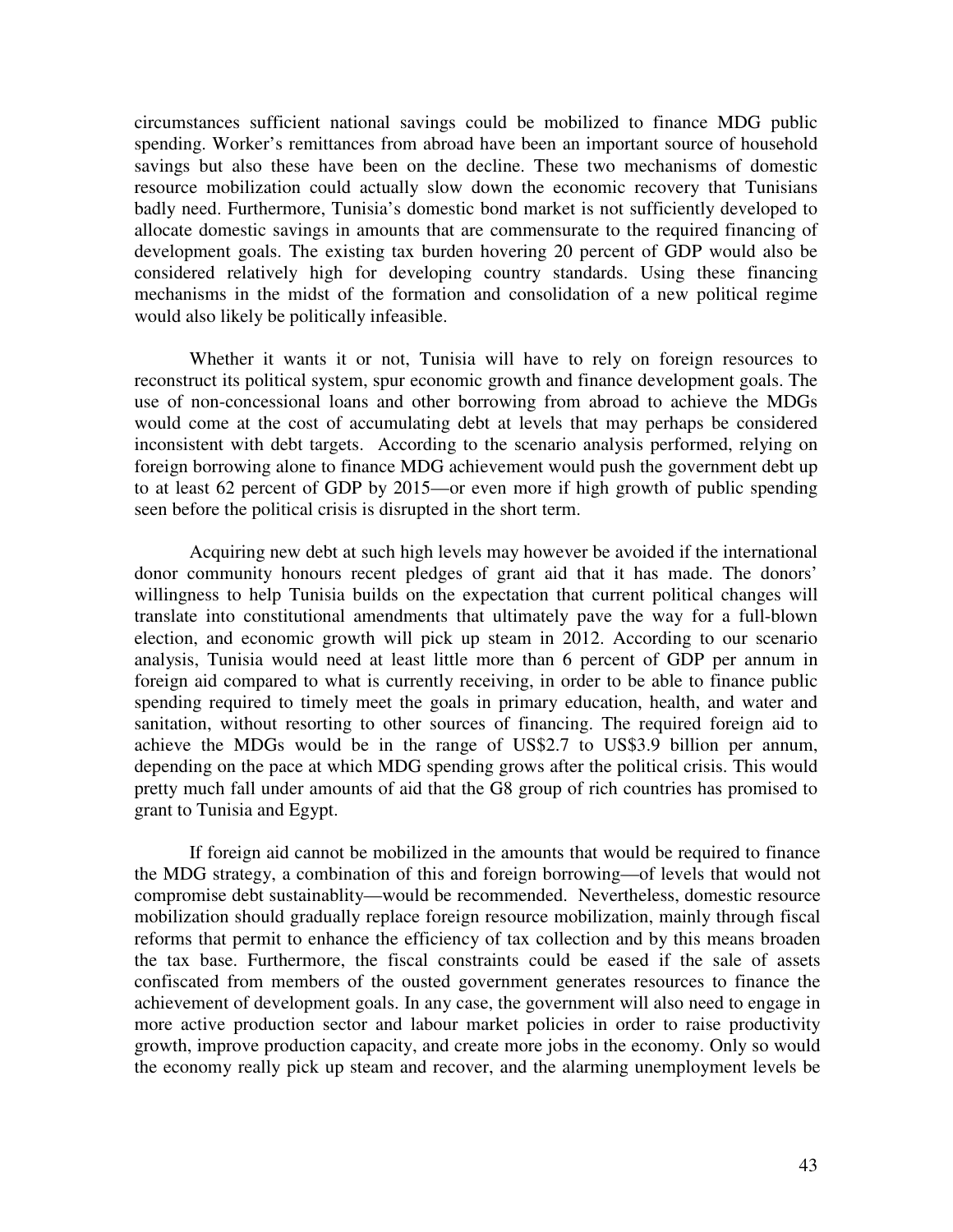circumstances sufficient national savings could be mobilized to finance MDG public spending. Worker's remittances from abroad have been an important source of household savings but also these have been on the decline. These two mechanisms of domestic resource mobilization could actually slow down the economic recovery that Tunisians badly need. Furthermore, Tunisia's domestic bond market is not sufficiently developed to allocate domestic savings in amounts that are commensurate to the required financing of development goals. The existing tax burden hovering 20 percent of GDP would also be considered relatively high for developing country standards. Using these financing mechanisms in the midst of the formation and consolidation of a new political regime would also likely be politically infeasible.

Whether it wants it or not, Tunisia will have to rely on foreign resources to reconstruct its political system, spur economic growth and finance development goals. The use of non-concessional loans and other borrowing from abroad to achieve the MDGs would come at the cost of accumulating debt at levels that may perhaps be considered inconsistent with debt targets. According to the scenario analysis performed, relying on foreign borrowing alone to finance MDG achievement would push the government debt up to at least 62 percent of GDP by 2015—or even more if high growth of public spending seen before the political crisis is disrupted in the short term.

Acquiring new debt at such high levels may however be avoided if the international donor community honours recent pledges of grant aid that it has made. The donors' willingness to help Tunisia builds on the expectation that current political changes will translate into constitutional amendments that ultimately pave the way for a full-blown election, and economic growth will pick up steam in 2012. According to our scenario analysis, Tunisia would need at least little more than 6 percent of GDP per annum in foreign aid compared to what is currently receiving, in order to be able to finance public spending required to timely meet the goals in primary education, health, and water and sanitation, without resorting to other sources of financing. The required foreign aid to achieve the MDGs would be in the range of US$2.7 to US$3.9 billion per annum, depending on the pace at which MDG spending grows after the political crisis. This would pretty much fall under amounts of aid that the G8 group of rich countries has promised to grant to Tunisia and Egypt.

If foreign aid cannot be mobilized in the amounts that would be required to finance the MDG strategy, a combination of this and foreign borrowing—of levels that would not compromise debt sustainablity—would be recommended. Nevertheless, domestic resource mobilization should gradually replace foreign resource mobilization, mainly through fiscal reforms that permit to enhance the efficiency of tax collection and by this means broaden the tax base. Furthermore, the fiscal constraints could be eased if the sale of assets confiscated from members of the ousted government generates resources to finance the achievement of development goals. In any case, the government will also need to engage in more active production sector and labour market policies in order to raise productivity growth, improve production capacity, and create more jobs in the economy. Only so would the economy really pick up steam and recover, and the alarming unemployment levels be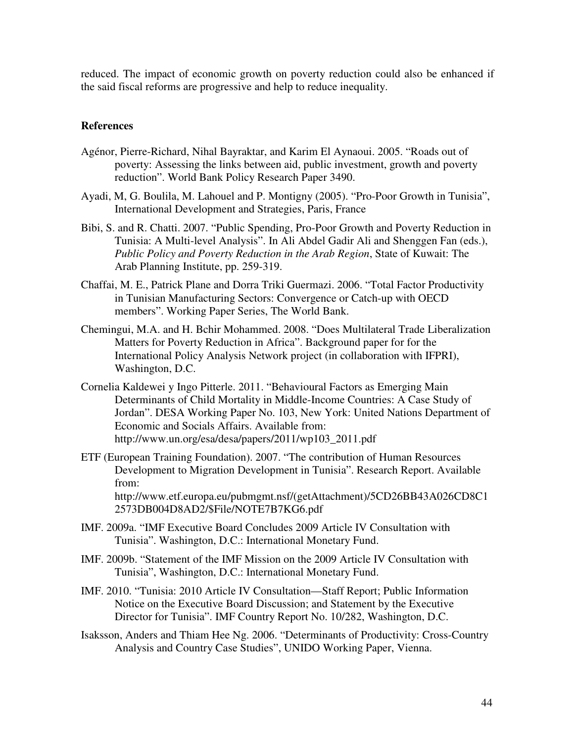reduced. The impact of economic growth on poverty reduction could also be enhanced if the said fiscal reforms are progressive and help to reduce inequality.

## References

Agénor, Pierre-Richard, Nihal Bayraktar, and Karim El Aynaoui. 2005. "Roads out of poverty: Assessing the links between aid, public investment, growth and poverty reduction". World Bank Policy Research Paper 3490.

Ayadi, M, G. Boulila, M. Lahouel and P. Montigny (2005). "Pro-Poor Growth in Tunisia", International Development and Strategies, Paris, France

Bibi, S. and R. Chatti. 2007. "Public Spending, Pro-Poor Growth and Poverty Reduction in Tunisia: A Multi-level Analysis". In Ali Abdel Gadir Ali and Shenggen Fan (eds.), *Public Policy and Poverty Reduction in the Arab Region*, State of Kuwait: The Arab Planning Institute, pp. 259-319.

Chaffai, M. E., Patrick Plane and Dorra Triki Guermazi. 2006. "Total Factor Productivity in Tunisian Manufacturing Sectors: Convergence or Catch-up with OECD members". Working Paper Series, The World Bank.

Chemingui, M.A. and H. Bchir Mohammed. 2008. "Does Multilateral Trade Liberalization Matters for Poverty Reduction in Africa". Background paper for for the International Policy Analysis Network project (in collaboration with IFPRI), Washington, D.C.

Cornelia Kaldewei y Ingo Pitterle. 2011. "Behavioural Factors as Emerging Main Determinants of Child Mortality in Middle-Income Countries: A Case Study of Jordan". DESA Working Paper No. 103, New York: United Nations Department of Economic and Socials Affairs. Available from: http://www.un.org/esa/desa/papers/2011/wp103_2011.pdf

ETF (European Training Foundation). 2007. "The contribution of Human Resources Development to Migration Development in Tunisia". Research Report. Available from: http://www.etf.europa.eu/pubmgmt.nsf/(getAttachment)/5CD26BB43A026CD8C12573DB004D8AD2/$File/NOTE7B7KG6.pdf

IMF. 2009a. "IMF Executive Board Concludes 2009 Article IV Consultation with Tunisia". Washington, D.C.: International Monetary Fund.

IMF. 2009b. "Statement of the IMF Mission on the 2009 Article IV Consultation with Tunisia", Washington, D.C.: International Monetary Fund.

IMF. 2010. "Tunisia: 2010 Article IV Consultation—Staff Report; Public Information Notice on the Executive Board Discussion; and Statement by the Executive Director for Tunisia". IMF Country Report No. 10/282, Washington, D.C.

Isaksson, Anders and Thiam Hee Ng. 2006. "Determinants of Productivity: Cross-Country Analysis and Country Case Studies", UNIDO Working Paper, Vienna.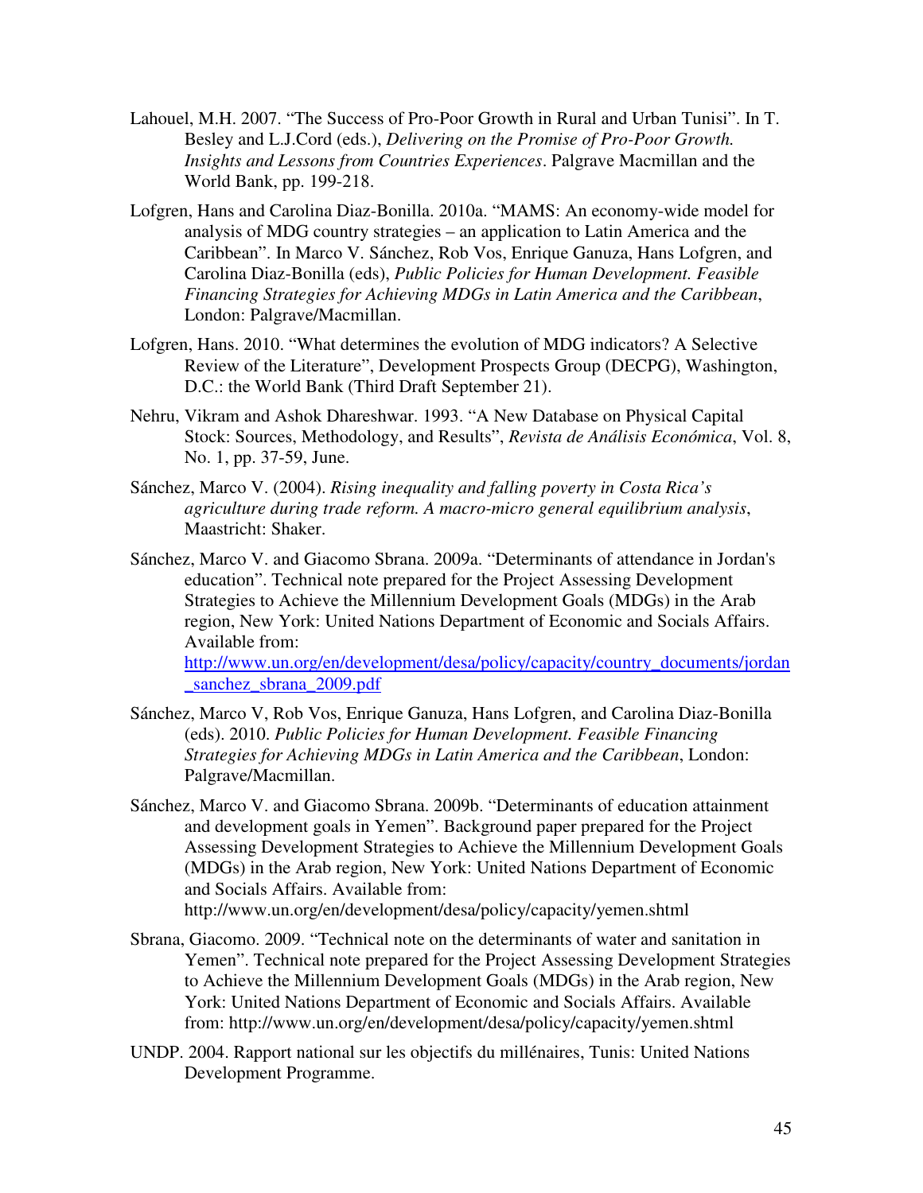Lahouel, M.H. 2007. "The Success of Pro-Poor Growth in Rural and Urban Tunisi". In T. Besley and L.J.Cord (eds.), *Delivering on the Promise of Pro-Poor Growth. Insights and Lessons from Countries Experiences*. Palgrave Macmillan and the World Bank, pp. 199-218.

Lofgren, Hans and Carolina Diaz-Bonilla. 2010a. "MAMS: An economy-wide model for analysis of MDG country strategies – an application to Latin America and the Caribbean". In Marco V. Sánchez, Rob Vos, Enrique Ganuza, Hans Lofgren, and Carolina Diaz-Bonilla (eds), *Public Policies for Human Development. Feasible Financing Strategies for Achieving MDGs in Latin America and the Caribbean*, London: Palgrave/Macmillan.

Lofgren, Hans. 2010. "What determines the evolution of MDG indicators? A Selective Review of the Literature", Development Prospects Group (DECPG), Washington, D.C.: the World Bank (Third Draft September 21).

Nehru, Vikram and Ashok Dhareshwar. 1993. "A New Database on Physical Capital Stock: Sources, Methodology, and Results", *Revista de Análisis Económica*, Vol. 8, No. 1, pp. 37-59, June.

Sánchez, Marco V. (2004). *Rising inequality and falling poverty in Costa Rica's agriculture during trade reform. A macro-micro general equilibrium analysis*, Maastricht: Shaker.

Sánchez, Marco V. and Giacomo Sbrana. 2009a. "Determinants of attendance in Jordan's education". Technical note prepared for the Project Assessing Development Strategies to Achieve the Millennium Development Goals (MDGs) in the Arab region, New York: United Nations Department of Economic and Socials Affairs. Available from: http://www.un.org/en/development/desa/policy/capacity/country_documents/jordan_sanchez_sbrana_2009.pdf

Sánchez, Marco V, Rob Vos, Enrique Ganuza, Hans Lofgren, and Carolina Diaz-Bonilla (eds). 2010. *Public Policies for Human Development. Feasible Financing Strategies for Achieving MDGs in Latin America and the Caribbean*, London: Palgrave/Macmillan.

Sánchez, Marco V. and Giacomo Sbrana. 2009b. "Determinants of education attainment and development goals in Yemen". Background paper prepared for the Project Assessing Development Strategies to Achieve the Millennium Development Goals (MDGs) in the Arab region, New York: United Nations Department of Economic and Socials Affairs. Available from: http://www.un.org/en/development/desa/policy/capacity/yemen.shtml

Sbrana, Giacomo. 2009. "Technical note on the determinants of water and sanitation in Yemen". Technical note prepared for the Project Assessing Development Strategies to Achieve the Millennium Development Goals (MDGs) in the Arab region, New York: United Nations Department of Economic and Socials Affairs. Available from: http://www.un.org/en/development/desa/policy/capacity/yemen.shtml

UNDP. 2004. Rapport national sur les objectifs du millénaires, Tunis: United Nations Development Programme.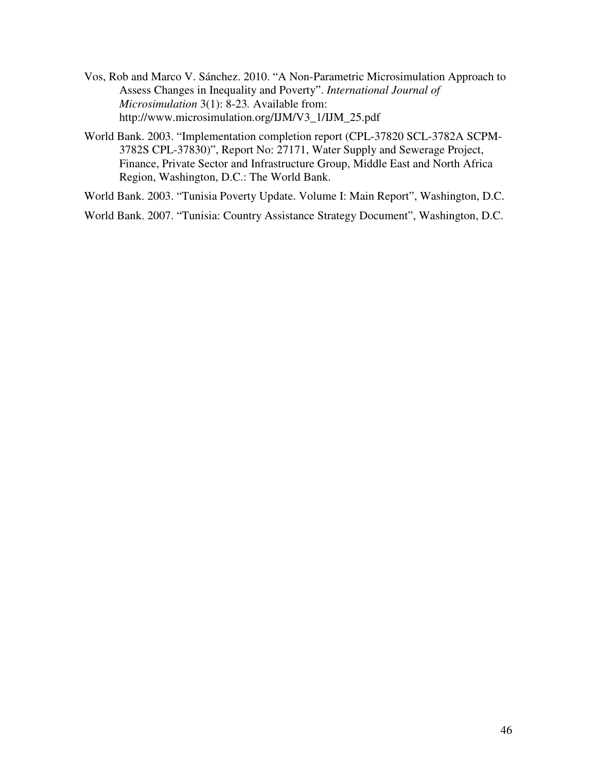Vos, Rob and Marco V. Sánchez. 2010. "A Non-Parametric Microsimulation Approach to Assess Changes in Inequality and Poverty". *International Journal of Microsimulation* 3(1): 8-23. Available from: http://www.microsimulation.org/IJM/V3_1/IJM_25.pdf

World Bank. 2003. "Implementation completion report (CPL-37820 SCL-3782A SCPM-3782S CPL-37830)", Report No: 27171, Water Supply and Sewerage Project, Finance, Private Sector and Infrastructure Group, Middle East and North Africa Region, Washington, D.C.: The World Bank.

World Bank. 2003. "Tunisia Poverty Update. Volume I: Main Report", Washington, D.C.

World Bank. 2007. "Tunisia: Country Assistance Strategy Document", Washington, D.C.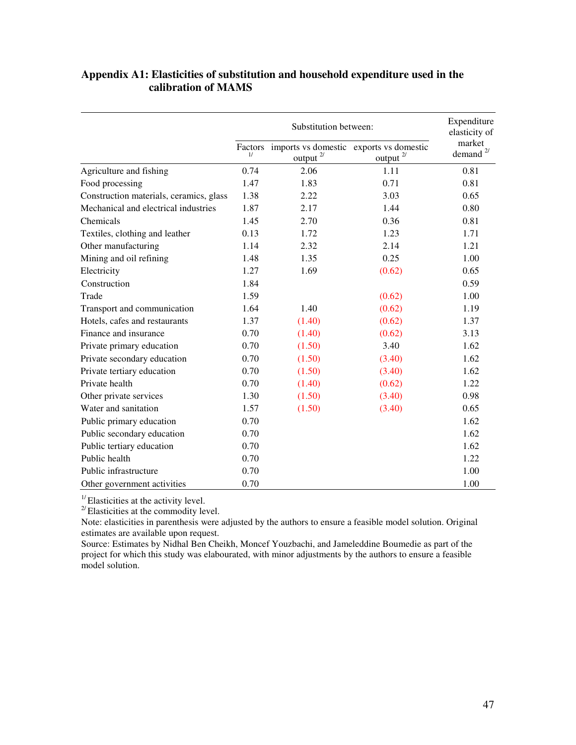### Appendix A1: Elasticities of substitution and household expenditure used in the calibration of MAMS

| | Substitution between: | | | Expenditure elasticity of market demand [2/] |
|---|---|---|---|---|
| | Factors [1/] | imports vs domestic output [2/] | exports vs domestic output [2/] | |
| Agriculture and fishing | 0.74 | 2.06 | 1.11 | 0.81 |
| Food processing | 1.47 | 1.83 | 0.71 | 0.81 |
| Construction materials, ceramics, glass | 1.38 | 2.22 | 3.03 | 0.65 |
| Mechanical and electrical industries | 1.87 | 2.17 | 1.44 | 0.80 |
| Chemicals | 1.45 | 2.70 | 0.36 | 0.81 |
| Textiles, clothing and leather | 0.13 | 1.72 | 1.23 | 1.71 |
| Other manufacturing | 1.14 | 2.32 | 2.14 | 1.21 |
| Mining and oil refining | 1.48 | 1.35 | 0.25 | 1.00 |
| Electricity | 1.27 | 1.69 | (0.62) | 0.65 |
| Construction | 1.84 | | | 0.59 |
| Trade | 1.59 | | (0.62) | 1.00 |
| Transport and communication | 1.64 | 1.40 | (0.62) | 1.19 |
| Hotels, cafes and restaurants | 1.37 | (1.40) | (0.62) | 1.37 |
| Finance and insurance | 0.70 | (1.40) | (0.62) | 3.13 |
| Private primary education | 0.70 | (1.50) | 3.40 | 1.62 |
| Private secondary education | 0.70 | (1.50) | (3.40) | 1.62 |
| Private tertiary education | 0.70 | (1.50) | (3.40) | 1.62 |
| Private health | 0.70 | (1.40) | (0.62) | 1.22 |
| Other private services | 1.30 | (1.50) | (3.40) | 0.98 |
| Water and sanitation | 1.57 | (1.50) | (3.40) | 0.65 |
| Public primary education | 0.70 | | | 1.62 |
| Public secondary education | 0.70 | | | 1.62 |
| Public tertiary education | 0.70 | | | 1.62 |
| Public health | 0.70 | | | 1.22 |
| Public infrastructure | 0.70 | | | 1.00 |
| Other government activities | 0.70 | | | 1.00 |

[1/] Elasticities at the activity level.
[2/] Elasticities at the commodity level.
Note: elasticities in parenthesis were adjusted by the authors to ensure a feasible model solution. Original estimates are available upon request.
Source: Estimates by Nidhal Ben Cheikh, Moncef Youzbachi, and Jameleddine Boumedie as part of the project for which this study was elabourated, with minor adjustments by the authors to ensure a feasible model solution.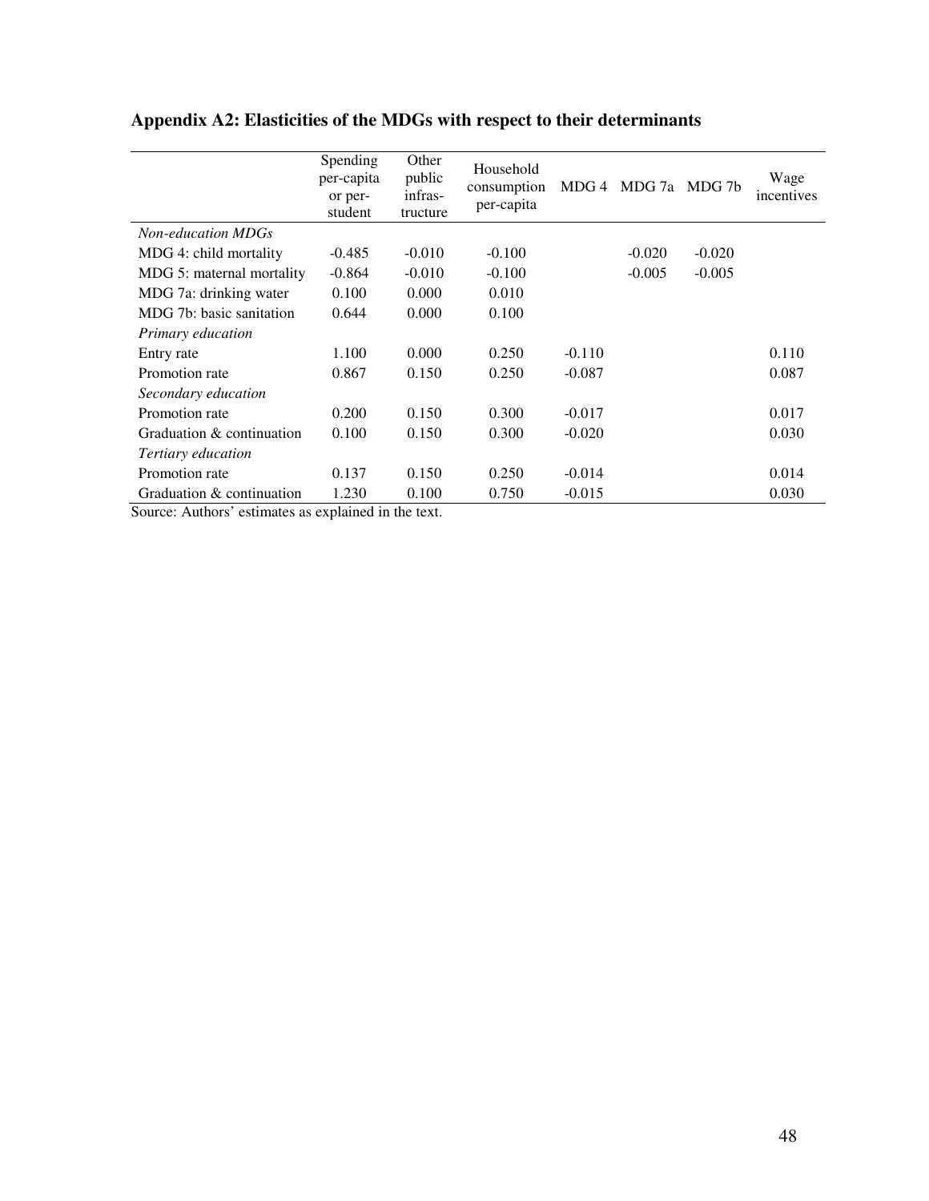## Appendix A2: Elasticities of the MDGs with respect to their determinants

| | Spending per-capita or per-student | Other public infras-tructure | Household consumption per-capita | MDG 4 | MDG 7a | MDG 7b | Wage incentives |
|---|---|---|---|---|---|---|---|
| *Non-education MDGs* | | | | | | | |
| MDG 4: child mortality | -0.485 | -0.010 | -0.100 | | -0.020 | -0.020 | |
| MDG 5: maternal mortality | -0.864 | -0.010 | -0.100 | | -0.005 | -0.005 | |
| MDG 7a: drinking water | 0.100 | 0.000 | 0.010 | | | | |
| MDG 7b: basic sanitation | 0.644 | 0.000 | 0.100 | | | | |
| *Primary education* | | | | | | | |
| Entry rate | 1.100 | 0.000 | 0.250 | -0.110 | | | 0.110 |
| Promotion rate | 0.867 | 0.150 | 0.250 | -0.087 | | | 0.087 |
| *Secondary education* | | | | | | | |
| Promotion rate | 0.200 | 0.150 | 0.300 | -0.017 | | | 0.017 |
| Graduation & continuation | 0.100 | 0.150 | 0.300 | -0.020 | | | 0.030 |
| *Tertiary education* | | | | | | | |
| Promotion rate | 0.137 | 0.150 | 0.250 | -0.014 | | | 0.014 |
| Graduation & continuation | 1.230 | 0.100 | 0.750 | -0.015 | | | 0.030 |

Source: Authors' estimates as explained in the text.